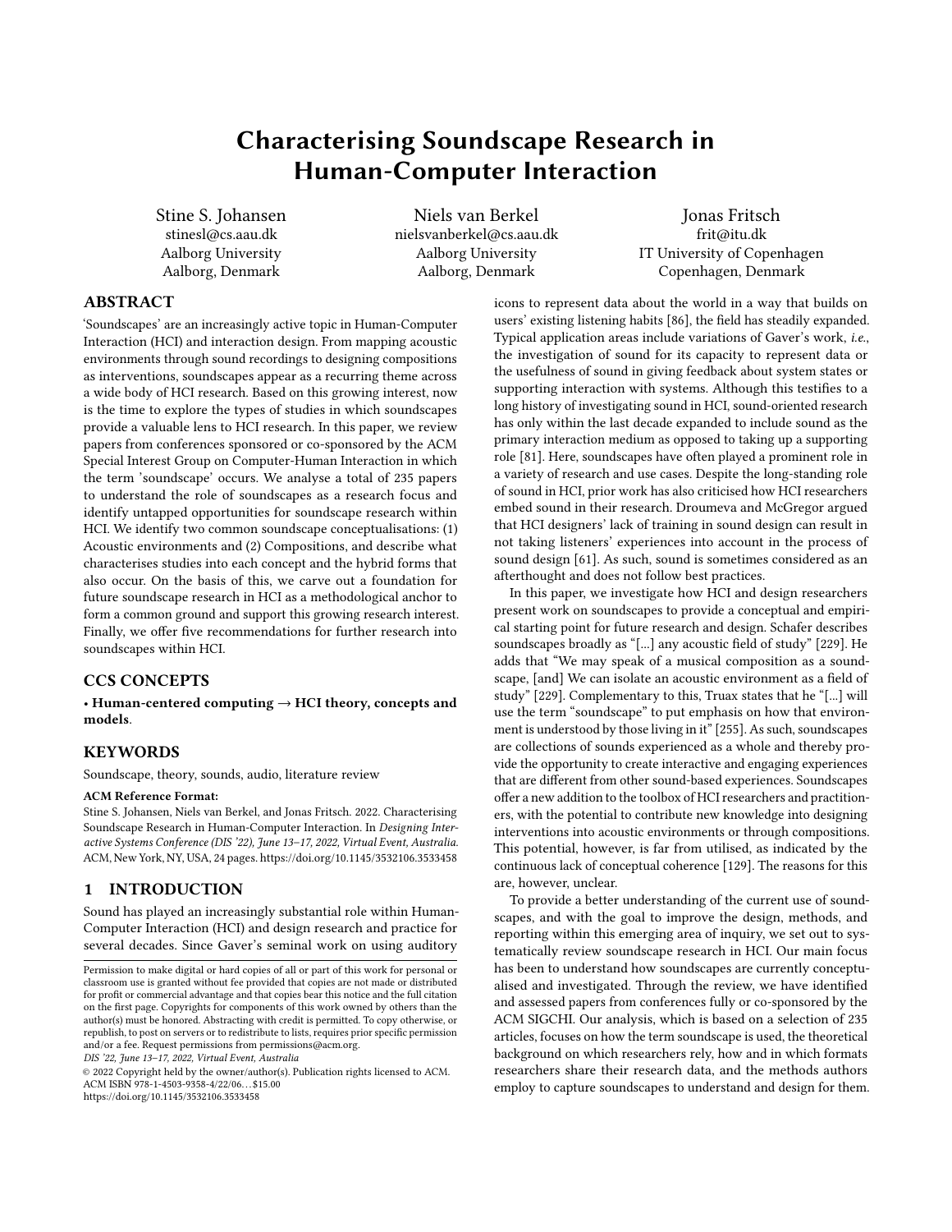# Characterising Soundscape Research in Human-Computer Interaction

Stine S. Johansen
stinesl@cs.aau.dk
Aalborg University
Aalborg, Denmark

Niels van Berkel
nielsvanberkel@cs.aau.dk
Aalborg University
Aalborg, Denmark

Jonas Fritsch
frit@itu.dk
IT University of Copenhagen
Copenhagen, Denmark

## ABSTRACT

'Soundscapes' are an increasingly active topic in Human-Computer Interaction (HCI) and interaction design. From mapping acoustic environments through sound recordings to designing compositions as interventions, soundscapes appear as a recurring theme across a wide body of HCI research. Based on this growing interest, now is the time to explore the types of studies in which soundscapes provide a valuable lens to HCI research. In this paper, we review papers from conferences sponsored or co-sponsored by the ACM Special Interest Group on Computer-Human Interaction in which the term 'soundscape' occurs. We analyse a total of 235 papers to understand the role of soundscapes as a research focus and identify untapped opportunities for soundscape research within HCI. We identify two common soundscape conceptualisations: (1) Acoustic environments and (2) Compositions, and describe what characterises studies into each concept and the hybrid forms that also occur. On the basis of this, we carve out a foundation for future soundscape research in HCI as a methodological anchor to form a common ground and support this growing research interest. Finally, we offer five recommendations for further research into soundscapes within HCI.

## CCS CONCEPTS

• **Human-centered computing → HCI theory, concepts and models**.

## KEYWORDS

Soundscape, theory, sounds, audio, literature review

**ACM Reference Format:**

Stine S. Johansen, Niels van Berkel, and Jonas Fritsch. 2022. Characterising Soundscape Research in Human-Computer Interaction. In *Designing Interactive Systems Conference (DIS '22), June 13–17, 2022, Virtual Event, Australia.* ACM, New York, NY, USA, 24 pages. https://doi.org/10.1145/3532106.3533458

## 1 INTRODUCTION

Sound has played an increasingly substantial role within Human-Computer Interaction (HCI) and design research and practice for several decades. Since Gaver's seminal work on using auditory icons to represent data about the world in a way that builds on users' existing listening habits [86], the field has steadily expanded. Typical application areas include variations of Gaver's work, *i.e.*, the investigation of sound for its capacity to represent data or the usefulness of sound in giving feedback about system states or supporting interaction with systems. Although this testifies to a long history of investigating sound in HCI, sound-oriented research has only within the last decade expanded to include sound as the primary interaction medium as opposed to taking up a supporting role [81]. Here, soundscapes have often played a prominent role in a variety of research and use cases. Despite the long-standing role of sound in HCI, prior work has also criticised how HCI researchers embed sound in their research. Droumeva and McGregor argued that HCI designers' lack of training in sound design can result in not taking listeners' experiences into account in the process of sound design [61]. As such, sound is sometimes considered as an afterthought and does not follow best practices.

In this paper, we investigate how HCI and design researchers present work on soundscapes to provide a conceptual and empirical starting point for future research and design. Schafer describes soundscapes broadly as "[...] any acoustic field of study" [229]. He adds that "We may speak of a musical composition as a soundscape, [and] We can isolate an acoustic environment as a field of study" [229]. Complementary to this, Truax states that he "[...] will use the term "soundscape" to put emphasis on how that environment is understood by those living in it" [255]. As such, soundscapes are collections of sounds experienced as a whole and thereby provide the opportunity to create interactive and engaging experiences that are different from other sound-based experiences. Soundscapes offer a new addition to the toolbox of HCI researchers and practitioners, with the potential to contribute new knowledge into designing interventions into acoustic environments or through compositions. This potential, however, is far from utilised, as indicated by the continuous lack of conceptual coherence [129]. The reasons for this are, however, unclear.

To provide a better understanding of the current use of soundscapes, and with the goal to improve the design, methods, and reporting within this emerging area of inquiry, we set out to systematically review soundscape research in HCI. Our main focus has been to understand how soundscapes are currently conceptualised and investigated. Through the review, we have identified and assessed papers from conferences fully or co-sponsored by the ACM SIGCHI. Our analysis, which is based on a selection of 235 articles, focuses on how the term soundscape is used, the theoretical background on which researchers rely, how and in which formats researchers share their research data, and the methods authors employ to capture soundscapes to understand and design for them.

Permission to make digital or hard copies of all or part of this work for personal or classroom use is granted without fee provided that copies are not made or distributed for profit or commercial advantage and that copies bear this notice and the full citation on the first page. Copyrights for components of this work owned by others than the author(s) must be honored. Abstracting with credit is permitted. To copy otherwise, or republish, to post on servers or to redistribute to lists, requires prior specific permission and/or a fee. Request permissions from permissions@acm.org.

*DIS '22, June 13–17, 2022, Virtual Event, Australia*

© 2022 Copyright held by the owner/author(s). Publication rights licensed to ACM.
ACM ISBN 978-1-4503-9358-4/22/06...$15.00
https://doi.org/10.1145/3532106.3533458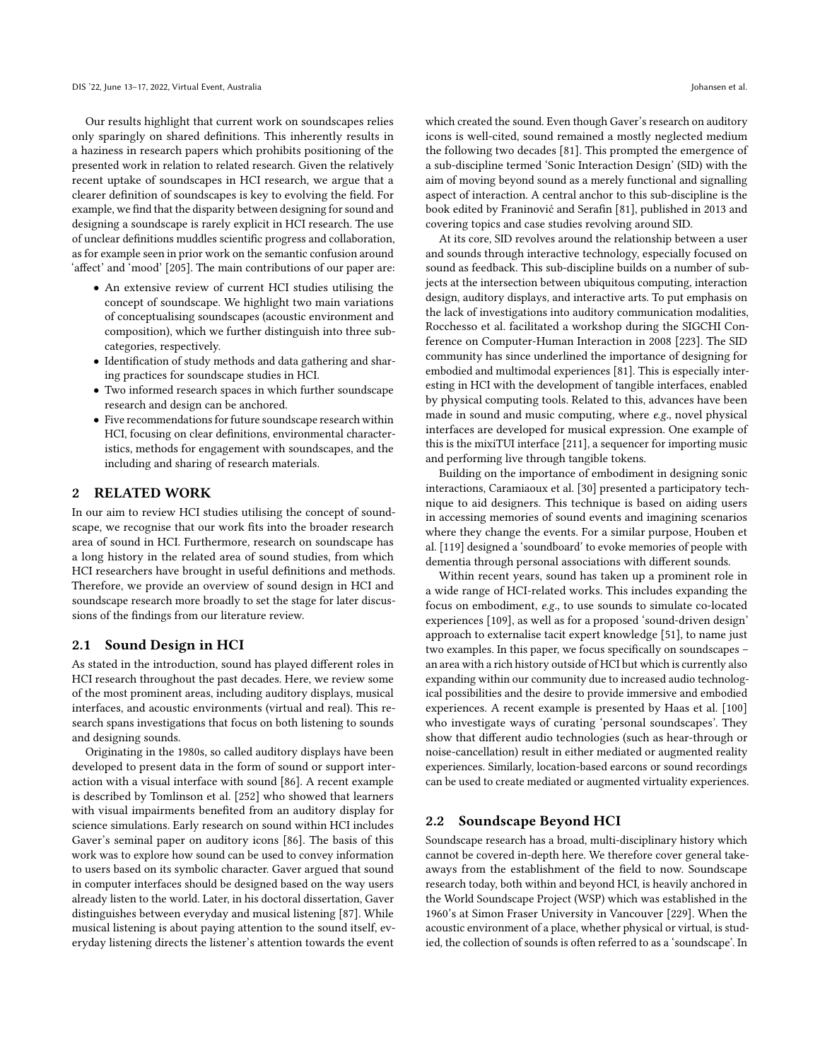Our results highlight that current work on soundscapes relies only sparingly on shared definitions. This inherently results in a haziness in research papers which prohibits positioning of the presented work in relation to related research. Given the relatively recent uptake of soundscapes in HCI research, we argue that a clearer definition of soundscapes is key to evolving the field. For example, we find that the disparity between designing for sound and designing a soundscape is rarely explicit in HCI research. The use of unclear definitions muddles scientific progress and collaboration, as for example seen in prior work on the semantic confusion around 'affect' and 'mood' [205]. The main contributions of our paper are:

- An extensive review of current HCI studies utilising the concept of soundscape. We highlight two main variations of conceptualising soundscapes (acoustic environment and composition), which we further distinguish into three sub-categories, respectively.
- Identification of study methods and data gathering and sharing practices for soundscape studies in HCI.
- Two informed research spaces in which further soundscape research and design can be anchored.
- Five recommendations for future soundscape research within HCI, focusing on clear definitions, environmental characteristics, methods for engagement with soundscapes, and the including and sharing of research materials.

## 2 RELATED WORK

In our aim to review HCI studies utilising the concept of soundscape, we recognise that our work fits into the broader research area of sound in HCI. Furthermore, research on soundscape has a long history in the related area of sound studies, from which HCI researchers have brought in useful definitions and methods. Therefore, we provide an overview of sound design in HCI and soundscape research more broadly to set the stage for later discussions of the findings from our literature review.

### 2.1 Sound Design in HCI

As stated in the introduction, sound has played different roles in HCI research throughout the past decades. Here, we review some of the most prominent areas, including auditory displays, musical interfaces, and acoustic environments (virtual and real). This research spans investigations that focus on both listening to sounds and designing sounds.

Originating in the 1980s, so called auditory displays have been developed to present data in the form of sound or support interaction with a visual interface with sound [86]. A recent example is described by Tomlinson et al. [252] who showed that learners with visual impairments benefited from an auditory display for science simulations. Early research on sound within HCI includes Gaver's seminal paper on auditory icons [86]. The basis of this work was to explore how sound can be used to convey information to users based on its symbolic character. Gaver argued that sound in computer interfaces should be designed based on the way users already listen to the world. Later, in his doctoral dissertation, Gaver distinguishes between everyday and musical listening [87]. While musical listening is about paying attention to the sound itself, everyday listening directs the listener's attention towards the event which created the sound. Even though Gaver's research on auditory icons is well-cited, sound remained a mostly neglected medium the following two decades [81]. This prompted the emergence of a sub-discipline termed 'Sonic Interaction Design' (SID) with the aim of moving beyond sound as a merely functional and signalling aspect of interaction. A central anchor to this sub-discipline is the book edited by Franinović and Serafin [81], published in 2013 and covering topics and case studies revolving around SID.

At its core, SID revolves around the relationship between a user and sounds through interactive technology, especially focused on sound as feedback. This sub-discipline builds on a number of subjects at the intersection between ubiquitous computing, interaction design, auditory displays, and interactive arts. To put emphasis on the lack of investigations into auditory communication modalities, Rocchesso et al. facilitated a workshop during the SIGCHI Conference on Computer-Human Interaction in 2008 [223]. The SID community has since underlined the importance of designing for embodied and multimodal experiences [81]. This is especially interesting in HCI with the development of tangible interfaces, enabled by physical computing tools. Related to this, advances have been made in sound and music computing, where *e.g.*, novel physical interfaces are developed for musical expression. One example of this is the mixiTUI interface [211], a sequencer for importing music and performing live through tangible tokens.

Building on the importance of embodiment in designing sonic interactions, Caramiaux et al. [30] presented a participatory technique to aid designers. This technique is based on aiding users in accessing memories of sound events and imagining scenarios where they change the events. For a similar purpose, Houben et al. [119] designed a 'soundboard' to evoke memories of people with dementia through personal associations with different sounds.

Within recent years, sound has taken up a prominent role in a wide range of HCI-related works. This includes expanding the focus on embodiment, *e.g.*, to use sounds to simulate co-located experiences [109], as well as for a proposed 'sound-driven design' approach to externalise tacit expert knowledge [51], to name just two examples. In this paper, we focus specifically on soundscapes – an area with a rich history outside of HCI but which is currently also expanding within our community due to increased audio technological possibilities and the desire to provide immersive and embodied experiences. A recent example is presented by Haas et al. [100] who investigate ways of curating 'personal soundscapes'. They show that different audio technologies (such as hear-through or noise-cancellation) result in either mediated or augmented reality experiences. Similarly, location-based earcons or sound recordings can be used to create mediated or augmented virtuality experiences.

### 2.2 Soundscape Beyond HCI

Soundscape research has a broad, multi-disciplinary history which cannot be covered in-depth here. We therefore cover general takeaways from the establishment of the field to now. Soundscape research today, both within and beyond HCI, is heavily anchored in the World Soundscape Project (WSP) which was established in the 1960's at Simon Fraser University in Vancouver [229]. When the acoustic environment of a place, whether physical or virtual, is studied, the collection of sounds is often referred to as a 'soundscape'. In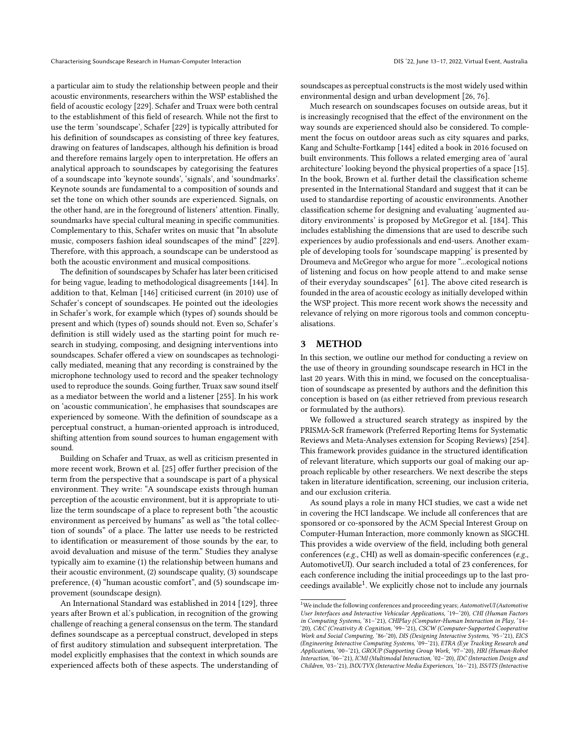a particular aim to study the relationship between people and their acoustic environments, researchers within the WSP established the field of acoustic ecology [229]. Schafer and Truax were both central to the establishment of this field of research. While not the first to use the term 'soundscape', Schafer [229] is typically attributed for his definition of soundscapes as consisting of three key features, drawing on features of landscapes, although his definition is broad and therefore remains largely open to interpretation. He offers an analytical approach to soundscapes by categorising the features of a soundscape into 'keynote sounds', 'signals', and 'soundmarks'. Keynote sounds are fundamental to a composition of sounds and set the tone on which other sounds are experienced. Signals, on the other hand, are in the foreground of listeners' attention. Finally, soundmarks have special cultural meaning in specific communities. Complementary to this, Schafer writes on music that "In absolute music, composers fashion ideal soundscapes of the mind" [229]. Therefore, with this approach, a soundscape can be understood as both the acoustic environment and musical compositions.

The definition of soundscapes by Schafer has later been criticised for being vague, leading to methodological disagreements [144]. In addition to that, Kelman [146] criticised current (in 2010) use of Schafer's concept of soundscapes. He pointed out the ideologies in Schafer's work, for example which (types of) sounds should be present and which (types of) sounds should not. Even so, Schafer's definition is still widely used as the starting point for much research in studying, composing, and designing interventions into soundscapes. Schafer offered a view on soundscapes as technologically mediated, meaning that any recording is constrained by the microphone technology used to record and the speaker technology used to reproduce the sounds. Going further, Truax saw sound itself as a mediator between the world and a listener [255]. In his work on 'acoustic communication', he emphasises that soundscapes are experienced by someone. With the definition of soundscape as a perceptual construct, a human-oriented approach is introduced, shifting attention from sound sources to human engagement with sound.

Building on Schafer and Truax, as well as criticism presented in more recent work, Brown et al. [25] offer further precision of the term from the perspective that a soundscape is part of a physical environment. They write: "A soundscape exists through human perception of the acoustic environment, but it is appropriate to utilize the term soundscape of a place to represent both "the acoustic environment as perceived by humans" as well as "the total collection of sounds" of a place. The latter use needs to be restricted to identification or measurement of those sounds by the ear, to avoid devaluation and misuse of the term." Studies they analyse typically aim to examine (1) the relationship between humans and their acoustic environment, (2) soundscape quality, (3) soundscape preference, (4) "human acoustic comfort", and (5) soundscape improvement (soundscape design).

An International Standard was established in 2014 [129], three years after Brown et al.'s publication, in recognition of the growing challenge of reaching a general consensus on the term. The standard defines soundscape as a perceptual construct, developed in steps of first auditory stimulation and subsequent interpretation. The model explicitly emphasises that the context in which sounds are experienced affects both of these aspects. The understanding of soundscapes as perceptual constructs is the most widely used within environmental design and urban development [26, 76].

Much research on soundscapes focuses on outside areas, but it is increasingly recognised that the effect of the environment on the way sounds are experienced should also be considered. To complement the focus on outdoor areas such as city squares and parks, Kang and Schulte-Fortkamp [144] edited a book in 2016 focused on built environments. This follows a related emerging area of 'aural architecture' looking beyond the physical properties of a space [15]. In the book, Brown et al. further detail the classification scheme presented in the International Standard and suggest that it can be used to standardise reporting of acoustic environments. Another classification scheme for designing and evaluating 'augmented auditory environments' is proposed by McGregor et al. [184]. This includes establishing the dimensions that are used to describe such experiences by audio professionals and end-users. Another example of developing tools for 'soundscape mapping' is presented by Droumeva and McGregor who argue for more "...ecological notions of listening and focus on how people attend to and make sense of their everyday soundscapes" [61]. The above cited research is founded in the area of acoustic ecology as initially developed within the WSP project. This more recent work shows the necessity and relevance of relying on more rigorous tools and common conceptualisations.

## 3 METHOD

In this section, we outline our method for conducting a review on the use of theory in grounding soundscape research in HCI in the last 20 years. With this in mind, we focused on the conceptualisation of soundscape as presented by authors and the definition this conception is based on (as either retrieved from previous research or formulated by the authors).

We followed a structured search strategy as inspired by the PRISMA-ScR framework (Preferred Reporting Items for Systematic Reviews and Meta-Analyses extension for Scoping Reviews) [254]. This framework provides guidance in the structured identification of relevant literature, which supports our goal of making our approach replicable by other researchers. We next describe the steps taken in literature identification, screening, our inclusion criteria, and our exclusion criteria.

As sound plays a role in many HCI studies, we cast a wide net in covering the HCI landscape. We include all conferences that are sponsored or co-sponsored by the ACM Special Interest Group on Computer-Human Interaction, more commonly known as SIGCHI. This provides a wide overview of the field, including both general conferences (*e.g.*, CHI) as well as domain-specific conferences (*e.g.*, AutomotiveUI). Our search included a total of 23 conferences, for each conference including the initial proceedings up to the last proceedings available[1]. We explicitly chose not to include any journals

[1] We include the following conferences and proceeding years; *AutomotiveUI (Automotive User Interfaces and Interactive Vehicular Applications*, '19–'20), *CHI (Human Factors in Computing Systems*, '81–'21), *CHIPlay (Computer-Human Interaction in Play*, '14–'20), *C&C (Creativity & Cognition*, '99–'21), *CSCW (Computer-Supported Cooperative Work and Social Computing*, '86-'20), *DIS (Designing Interactive Systems*, '95–'21), *EICS (Engineering Interactive Computing Systems*, '09–'21), *ETRA (Eye Tracking Research and Applications*, '00–'21), *GROUP (Supporting Group Work*, '97–'20), *HRI (Human-Robot Interaction*, '06–'21), *ICMI (Multimodal Interaction*, '02–'20), *IDC (Interaction Design and Children*, '03–'21), *IMX/TVX (Interactive Media Experiences*, '16–'21), *ISS/ITS (Interactive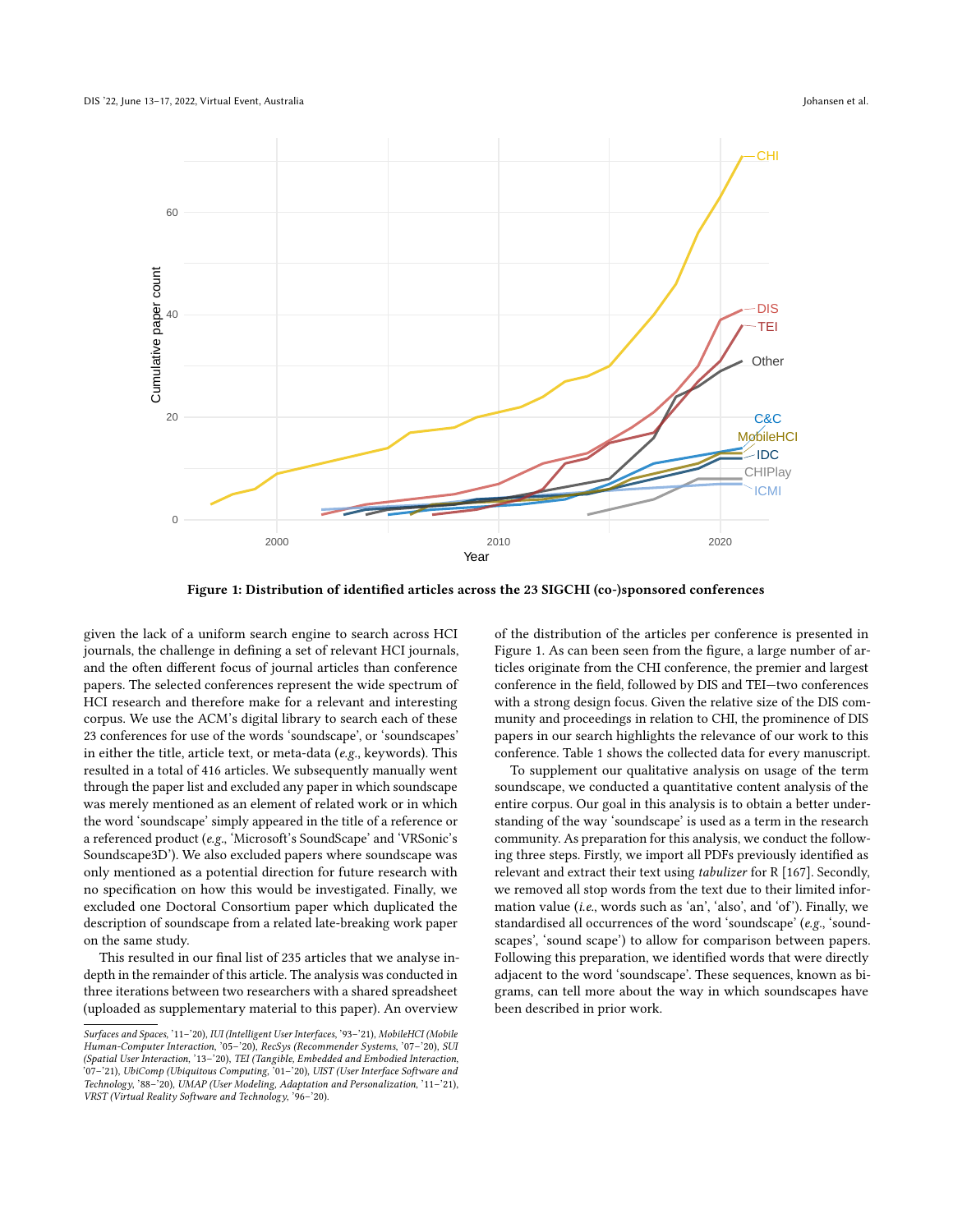**Figure 1: Distribution of identified articles across the 23 SIGCHI (co-)sponsored conferences**

given the lack of a uniform search engine to search across HCI journals, the challenge in defining a set of relevant HCI journals, and the often different focus of journal articles than conference papers. The selected conferences represent the wide spectrum of HCI research and therefore make for a relevant and interesting corpus. We use the ACM's digital library to search each of these 23 conferences for use of the words 'soundscape', or 'soundscapes' in either the title, article text, or meta-data (*e.g.*, keywords). This resulted in a total of 416 articles. We subsequently manually went through the paper list and excluded any paper in which soundscape was merely mentioned as an element of related work or in which the word 'soundscape' simply appeared in the title of a reference or a referenced product (*e.g.*, 'Microsoft's SoundScape' and 'VRSonic's Soundscape3D'). We also excluded papers where soundscape was only mentioned as a potential direction for future research with no specification on how this would be investigated. Finally, we excluded one Doctoral Consortium paper which duplicated the description of soundscape from a related late-breaking work paper on the same study.

This resulted in our final list of 235 articles that we analyse in-depth in the remainder of this article. The analysis was conducted in three iterations between two researchers with a shared spreadsheet (uploaded as supplementary material to this paper). An overview of the distribution of the articles per conference is presented in Figure 1. As can been seen from the figure, a large number of articles originate from the CHI conference, the premier and largest conference in the field, followed by DIS and TEI—two conferences with a strong design focus. Given the relative size of the DIS community and proceedings in relation to CHI, the prominence of DIS papers in our search highlights the relevance of our work to this conference. Table 1 shows the collected data for every manuscript.

To supplement our qualitative analysis on usage of the term soundscape, we conducted a quantitative content analysis of the entire corpus. Our goal in this analysis is to obtain a better understanding of the way 'soundscape' is used as a term in the research community. As preparation for this analysis, we conduct the following three steps. Firstly, we import all PDFs previously identified as relevant and extract their text using *tabulizer* for R [167]. Secondly, we removed all stop words from the text due to their limited information value (*i.e.*, words such as 'an', 'also', and 'of'). Finally, we standardised all occurrences of the word 'soundscape' (*e.g.*, 'soundscapes', 'sound scape') to allow for comparison between papers. Following this preparation, we identified words that were directly adjacent to the word 'soundscape'. These sequences, known as bi-grams, can tell more about the way in which soundscapes have been described in prior work.

---

*Surfaces and Spaces*, '11–'20), *IUI (Intelligent User Interfaces*, '93–'21), *MobileHCI (Mobile Human-Computer Interaction*, '05–'20), *RecSys (Recommender Systems*, '07–'20), *SUI (Spatial User Interaction*, '13–'20), *TEI (Tangible, Embedded and Embodied Interaction*, '07–'21), *UbiComp (Ubiquitous Computing*, '01–'20), *UIST (User Interface Software and Technology*, '88–'20), *UMAP (User Modeling, Adaptation and Personalization*, '11–'21), *VRST (Virtual Reality Software and Technology*, '96–'20).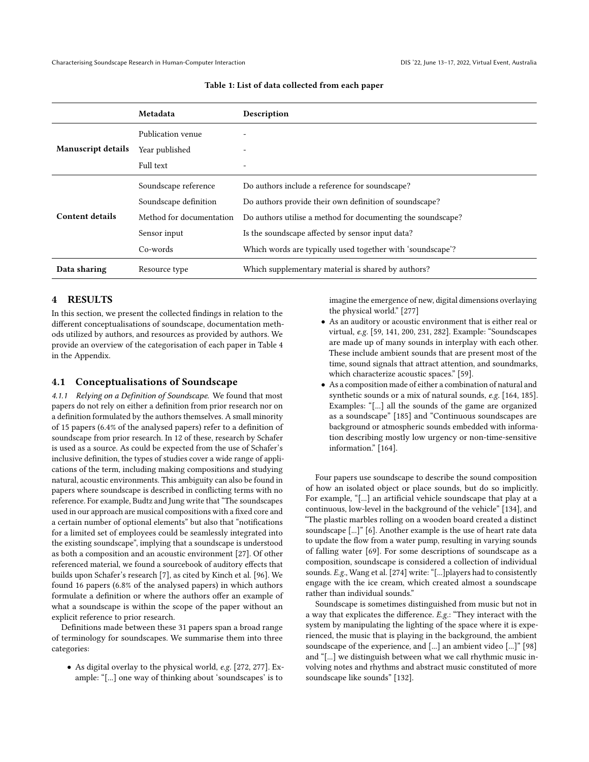Table 1: List of data collected from each paper

| | Metadata | Description |
|---|---|---|
| **Manuscript details** | Publication venue | - |
| | Year published | - |
| | Full text | - |
| **Content details** | Soundscape reference | Do authors include a reference for soundscape? |
| | Soundscape definition | Do authors provide their own definition of soundscape? |
| | Method for documentation | Do authors utilise a method for documenting the soundscape? |
| | Sensor input | Is the soundscape affected by sensor input data? |
| | Co-words | Which words are typically used together with 'soundscape'? |
| **Data sharing** | Resource type | Which supplementary material is shared by authors? |

## 4 RESULTS

In this section, we present the collected findings in relation to the different conceptualisations of soundscape, documentation methods utilized by authors, and resources as provided by authors. We provide an overview of the categorisation of each paper in Table 4 in the Appendix.

### 4.1 Conceptualisations of Soundscape

*4.1.1 Relying on a Definition of Soundscape.* We found that most papers do not rely on either a definition from prior research nor on a definition formulated by the authors themselves. A small minority of 15 papers (6.4% of the analysed papers) refer to a definition of soundscape from prior research. In 12 of these, research by Schafer is used as a source. As could be expected from the use of Schafer's inclusive definition, the types of studies cover a wide range of applications of the term, including making compositions and studying natural, acoustic environments. This ambiguity can also be found in papers where soundscape is described in conflicting terms with no reference. For example, Budtz and Jung write that "The soundscapes used in our approach are musical compositions with a fixed core and a certain number of optional elements" but also that "notifications for a limited set of employees could be seamlessly integrated into the existing soundscape", implying that a soundscape is understood as both a composition and an acoustic environment [27]. Of other referenced material, we found a sourcebook of auditory effects that builds upon Schafer's research [7], as cited by Kinch et al. [96]. We found 16 papers (6.8% of the analysed papers) in which authors formulate a definition or where the authors offer an example of what a soundscape is within the scope of the paper without an explicit reference to prior research.

Definitions made between these 31 papers span a broad range of terminology for soundscapes. We summarise them into three categories:

- As digital overlay to the physical world, *e.g.* [272, 277]. Example: "[...] one way of thinking about 'soundscapes' is to imagine the emergence of new, digital dimensions overlaying the physical world." [277]
- As an auditory or acoustic environment that is either real or virtual, *e.g.* [59, 141, 200, 231, 282]. Example: "Soundscapes are made up of many sounds in interplay with each other. These include ambient sounds that are present most of the time, sound signals that attract attention, and soundmarks, which characterize acoustic spaces." [59].
- As a composition made of either a combination of natural and synthetic sounds or a mix of natural sounds, *e.g.* [164, 185]. Examples: "[...] all the sounds of the game are organized as a soundscape" [185] and "Continuous soundscapes are background or atmospheric sounds embedded with information describing mostly low urgency or non-time-sensitive information." [164].

Four papers use soundscape to describe the sound composition of how an isolated object or place sounds, but do so implicitly. For example, "[...] an artificial vehicle soundscape that play at a continuous, low-level in the background of the vehicle" [134], and "The plastic marbles rolling on a wooden board created a distinct soundscape [...]" [6]. Another example is the use of heart rate data to update the flow from a water pump, resulting in varying sounds of falling water [69]. For some descriptions of soundscape as a composition, soundscape is considered a collection of individual sounds. *E.g.*, Wang et al. [274] write: "[...]players had to consistently engage with the ice cream, which created almost a soundscape rather than individual sounds."

Soundscape is sometimes distinguished from music but not in a way that explicates the difference. *E.g.*: "They interact with the system by manipulating the lighting of the space where it is experienced, the music that is playing in the background, the ambient soundscape of the experience, and [...] an ambient video [...]" [98] and "[...] we distinguish between what we call rhythmic music involving notes and rhythms and abstract music constituted of more soundscape like sounds" [132].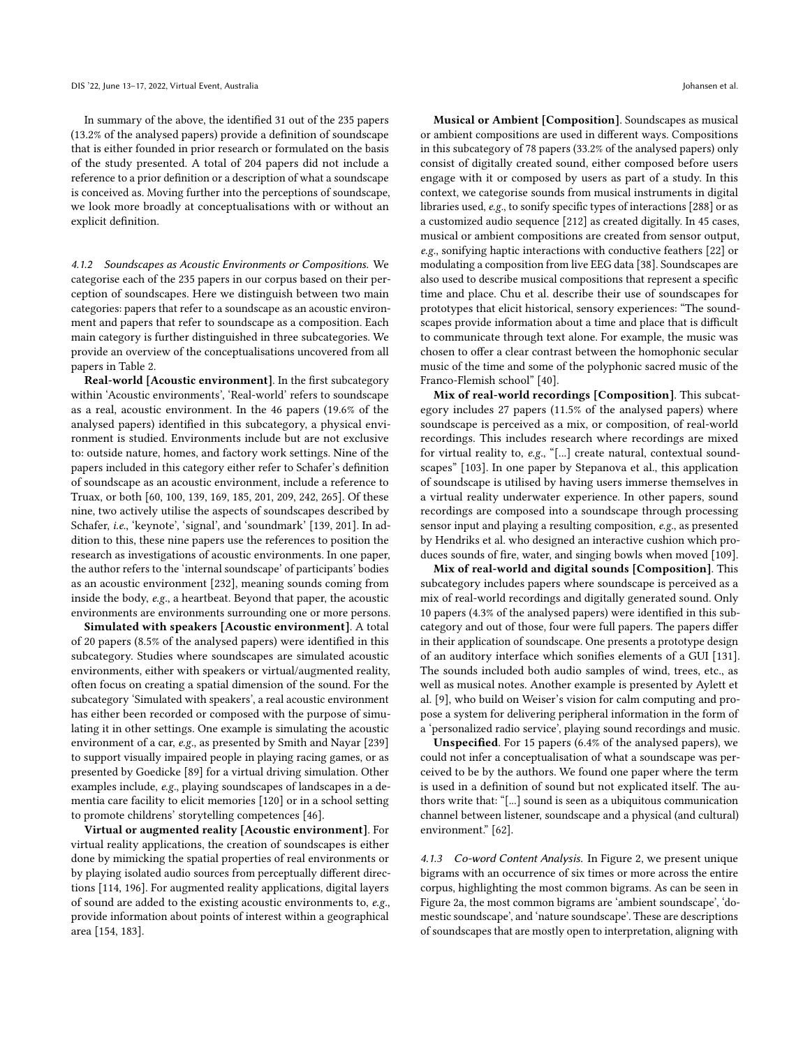In summary of the above, the identified 31 out of the 235 papers (13.2% of the analysed papers) provide a definition of soundscape that is either founded in prior research or formulated on the basis of the study presented. A total of 204 papers did not include a reference to a prior definition or a description of what a soundscape is conceived as. Moving further into the perceptions of soundscape, we look more broadly at conceptualisations with or without an explicit definition.

#### 4.1.2 Soundscapes as Acoustic Environments or Compositions.

We categorise each of the 235 papers in our corpus based on their perception of soundscapes. Here we distinguish between two main categories: papers that refer to a soundscape as an acoustic environment and papers that refer to soundscape as a composition. Each main category is further distinguished in three subcategories. We provide an overview of the conceptualisations uncovered from all papers in Table 2.

**Real-world [Acoustic environment]**. In the first subcategory within 'Acoustic environments', 'Real-world' refers to soundscape as a real, acoustic environment. In the 46 papers (19.6% of the analysed papers) identified in this subcategory, a physical environment is studied. Environments include but are not exclusive to: outside nature, homes, and factory work settings. Nine of the papers included in this category either refer to Schafer's definition of soundscape as an acoustic environment, include a reference to Truax, or both [60, 100, 139, 169, 185, 201, 209, 242, 265]. Of these nine, two actively utilise the aspects of soundscapes described by Schafer, *i.e.*, 'keynote', 'signal', and 'soundmark' [139, 201]. In addition to this, these nine papers use the references to position the research as investigations of acoustic environments. In one paper, the author refers to the 'internal soundscape' of participants' bodies as an acoustic environment [232], meaning sounds coming from inside the body, *e.g.*, a heartbeat. Beyond that paper, the acoustic environments are environments surrounding one or more persons.

**Simulated with speakers [Acoustic environment]**. A total of 20 papers (8.5% of the analysed papers) were identified in this subcategory. Studies where soundscapes are simulated acoustic environments, either with speakers or virtual/augmented reality, often focus on creating a spatial dimension of the sound. For the subcategory 'Simulated with speakers', a real acoustic environment has either been recorded or composed with the purpose of simulating it in other settings. One example is simulating the acoustic environment of a car, *e.g.*, as presented by Smith and Nayar [239] to support visually impaired people in playing racing games, or as presented by Goedicke [89] for a virtual driving simulation. Other examples include, *e.g.*, playing soundscapes of landscapes in a dementia care facility to elicit memories [120] or in a school setting to promote childrens' storytelling competences [46].

**Virtual or augmented reality [Acoustic environment]**. For virtual reality applications, the creation of soundscapes is either done by mimicking the spatial properties of real environments or by playing isolated audio sources from perceptually different directions [114, 196]. For augmented reality applications, digital layers of sound are added to the existing acoustic environments to, *e.g.*, provide information about points of interest within a geographical area [154, 183].

**Musical or Ambient [Composition]**. Soundscapes as musical or ambient compositions are used in different ways. Compositions in this subcategory of 78 papers (33.2% of the analysed papers) only consist of digitally created sound, either composed before users engage with it or composed by users as part of a study. In this context, we categorise sounds from musical instruments in digital libraries used, *e.g.*, to sonify specific types of interactions [288] or as a customized audio sequence [212] as created digitally. In 45 cases, musical or ambient compositions are created from sensor output, *e.g.*, sonifying haptic interactions with conductive feathers [22] or modulating a composition from live EEG data [38]. Soundscapes are also used to describe musical compositions that represent a specific time and place. Chu et al. describe their use of soundscapes for prototypes that elicit historical, sensory experiences: "The soundscapes provide information about a time and place that is difficult to communicate through text alone. For example, the music was chosen to offer a clear contrast between the homophonic secular music of the time and some of the polyphonic sacred music of the Franco-Flemish school" [40].

**Mix of real-world recordings [Composition]**. This subcategory includes 27 papers (11.5% of the analysed papers) where soundscape is perceived as a mix, or composition, of real-world recordings. This includes research where recordings are mixed for virtual reality to, *e.g.*, "[...] create natural, contextual soundscapes" [103]. In one paper by Stepanova et al., this application of soundscape is utilised by having users immerse themselves in a virtual reality underwater experience. In other papers, sound recordings are composed into a soundscape through processing sensor input and playing a resulting composition, *e.g.*, as presented by Hendriks et al. who designed an interactive cushion which produces sounds of fire, water, and singing bowls when moved [109].

**Mix of real-world and digital sounds [Composition]**. This subcategory includes papers where soundscape is perceived as a mix of real-world recordings and digitally generated sound. Only 10 papers (4.3% of the analysed papers) were identified in this subcategory and out of those, four were full papers. The papers differ in their application of soundscape. One presents a prototype design of an auditory interface which sonifies elements of a GUI [131]. The sounds included both audio samples of wind, trees, etc., as well as musical notes. Another example is presented by Aylett et al. [9], who build on Weiser's vision for calm computing and propose a system for delivering peripheral information in the form of a 'personalized radio service', playing sound recordings and music.

**Unspecified**. For 15 papers (6.4% of the analysed papers), we could not infer a conceptualisation of what a soundscape was perceived to be by the authors. We found one paper where the term is used in a definition of sound but not explicated itself. The authors write that: "[...] sound is seen as a ubiquitous communication channel between listener, soundscape and a physical (and cultural) environment." [62].

#### 4.1.3 Co-word Content Analysis.

In Figure 2, we present unique bigrams with an occurrence of six times or more across the entire corpus, highlighting the most common bigrams. As can be seen in Figure 2a, the most common bigrams are 'ambient soundscape', 'domestic soundscape', and 'nature soundscape'. These are descriptions of soundscapes that are mostly open to interpretation, aligning with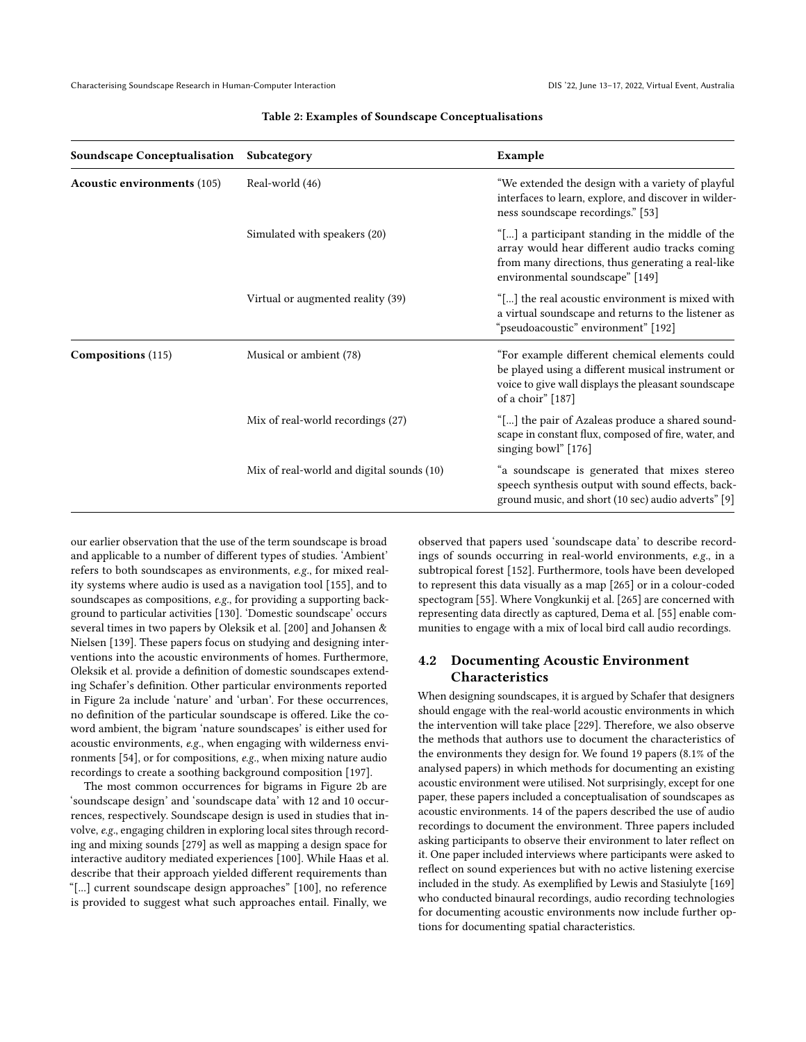**Table 2: Examples of Soundscape Conceptualisations**

| Soundscape Conceptualisation | Subcategory | Example |
|---|---|---|
| **Acoustic environments** (105) | Real-world (46) | "We extended the design with a variety of playful interfaces to learn, explore, and discover in wilderness soundscape recordings." [53] |
| | Simulated with speakers (20) | "[...] a participant standing in the middle of the array would hear different audio tracks coming from many directions, thus generating a real-like environmental soundscape" [149] |
| | Virtual or augmented reality (39) | "[...] the real acoustic environment is mixed with a virtual soundscape and returns to the listener as "pseudoacoustic" environment" [192] |
| **Compositions** (115) | Musical or ambient (78) | "For example different chemical elements could be played using a different musical instrument or voice to give wall displays the pleasant soundscape of a choir" [187] |
| | Mix of real-world recordings (27) | "[...] the pair of Azaleas produce a shared soundscape in constant flux, composed of fire, water, and singing bowl" [176] |
| | Mix of real-world and digital sounds (10) | "a soundscape is generated that mixes stereo speech synthesis output with sound effects, background music, and short (10 sec) audio adverts" [9] |

our earlier observation that the use of the term soundscape is broad and applicable to a number of different types of studies. 'Ambient' refers to both soundscapes as environments, *e.g.*, for mixed reality systems where audio is used as a navigation tool [155], and to soundscapes as compositions, *e.g.*, for providing a supporting background to particular activities [130]. 'Domestic soundscape' occurs several times in two papers by Oleksik et al. [200] and Johansen & Nielsen [139]. These papers focus on studying and designing interventions into the acoustic environments of homes. Furthermore, Oleksik et al. provide a definition of domestic soundscapes extending Schafer's definition. Other particular environments reported in Figure 2a include 'nature' and 'urban'. For these occurrences, no definition of the particular soundscape is offered. Like the coword ambient, the bigram 'nature soundscapes' is either used for acoustic environments, *e.g.*, when engaging with wilderness environments [54], or for compositions, *e.g.*, when mixing nature audio recordings to create a soothing background composition [197].

The most common occurrences for bigrams in Figure 2b are 'soundscape design' and 'soundscape data' with 12 and 10 occurrences, respectively. Soundscape design is used in studies that involve, *e.g.*, engaging children in exploring local sites through recording and mixing sounds [279] as well as mapping a design space for interactive auditory mediated experiences [100]. While Haas et al. describe that their approach yielded different requirements than "[...] current soundscape design approaches" [100], no reference is provided to suggest what such approaches entail. Finally, we observed that papers used 'soundscape data' to describe recordings of sounds occurring in real-world environments, *e.g.*, in a subtropical forest [152]. Furthermore, tools have been developed to represent this data visually as a map [265] or in a colour-coded spectogram [55]. Where Vongkunkij et al. [265] are concerned with representing data directly as captured, Dema et al. [55] enable communities to engage with a mix of local bird call audio recordings.

## 4.2 Documenting Acoustic Environment Characteristics

When designing soundscapes, it is argued by Schafer that designers should engage with the real-world acoustic environments in which the intervention will take place [229]. Therefore, we also observe the methods that authors use to document the characteristics of the environments they design for. We found 19 papers (8.1% of the analysed papers) in which methods for documenting an existing acoustic environment were utilised. Not surprisingly, except for one paper, these papers included a conceptualisation of soundscapes as acoustic environments. 14 of the papers described the use of audio recordings to document the environment. Three papers included asking participants to observe their environment to later reflect on it. One paper included interviews where participants were asked to reflect on sound experiences but with no active listening exercise included in the study. As exemplified by Lewis and Stasiulyte [169] who conducted binaural recordings, audio recording technologies for documenting acoustic environments now include further options for documenting spatial characteristics.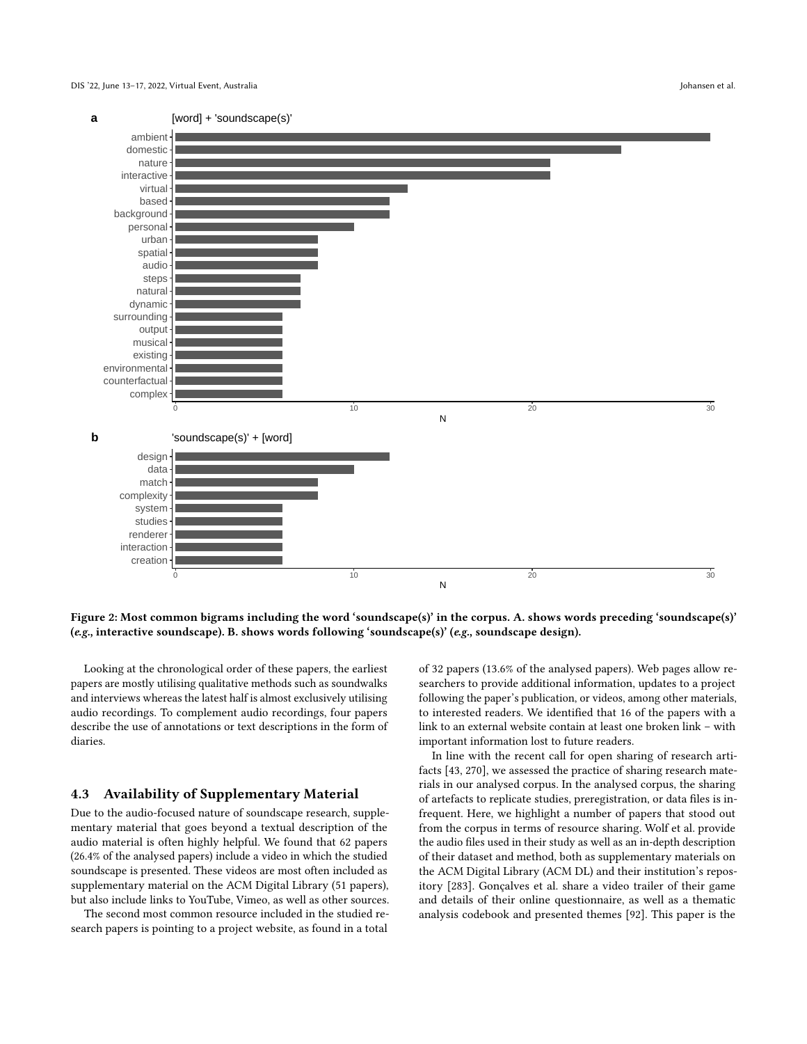Figure 2: Most common bigrams including the word 'soundscape(s)' in the corpus. A. shows words preceding 'soundscape(s)' (*e.g.*, interactive soundscape). B. shows words following 'soundscape(s)' (*e.g.*, soundscape design).

Looking at the chronological order of these papers, the earliest papers are mostly utilising qualitative methods such as soundwalks and interviews whereas the latest half is almost exclusively utilising audio recordings. To complement audio recordings, four papers describe the use of annotations or text descriptions in the form of diaries.

### 4.3 Availability of Supplementary Material

Due to the audio-focused nature of soundscape research, supplementary material that goes beyond a textual description of the audio material is often highly helpful. We found that 62 papers (26.4% of the analysed papers) include a video in which the studied soundscape is presented. These videos are most often included as supplementary material on the ACM Digital Library (51 papers), but also include links to YouTube, Vimeo, as well as other sources.

The second most common resource included in the studied research papers is pointing to a project website, as found in a total of 32 papers (13.6% of the analysed papers). Web pages allow researchers to provide additional information, updates to a project following the paper's publication, or videos, among other materials, to interested readers. We identified that 16 of the papers with a link to an external website contain at least one broken link – with important information lost to future readers.

In line with the recent call for open sharing of research artifacts [43, 270], we assessed the practice of sharing research materials in our analysed corpus. In the analysed corpus, the sharing of artefacts to replicate studies, preregistration, or data files is infrequent. Here, we highlight a number of papers that stood out from the corpus in terms of resource sharing. Wolf et al. provide the audio files used in their study as well as an in-depth description of their dataset and method, both as supplementary materials on the ACM Digital Library (ACM DL) and their institution's repository [283]. Gonçalves et al. share a video trailer of their game and details of their online questionnaire, as well as a thematic analysis codebook and presented themes [92]. This paper is the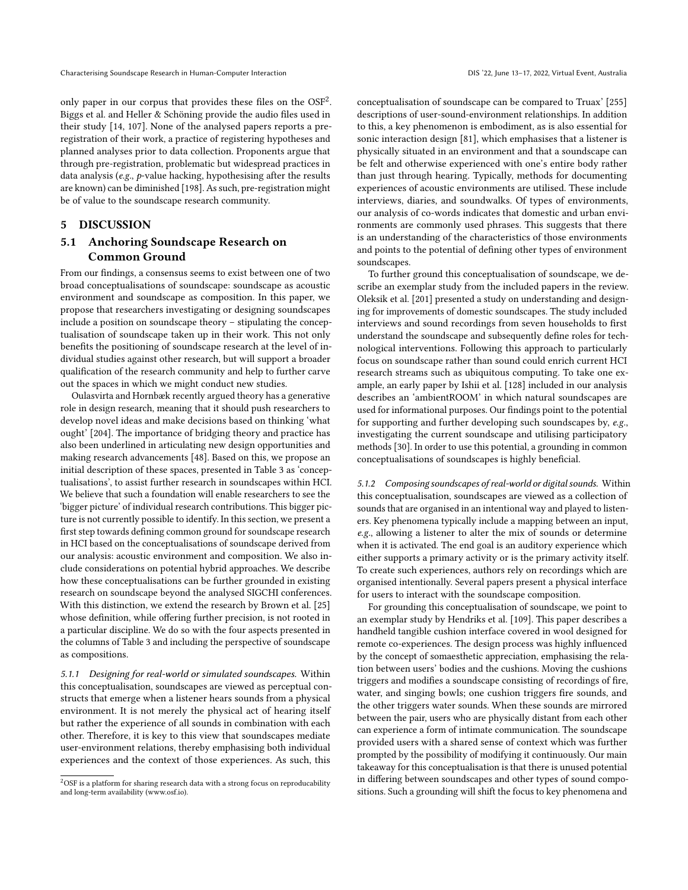only paper in our corpus that provides these files on the OSF[2]. Biggs et al. and Heller & Schöning provide the audio files used in their study [14, 107]. None of the analysed papers reports a pre-registration of their work, a practice of registering hypotheses and planned analyses prior to data collection. Proponents argue that through pre-registration, problematic but widespread practices in data analysis (*e.g.*, *p*-value hacking, hypothesising after the results are known) can be diminished [198]. As such, pre-registration might be of value to the soundscape research community.

## 5 DISCUSSION

### 5.1 Anchoring Soundscape Research on Common Ground

From our findings, a consensus seems to exist between one of two broad conceptualisations of soundscape: soundscape as acoustic environment and soundscape as composition. In this paper, we propose that researchers investigating or designing soundscapes include a position on soundscape theory – stipulating the conceptualisation of soundscape taken up in their work. This not only benefits the positioning of soundscape research at the level of individual studies against other research, but will support a broader qualification of the research community and help to further carve out the spaces in which we might conduct new studies.

Oulasvirta and Hornbæk recently argued theory has a generative role in design research, meaning that it should push researchers to develop novel ideas and make decisions based on thinking 'what ought' [204]. The importance of bridging theory and practice has also been underlined in articulating new design opportunities and making research advancements [48]. Based on this, we propose an initial description of these spaces, presented in Table 3 as 'conceptualisations', to assist further research in soundscapes within HCI. We believe that such a foundation will enable researchers to see the 'bigger picture' of individual research contributions. This bigger picture is not currently possible to identify. In this section, we present a first step towards defining common ground for soundscape research in HCI based on the conceptualisations of soundscape derived from our analysis: acoustic environment and composition. We also include considerations on potential hybrid approaches. We describe how these conceptualisations can be further grounded in existing research on soundscape beyond the analysed SIGCHI conferences. With this distinction, we extend the research by Brown et al. [25] whose definition, while offering further precision, is not rooted in a particular discipline. We do so with the four aspects presented in the columns of Table 3 and including the perspective of soundscape as compositions.

*5.1.1 Designing for real-world or simulated soundscapes.* Within this conceptualisation, soundscapes are viewed as perceptual constructs that emerge when a listener hears sounds from a physical environment. It is not merely the physical act of hearing itself but rather the experience of all sounds in combination with each other. Therefore, it is key to this view that soundscapes mediate user-environment relations, thereby emphasising both individual experiences and the context of those experiences. As such, this conceptualisation of soundscape can be compared to Truax' [255] descriptions of user-sound-environment relationships. In addition to this, a key phenomenon is embodiment, as is also essential for sonic interaction design [81], which emphasises that a listener is physically situated in an environment and that a soundscape can be felt and otherwise experienced with one's entire body rather than just through hearing. Typically, methods for documenting experiences of acoustic environments are utilised. These include interviews, diaries, and soundwalks. Of types of environments, our analysis of co-words indicates that domestic and urban environments are commonly used phrases. This suggests that there is an understanding of the characteristics of those environments and points to the potential of defining other types of environment soundscapes.

To further ground this conceptualisation of soundscape, we describe an exemplar study from the included papers in the review. Oleksik et al. [201] presented a study on understanding and designing for improvements of domestic soundscapes. The study included interviews and sound recordings from seven households to first understand the soundscape and subsequently define roles for technological interventions. Following this approach to particularly focus on soundscape rather than sound could enrich current HCI research streams such as ubiquitous computing. To take one example, an early paper by Ishii et al. [128] included in our analysis describes an 'ambientROOM' in which natural soundscapes are used for informational purposes. Our findings point to the potential for supporting and further developing such soundscapes by, *e.g.*, investigating the current soundscape and utilising participatory methods [30]. In order to use this potential, a grounding in common conceptualisations of soundscapes is highly beneficial.

*5.1.2 Composing soundscapes of real-world or digital sounds.* Within this conceptualisation, soundscapes are viewed as a collection of sounds that are organised in an intentional way and played to listeners. Key phenomena typically include a mapping between an input, *e.g.*, allowing a listener to alter the mix of sounds or determine when it is activated. The end goal is an auditory experience which either supports a primary activity or is the primary activity itself. To create such experiences, authors rely on recordings which are organised intentionally. Several papers present a physical interface for users to interact with the soundscape composition.

For grounding this conceptualisation of soundscape, we point to an exemplar study by Hendriks et al. [109]. This paper describes a handheld tangible cushion interface covered in wool designed for remote co-experiences. The design process was highly influenced by the concept of somaesthetic appreciation, emphasising the relation between users' bodies and the cushions. Moving the cushions triggers and modifies a soundscape consisting of recordings of fire, water, and singing bowls; one cushion triggers fire sounds, and the other triggers water sounds. When these sounds are mirrored between the pair, users who are physically distant from each other can experience a form of intimate communication. The soundscape provided users with a shared sense of context which was further prompted by the possibility of modifying it continuously. Our main takeaway for this conceptualisation is that there is unused potential in differing between soundscapes and other types of sound compositions. Such a grounding will shift the focus to key phenomena and

[2] OSF is a platform for sharing research data with a strong focus on reproducability and long-term availability (www.osf.io).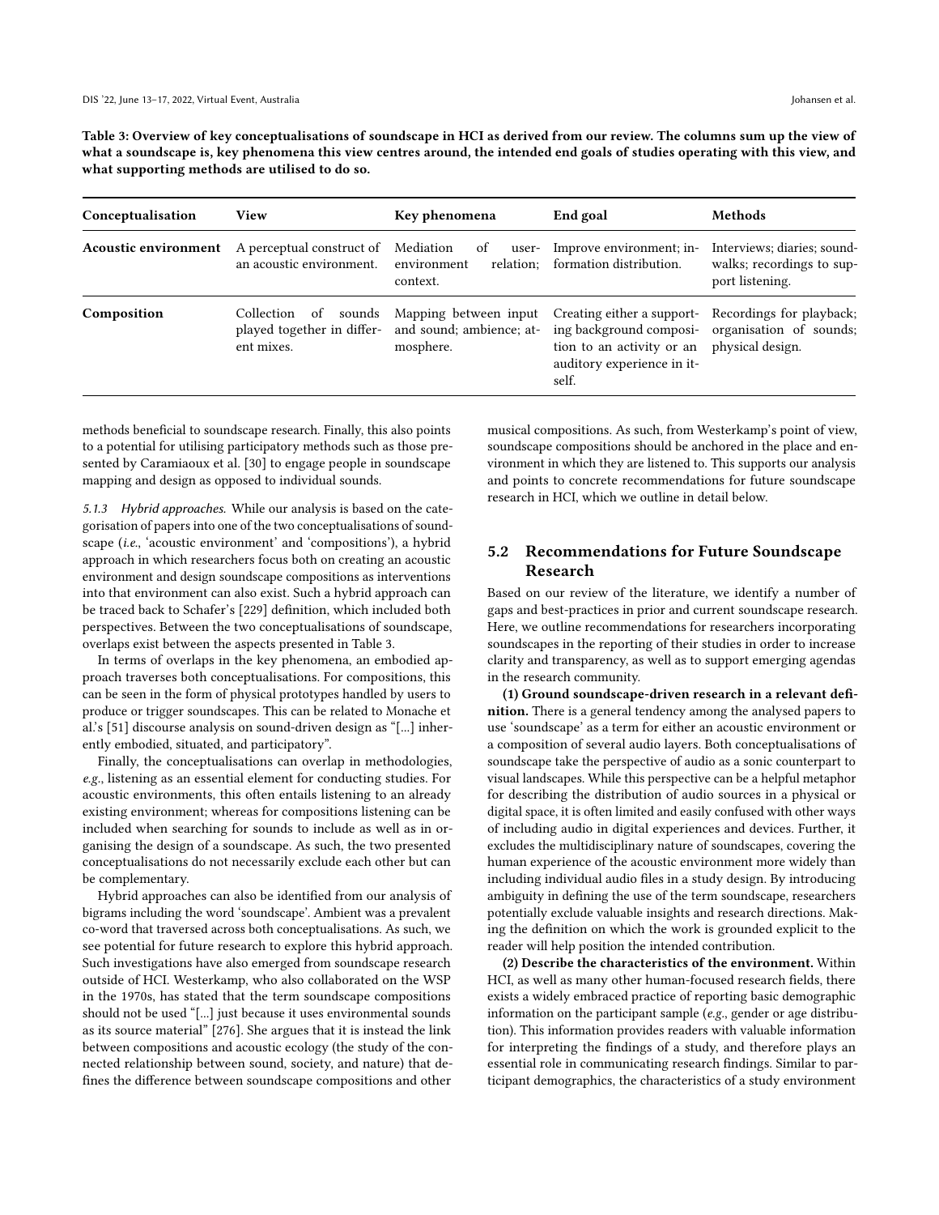**Table 3: Overview of key conceptualisations of soundscape in HCI as derived from our review. The columns sum up the view of what a soundscape is, key phenomena this view centres around, the intended end goals of studies operating with this view, and what supporting methods are utilised to do so.**

| Conceptualisation | View | Key phenomena | End goal | Methods |
|---|---|---|---|---|
| **Acoustic environment** | A perceptual construct of an acoustic environment. | Mediation of user-environment relation; context. | Improve environment; information distribution. | Interviews; diaries; soundwalks; recordings to support listening. |
| **Composition** | Collection of sounds played together in different mixes. | Mapping between input and sound; ambience; atmosphere. | Creating either a supporting background composition to an activity or an auditory experience in itself. | Recordings for playback; organisation of sounds; physical design. |

methods beneficial to soundscape research. Finally, this also points to a potential for utilising participatory methods such as those presented by Caramiaoux et al. [30] to engage people in soundscape mapping and design as opposed to individual sounds.

*5.1.3 Hybrid approaches.* While our analysis is based on the categorisation of papers into one of the two conceptualisations of soundscape (*i.e.*, 'acoustic environment' and 'compositions'), a hybrid approach in which researchers focus both on creating an acoustic environment and design soundscape compositions as interventions into that environment can also exist. Such a hybrid approach can be traced back to Schafer's [229] definition, which included both perspectives. Between the two conceptualisations of soundscape, overlaps exist between the aspects presented in Table 3.

In terms of overlaps in the key phenomena, an embodied approach traverses both conceptualisations. For compositions, this can be seen in the form of physical prototypes handled by users to produce or trigger soundscapes. This can be related to Monache et al.'s [51] discourse analysis on sound-driven design as "[...] inherently embodied, situated, and participatory".

Finally, the conceptualisations can overlap in methodologies, *e.g.*, listening as an essential element for conducting studies. For acoustic environments, this often entails listening to an already existing environment; whereas for compositions listening can be included when searching for sounds to include as well as in organising the design of a soundscape. As such, the two presented conceptualisations do not necessarily exclude each other but can be complementary.

Hybrid approaches can also be identified from our analysis of bigrams including the word 'soundscape'. Ambient was a prevalent co-word that traversed across both conceptualisations. As such, we see potential for future research to explore this hybrid approach. Such investigations have also emerged from soundscape research outside of HCI. Westerkamp, who also collaborated on the WSP in the 1970s, has stated that the term soundscape compositions should not be used "[...] just because it uses environmental sounds as its source material" [276]. She argues that it is instead the link between compositions and acoustic ecology (the study of the connected relationship between sound, society, and nature) that defines the difference between soundscape compositions and other musical compositions. As such, from Westerkamp's point of view, soundscape compositions should be anchored in the place and environment in which they are listened to. This supports our analysis and points to concrete recommendations for future soundscape research in HCI, which we outline in detail below.

## 5.2 Recommendations for Future Soundscape Research

Based on our review of the literature, we identify a number of gaps and best-practices in prior and current soundscape research. Here, we outline recommendations for researchers incorporating soundscapes in the reporting of their studies in order to increase clarity and transparency, as well as to support emerging agendas in the research community.

**(1) Ground soundscape-driven research in a relevant definition.** There is a general tendency among the analysed papers to use 'soundscape' as a term for either an acoustic environment or a composition of several audio layers. Both conceptualisations of soundscape take the perspective of audio as a sonic counterpart to visual landscapes. While this perspective can be a helpful metaphor for describing the distribution of audio sources in a physical or digital space, it is often limited and easily confused with other ways of including audio in digital experiences and devices. Further, it excludes the multidisciplinary nature of soundscapes, covering the human experience of the acoustic environment more widely than including individual audio files in a study design. By introducing ambiguity in defining the use of the term soundscape, researchers potentially exclude valuable insights and research directions. Making the definition on which the work is grounded explicit to the reader will help position the intended contribution.

**(2) Describe the characteristics of the environment.** Within HCI, as well as many other human-focused research fields, there exists a widely embraced practice of reporting basic demographic information on the participant sample (*e.g.*, gender or age distribution). This information provides readers with valuable information for interpreting the findings of a study, and therefore plays an essential role in communicating research findings. Similar to participant demographics, the characteristics of a study environment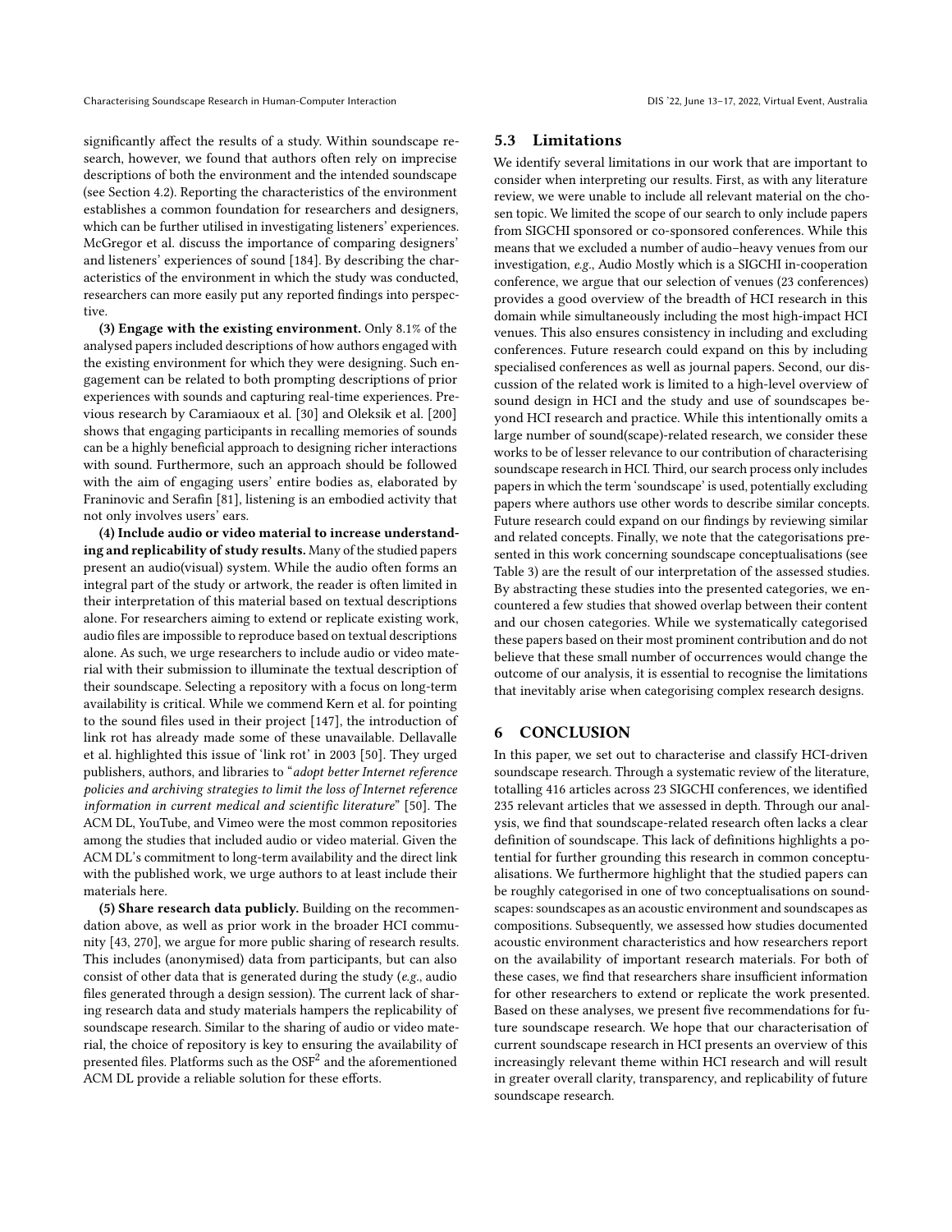significantly affect the results of a study. Within soundscape research, however, we found that authors often rely on imprecise descriptions of both the environment and the intended soundscape (see Section 4.2). Reporting the characteristics of the environment establishes a common foundation for researchers and designers, which can be further utilised in investigating listeners' experiences. McGregor et al. discuss the importance of comparing designers' and listeners' experiences of sound [184]. By describing the characteristics of the environment in which the study was conducted, researchers can more easily put any reported findings into perspective.

**(3) Engage with the existing environment.** Only 8.1% of the analysed papers included descriptions of how authors engaged with the existing environment for which they were designing. Such engagement can be related to both prompting descriptions of prior experiences with sounds and capturing real-time experiences. Previous research by Caramiaoux et al. [30] and Oleksik et al. [200] shows that engaging participants in recalling memories of sounds can be a highly beneficial approach to designing richer interactions with sound. Furthermore, such an approach should be followed with the aim of engaging users' entire bodies as, elaborated by Franinovic and Serafin [81], listening is an embodied activity that not only involves users' ears.

**(4) Include audio or video material to increase understanding and replicability of study results.** Many of the studied papers present an audio(visual) system. While the audio often forms an integral part of the study or artwork, the reader is often limited in their interpretation of this material based on textual descriptions alone. For researchers aiming to extend or replicate existing work, audio files are impossible to reproduce based on textual descriptions alone. As such, we urge researchers to include audio or video material with their submission to illuminate the textual description of their soundscape. Selecting a repository with a focus on long-term availability is critical. While we commend Kern et al. for pointing to the sound files used in their project [147], the introduction of link rot has already made some of these unavailable. Dellavalle et al. highlighted this issue of 'link rot' in 2003 [50]. They urged publishers, authors, and libraries to "*adopt better Internet reference policies and archiving strategies to limit the loss of Internet reference information in current medical and scientific literature*" [50]. The ACM DL, YouTube, and Vimeo were the most common repositories among the studies that included audio or video material. Given the ACM DL's commitment to long-term availability and the direct link with the published work, we urge authors to at least include their materials here.

**(5) Share research data publicly.** Building on the recommendation above, as well as prior work in the broader HCI community [43, 270], we argue for more public sharing of research results. This includes (anonymised) data from participants, but can also consist of other data that is generated during the study (*e.g.*, audio files generated through a design session). The current lack of sharing research data and study materials hampers the replicability of soundscape research. Similar to the sharing of audio or video material, the choice of repository is key to ensuring the availability of presented files. Platforms such as the OSF[2] and the aforementioned ACM DL provide a reliable solution for these efforts.

## 5.3 Limitations

We identify several limitations in our work that are important to consider when interpreting our results. First, as with any literature review, we were unable to include all relevant material on the chosen topic. We limited the scope of our search to only include papers from SIGCHI sponsored or co-sponsored conferences. While this means that we excluded a number of audio–heavy venues from our investigation, *e.g.*, Audio Mostly which is a SIGCHI in-cooperation conference, we argue that our selection of venues (23 conferences) provides a good overview of the breadth of HCI research in this domain while simultaneously including the most high-impact HCI venues. This also ensures consistency in including and excluding conferences. Future research could expand on this by including specialised conferences as well as journal papers. Second, our discussion of the related work is limited to a high-level overview of sound design in HCI and the study and use of soundscapes beyond HCI research and practice. While this intentionally omits a large number of sound(scape)-related research, we consider these works to be of lesser relevance to our contribution of characterising soundscape research in HCI. Third, our search process only includes papers in which the term 'soundscape' is used, potentially excluding papers where authors use other words to describe similar concepts. Future research could expand on our findings by reviewing similar and related concepts. Finally, we note that the categorisations presented in this work concerning soundscape conceptualisations (see Table 3) are the result of our interpretation of the assessed studies. By abstracting these studies into the presented categories, we encountered a few studies that showed overlap between their content and our chosen categories. While we systematically categorised these papers based on their most prominent contribution and do not believe that these small number of occurrences would change the outcome of our analysis, it is essential to recognise the limitations that inevitably arise when categorising complex research designs.

# 6 CONCLUSION

In this paper, we set out to characterise and classify HCI-driven soundscape research. Through a systematic review of the literature, totalling 416 articles across 23 SIGCHI conferences, we identified 235 relevant articles that we assessed in depth. Through our analysis, we find that soundscape-related research often lacks a clear definition of soundscape. This lack of definitions highlights a potential for further grounding this research in common conceptualisations. We furthermore highlight that the studied papers can be roughly categorised in one of two conceptualisations on soundscapes: soundscapes as an acoustic environment and soundscapes as compositions. Subsequently, we assessed how studies documented acoustic environment characteristics and how researchers report on the availability of important research materials. For both of these cases, we find that researchers share insufficient information for other researchers to extend or replicate the work presented. Based on these analyses, we present five recommendations for future soundscape research. We hope that our characterisation of current soundscape research in HCI presents an overview of this increasingly relevant theme within HCI research and will result in greater overall clarity, transparency, and replicability of future soundscape research.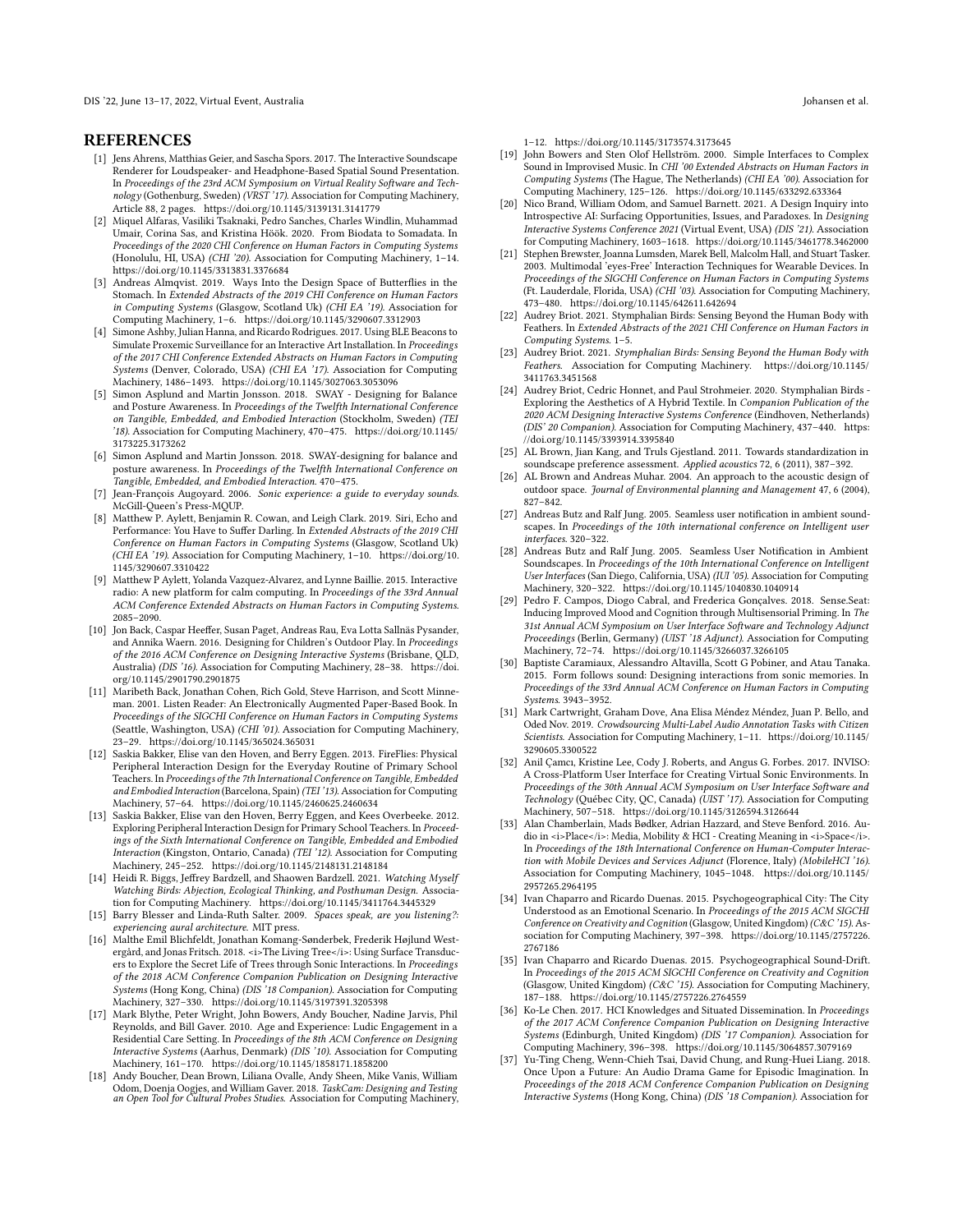# REFERENCES

[1] Jens Ahrens, Matthias Geier, and Sascha Spors. 2017. The Interactive Soundscape Renderer for Loudspeaker- and Headphone-Based Spatial Sound Presentation. In *Proceedings of the 23rd ACM Symposium on Virtual Reality Software and Technology* (Gothenburg, Sweden) *(VRST '17)*. Association for Computing Machinery, Article 88, 2 pages. https://doi.org/10.1145/3139131.3141779

[2] Miquel Alfaras, Vasiliki Tsaknaki, Pedro Sanches, Charles Windlin, Muhammad Umair, Corina Sas, and Kristina Höök. 2020. From Biodata to Somadata. In *Proceedings of the 2020 CHI Conference on Human Factors in Computing Systems* (Honolulu, HI, USA) *(CHI '20)*. Association for Computing Machinery, 1–14. https://doi.org/10.1145/3313831.3376684

[3] Andreas Almqvist. 2019. Ways Into the Design Space of Butterflies in the Stomach. In *Extended Abstracts of the 2019 CHI Conference on Human Factors in Computing Systems* (Glasgow, Scotland Uk) *(CHI EA '19)*. Association for Computing Machinery, 1–6. https://doi.org/10.1145/3290607.3312903

[4] Simone Ashby, Julian Hanna, and Ricardo Rodrigues. 2017. Using BLE Beacons to Simulate Proxemic Surveillance for an Interactive Art Installation. In *Proceedings of the 2017 CHI Conference Extended Abstracts on Human Factors in Computing Systems* (Denver, Colorado, USA) *(CHI EA '17)*. Association for Computing Machinery, 1486–1493. https://doi.org/10.1145/3027063.3053096

[5] Simon Asplund and Martin Jonsson. 2018. SWAY - Designing for Balance and Posture Awareness. In *Proceedings of the Twelfth International Conference on Tangible, Embedded, and Embodied Interaction* (Stockholm, Sweden) *(TEI '18)*. Association for Computing Machinery, 470–475. https://doi.org/10.1145/3173225.3173262

[6] Simon Asplund and Martin Jonsson. 2018. SWAY-designing for balance and posture awareness. In *Proceedings of the Twelfth International Conference on Tangible, Embedded, and Embodied Interaction*. 470–475.

[7] Jean-François Augoyard. 2006. *Sonic experience: a guide to everyday sounds*. McGill-Queen's Press-MQUP.

[8] Matthew P. Aylett, Benjamin R. Cowan, and Leigh Clark. 2019. Siri, Echo and Performance: You Have to Suffer Darling. In *Extended Abstracts of the 2019 CHI Conference on Human Factors in Computing Systems* (Glasgow, Scotland Uk) *(CHI EA '19)*. Association for Computing Machinery, 1–10. https://doi.org/10.1145/3290607.3310422

[9] Matthew P Aylett, Yolanda Vazquez-Alvarez, and Lynne Baillie. 2015. Interactive radio: A new platform for calm computing. In *Proceedings of the 33rd Annual ACM Conference Extended Abstracts on Human Factors in Computing Systems*. 2085–2090.

[10] Jon Back, Caspar Heeffer, Susan Paget, Andreas Rau, Eva Lotta Sallnäs Pysander, and Annika Waern. 2016. Designing for Children's Outdoor Play. In *Proceedings of the 2016 ACM Conference on Designing Interactive Systems* (Brisbane, QLD, Australia) *(DIS '16)*. Association for Computing Machinery, 28–38. https://doi.org/10.1145/2901790.2901875

[11] Maribeth Back, Jonathan Cohen, Rich Gold, Steve Harrison, and Scott Minneman. 2001. Listen Reader: An Electronically Augmented Paper-Based Book. In *Proceedings of the SIGCHI Conference on Human Factors in Computing Systems* (Seattle, Washington, USA) *(CHI '01)*. Association for Computing Machinery, 23–29. https://doi.org/10.1145/365024.365031

[12] Saskia Bakker, Elise van den Hoven, and Berry Eggen. 2013. FireFlies: Physical Peripheral Interaction Design for the Everyday Routine of Primary School Teachers. In *Proceedings of the 7th International Conference on Tangible, Embedded and Embodied Interaction* (Barcelona, Spain) *(TEI '13)*. Association for Computing Machinery, 57–64. https://doi.org/10.1145/2460625.2460634

[13] Saskia Bakker, Elise van den Hoven, Berry Eggen, and Kees Overbeeke. 2012. Exploring Peripheral Interaction Design for Primary School Teachers. In *Proceedings of the Sixth International Conference on Tangible, Embedded and Embodied Interaction* (Kingston, Ontario, Canada) *(TEI '12)*. Association for Computing Machinery, 245–252. https://doi.org/10.1145/2148131.2148184

[14] Heidi R. Biggs, Jeffrey Bardzell, and Shaowen Bardzell. 2021. *Watching Myself Watching Birds: Abjection, Ecological Thinking, and Posthuman Design*. Association for Computing Machinery. https://doi.org/10.1145/3411764.3445329

[15] Barry Blesser and Linda-Ruth Salter. 2009. *Spaces speak, are you listening?: experiencing aural architecture*. MIT press.

[16] Malthe Emil Blichfeldt, Jonathan Komang-Sønderbek, Frederik Højlund Westergård, and Jonas Fritsch. 2018. <i>The Living Tree</i>: Using Surface Transducers to Explore the Secret Life of Trees through Sonic Interactions. In *Proceedings of the 2018 ACM Conference Companion Publication on Designing Interactive Systems* (Hong Kong, China) *(DIS '18 Companion)*. Association for Computing Machinery, 327–330. https://doi.org/10.1145/3197391.3205398

[17] Mark Blythe, Peter Wright, John Bowers, Andy Boucher, Nadine Jarvis, Phil Reynolds, and Bill Gaver. 2010. Age and Experience: Ludic Engagement in a Residential Care Setting. In *Proceedings of the 8th ACM Conference on Designing Interactive Systems* (Aarhus, Denmark) *(DIS '10)*. Association for Computing Machinery, 161–170. https://doi.org/10.1145/1858171.1858200

[18] Andy Boucher, Dean Brown, Liliana Ovalle, Andy Sheen, Mike Vanis, William Odom, Doenja Oogjes, and William Gaver. 2018. *TaskCam: Designing and Testing an Open Tool for Cultural Probes Studies*. Association for Computing Machinery, 1–12. https://doi.org/10.1145/3173574.3173645

[19] John Bowers and Sten Olof Hellström. 2000. Simple Interfaces to Complex Sound in Improvised Music. In *CHI '00 Extended Abstracts on Human Factors in Computing Systems* (The Hague, The Netherlands) *(CHI EA '00)*. Association for Computing Machinery, 125–126. https://doi.org/10.1145/633292.633364

[20] Nico Brand, William Odom, and Samuel Barnett. 2021. A Design Inquiry into Introspective AI: Surfacing Opportunities, Issues, and Paradoxes. In *Designing Interactive Systems Conference 2021* (Virtual Event, USA) *(DIS '21)*. Association for Computing Machinery, 1603–1618. https://doi.org/10.1145/3461778.3462000

[21] Stephen Brewster, Joanna Lumsden, Marek Bell, Malcolm Hall, and Stuart Tasker. 2003. Multimodal 'eyes-Free' Interaction Techniques for Wearable Devices. In *Proceedings of the SIGCHI Conference on Human Factors in Computing Systems* (Ft. Lauderdale, Florida, USA) *(CHI '03)*. Association for Computing Machinery, 473–480. https://doi.org/10.1145/642611.642694

[22] Audrey Briot. 2021. Stymphalian Birds: Sensing Beyond the Human Body with Feathers. In *Extended Abstracts of the 2021 CHI Conference on Human Factors in Computing Systems*. 1–5.

[23] Audrey Briot. 2021. *Stymphalian Birds: Sensing Beyond the Human Body with Feathers*. Association for Computing Machinery. https://doi.org/10.1145/3411763.3451568

[24] Audrey Briot, Cedric Honnet, and Paul Strohmeier. 2020. Stymphalian Birds - Exploring the Aesthetics of A Hybrid Textile. In *Companion Publication of the 2020 ACM Designing Interactive Systems Conference* (Eindhoven, Netherlands) *(DIS' 20 Companion)*. Association for Computing Machinery, 437–440. https://doi.org/10.1145/3393914.3395840

[25] AL Brown, Jian Kang, and Truls Gjestland. 2011. Towards standardization in soundscape preference assessment. *Applied acoustics* 72, 6 (2011), 387–392.

[26] AL Brown and Andreas Muhar. 2004. An approach to the acoustic design of outdoor space. *Journal of Environmental planning and Management* 47, 6 (2004), 827–842.

[27] Andreas Butz and Ralf Jung. 2005. Seamless user notification in ambient soundscapes. In *Proceedings of the 10th international conference on Intelligent user interfaces*. 320–322.

[28] Andreas Butz and Ralf Jung. 2005. Seamless User Notification in Ambient Soundscapes. In *Proceedings of the 10th International Conference on Intelligent User Interfaces* (San Diego, California, USA) *(IUI '05)*. Association for Computing Machinery, 320–322. https://doi.org/10.1145/1040830.1040914

[29] Pedro F. Campos, Diogo Cabral, and Frederica Gonçalves. 2018. Sense.Seat: Inducing Improved Mood and Cognition through Multisensorial Priming. In *The 31st Annual ACM Symposium on User Interface Software and Technology Adjunct Proceedings* (Berlin, Germany) *(UIST '18 Adjunct)*. Association for Computing Machinery, 72–74. https://doi.org/10.1145/3266037.3266105

[30] Baptiste Caramiaux, Alessandro Altavilla, Scott G Pobiner, and Atau Tanaka. 2015. Form follows sound: Designing interactions from sonic memories. In *Proceedings of the 33rd Annual ACM Conference on Human Factors in Computing Systems*. 3943–3952.

[31] Mark Cartwright, Graham Dove, Ana Elisa Méndez Méndez, Juan P. Bello, and Oded Nov. 2019. *Crowdsourcing Multi-Label Audio Annotation Tasks with Citizen Scientists*. Association for Computing Machinery, 1–11. https://doi.org/10.1145/3290605.3300522

[32] Anil Çamcı, Kristine Lee, Cody J. Roberts, and Angus G. Forbes. 2017. INVISO: A Cross-Platform User Interface for Creating Virtual Sonic Environments. In *Proceedings of the 30th Annual ACM Symposium on User Interface Software and Technology* (Québec City, QC, Canada) *(UIST '17)*. Association for Computing Machinery, 507–518. https://doi.org/10.1145/3126594.3126644

[33] Alan Chamberlain, Mads Bødker, Adrian Hazzard, and Steve Benford. 2016. Audio in <i>Place</i>: Media, Mobility & HCI - Creating Meaning in <i>Space</i>. In *Proceedings of the 18th International Conference on Human-Computer Interaction with Mobile Devices and Services Adjunct* (Florence, Italy) *(MobileHCI '16)*. Association for Computing Machinery, 1045–1048. https://doi.org/10.1145/2957265.2964195

[34] Ivan Chaparro and Ricardo Duenas. 2015. Psychogeographical City: The City Understood as an Emotional Scenario. In *Proceedings of the 2015 ACM SIGCHI Conference on Creativity and Cognition* (Glasgow, United Kingdom) *(C&C '15)*. Association for Computing Machinery, 397–398. https://doi.org/10.1145/2757226.2767186

[35] Ivan Chaparro and Ricardo Duenas. 2015. Psychogeographical Sound-Drift. In *Proceedings of the 2015 ACM SIGCHI Conference on Creativity and Cognition* (Glasgow, United Kingdom) *(C&C '15)*. Association for Computing Machinery, 187–188. https://doi.org/10.1145/2757226.2764559

[36] Ko-Le Chen. 2017. HCI Knowledges and Situated Dissemination. In *Proceedings of the 2017 ACM Conference Companion Publication on Designing Interactive Systems* (Edinburgh, United Kingdom) *(DIS '17 Companion)*. Association for Computing Machinery, 396–398. https://doi.org/10.1145/3064857.3079169

[37] Yu-Ting Cheng, Wenn-Chieh Tsai, David Chung, and Rung-Huei Liang. 2018. Once Upon a Future: An Audio Drama Game for Episodic Imagination. In *Proceedings of the 2018 ACM Conference Companion Publication on Designing Interactive Systems* (Hong Kong, China) *(DIS '18 Companion)*. Association for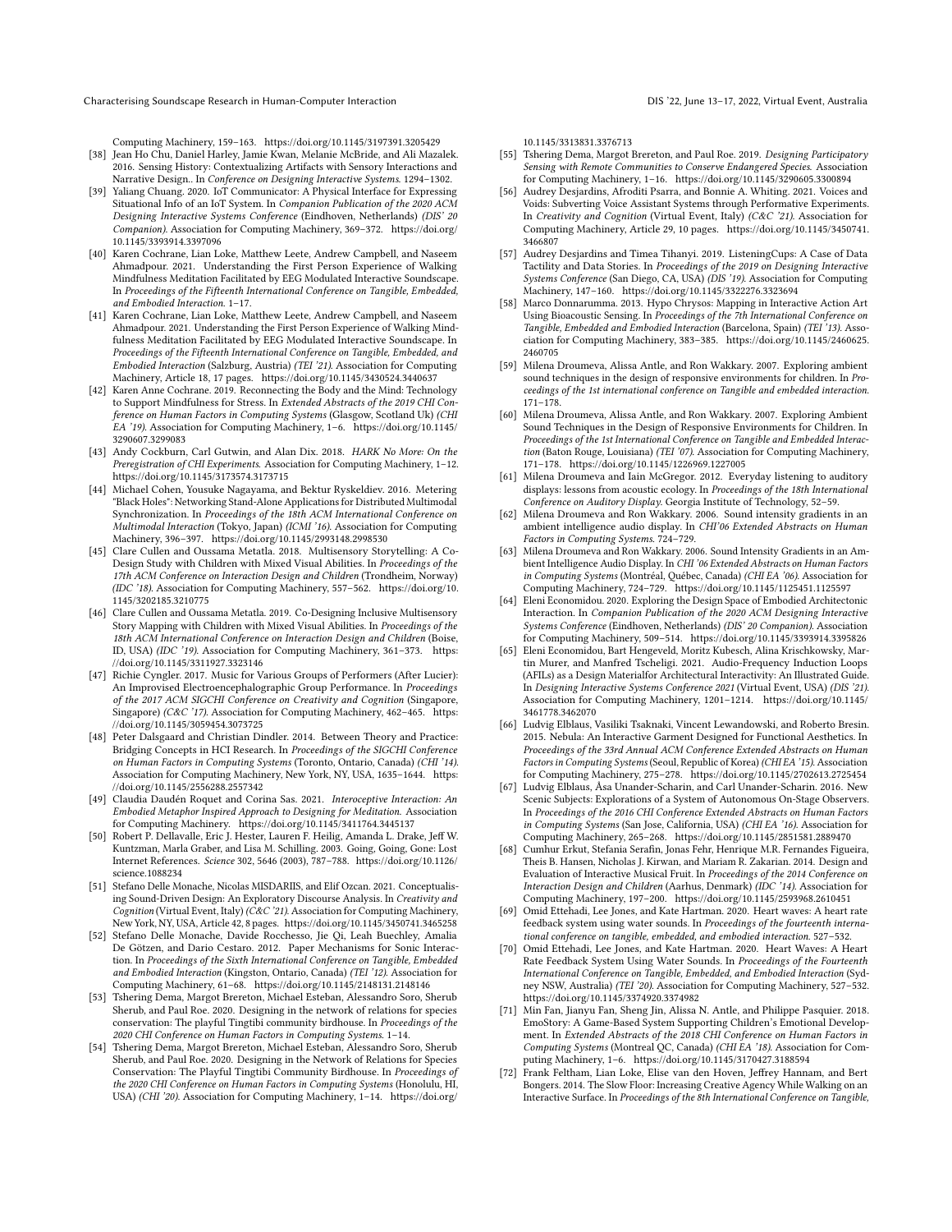Computing Machinery, 159–163. https://doi.org/10.1145/3197391.3205429

[38] Jean Ho Chu, Daniel Harley, Jamie Kwan, Melanie McBride, and Ali Mazalek. 2016. Sensing History: Contextualizing Artifacts with Sensory Interactions and Narrative Design.. In *Conference on Designing Interactive Systems*. 1294–1302.

[39] Yaliang Chuang. 2020. IoT Communicator: A Physical Interface for Expressing Situational Info of an IoT System. In *Companion Publication of the 2020 ACM Designing Interactive Systems Conference* (Eindhoven, Netherlands) *(DIS' 20 Companion)*. Association for Computing Machinery, 369–372. https://doi.org/10.1145/3393914.3397096

[40] Karen Cochrane, Lian Loke, Matthew Leete, Andrew Campbell, and Naseem Ahmadpour. 2021. Understanding the First Person Experience of Walking Mindfulness Meditation Facilitated by EEG Modulated Interactive Soundscape. In *Proceedings of the Fifteenth International Conference on Tangible, Embedded, and Embodied Interaction*. 1–17.

[41] Karen Cochrane, Lian Loke, Matthew Leete, Andrew Campbell, and Naseem Ahmadpour. 2021. Understanding the First Person Experience of Walking Mindfulness Meditation Facilitated by EEG Modulated Interactive Soundscape. In *Proceedings of the Fifteenth International Conference on Tangible, Embedded, and Embodied Interaction* (Salzburg, Austria) *(TEI '21)*. Association for Computing Machinery, Article 18, 17 pages. https://doi.org/10.1145/3430524.3440637

[42] Karen Anne Cochrane. 2019. Reconnecting the Body and the Mind: Technology to Support Mindfulness for Stress. In *Extended Abstracts of the 2019 CHI Conference on Human Factors in Computing Systems* (Glasgow, Scotland Uk) *(CHI EA '19)*. Association for Computing Machinery, 1–6. https://doi.org/10.1145/3290607.3299083

[43] Andy Cockburn, Carl Gutwin, and Alan Dix. 2018. *HARK No More: On the Preregistration of CHI Experiments*. Association for Computing Machinery, 1–12. https://doi.org/10.1145/3173574.3173715

[44] Michael Cohen, Yousuke Nagayama, and Bektur Ryskeldiev. 2016. Metering "Black Holes": Networking Stand-Alone Applications for Distributed Multimodal Synchronization. In *Proceedings of the 18th ACM International Conference on Multimodal Interaction* (Tokyo, Japan) *(ICMI '16)*. Association for Computing Machinery, 396–397. https://doi.org/10.1145/2993148.2998530

[45] Clare Cullen and Oussama Metatla. 2018. Multisensory Storytelling: A Co-Design Study with Children with Mixed Visual Abilities. In *Proceedings of the 17th ACM Conference on Interaction Design and Children* (Trondheim, Norway) *(IDC '18)*. Association for Computing Machinery, 557–562. https://doi.org/10.1145/3202185.3210775

[46] Clare Cullen and Oussama Metatla. 2019. Co-Designing Inclusive Multisensory Story Mapping with Children with Mixed Visual Abilities. In *Proceedings of the 18th ACM International Conference on Interaction Design and Children* (Boise, ID, USA) *(IDC '19)*. Association for Computing Machinery, 361–373. https://doi.org/10.1145/3311927.3323146

[47] Richie Cyngler. 2017. Music for Various Groups of Performers (After Lucier): An Improvised Electroencephalographic Group Performance. In *Proceedings of the 2017 ACM SIGCHI Conference on Creativity and Cognition* (Singapore, Singapore) *(C&C '17)*. Association for Computing Machinery, 462–465. https://doi.org/10.1145/3059454.3073725

[48] Peter Dalsgaard and Christian Dindler. 2014. Between Theory and Practice: Bridging Concepts in HCI Research. In *Proceedings of the SIGCHI Conference on Human Factors in Computing Systems* (Toronto, Ontario, Canada) *(CHI '14)*. Association for Computing Machinery, New York, NY, USA, 1635–1644. https://doi.org/10.1145/2556288.2557342

[49] Claudia Daudén Roquet and Corina Sas. 2021. *Interoceptive Interaction: An Embodied Metaphor Inspired Approach to Designing for Meditation*. Association for Computing Machinery. https://doi.org/10.1145/3411764.3445137

[50] Robert P. Dellavalle, Eric J. Hester, Lauren F. Heilig, Amanda L. Drake, Jeff W. Kuntzman, Marla Graber, and Lisa M. Schilling. 2003. Going, Going, Gone: Lost Internet References. *Science* 302, 5646 (2003), 787–788. https://doi.org/10.1126/science.1088234

[51] Stefano Delle Monache, Nicolas MISDARIIS, and Elif Ozcan. 2021. Conceptualising Sound-Driven Design: An Exploratory Discourse Analysis. In *Creativity and Cognition* (Virtual Event, Italy) *(C&C '21)*. Association for Computing Machinery, New York, NY, USA, Article 42, 8 pages. https://doi.org/10.1145/3450741.3465258

[52] Stefano Delle Monache, Davide Rocchesso, Jie Qi, Leah Buechley, Amalia De Götzen, and Dario Cestaro. 2012. Paper Mechanisms for Sonic Interaction. In *Proceedings of the Sixth International Conference on Tangible, Embedded and Embodied Interaction* (Kingston, Ontario, Canada) *(TEI '12)*. Association for Computing Machinery, 61–68. https://doi.org/10.1145/2148131.2148146

[53] Tshering Dema, Margot Brereton, Michael Esteban, Alessandro Soro, Sherub Sherub, and Paul Roe. 2020. Designing in the network of relations for species conservation: The playful Tingtibi community birdhouse. In *Proceedings of the 2020 CHI Conference on Human Factors in Computing Systems*. 1–14.

[54] Tshering Dema, Margot Brereton, Michael Esteban, Alessandro Soro, Sherub Sherub, and Paul Roe. 2020. Designing in the Network of Relations for Species Conservation: The Playful Tingtibi Community Birdhouse. In *Proceedings of the 2020 CHI Conference on Human Factors in Computing Systems* (Honolulu, HI, USA) *(CHI '20)*. Association for Computing Machinery, 1–14. https://doi.org/10.1145/3313831.3376713

[55] Tshering Dema, Margot Brereton, and Paul Roe. 2019. *Designing Participatory Sensing with Remote Communities to Conserve Endangered Species*. Association for Computing Machinery, 1–16. https://doi.org/10.1145/3290605.3300894

[56] Audrey Desjardins, Afroditi Psarra, and Bonnie A. Whiting. 2021. Voices and Voids: Subverting Voice Assistant Systems through Performative Experiments. In *Creativity and Cognition* (Virtual Event, Italy) *(C&C '21)*. Association for Computing Machinery, Article 29, 10 pages. https://doi.org/10.1145/3450741.3466807

[57] Audrey Desjardins and Timea Tihanyi. 2019. ListeningCups: A Case of Data Tactility and Data Stories. In *Proceedings of the 2019 on Designing Interactive Systems Conference* (San Diego, CA, USA) *(DIS '19)*. Association for Computing Machinery, 147–160. https://doi.org/10.1145/3322276.3323694

[58] Marco Donnarumma. 2013. Hypo Chrysos: Mapping in Interactive Action Art Using Bioacoustic Sensing. In *Proceedings of the 7th International Conference on Tangible, Embedded and Embodied Interaction* (Barcelona, Spain) *(TEI '13)*. Association for Computing Machinery, 383–385. https://doi.org/10.1145/2460625.2460705

[59] Milena Droumeva, Alissa Antle, and Ron Wakkary. 2007. Exploring ambient sound techniques in the design of responsive environments for children. In *Proceedings of the 1st international conference on Tangible and embedded interaction*. 171–178.

[60] Milena Droumeva, Alissa Antle, and Ron Wakkary. 2007. Exploring Ambient Sound Techniques in the Design of Responsive Environments for Children. In *Proceedings of the 1st International Conference on Tangible and Embedded Interaction* (Baton Rouge, Louisiana) *(TEI '07)*. Association for Computing Machinery, 171–178. https://doi.org/10.1145/1226969.1227005

[61] Milena Droumeva and Iain McGregor. 2012. Everyday listening to auditory displays: lessons from acoustic ecology. In *Proceedings of the 18th International Conference on Auditory Display*. Georgia Institute of Technology, 52–59.

[62] Milena Droumeva and Ron Wakkary. 2006. Sound intensity gradients in an ambient intelligence audio display. In *CHI'06 Extended Abstracts on Human Factors in Computing Systems*. 724–729.

[63] Milena Droumeva and Ron Wakkary. 2006. Sound Intensity Gradients in an Ambient Intelligence Audio Display. In *CHI '06 Extended Abstracts on Human Factors in Computing Systems* (Montréal, Québec, Canada) *(CHI EA '06)*. Association for Computing Machinery, 724–729. https://doi.org/10.1145/1125451.1125597

[64] Eleni Economidou. 2020. Exploring the Design Space of Embodied Architectonic Interaction. In *Companion Publication of the 2020 ACM Designing Interactive Systems Conference* (Eindhoven, Netherlands) *(DIS' 20 Companion)*. Association for Computing Machinery, 509–514. https://doi.org/10.1145/3393914.3395826

[65] Eleni Economidou, Bart Hengeveld, Moritz Kubesch, Alina Krischkowsky, Martin Murer, and Manfred Tscheligi. 2021. Audio-Frequency Induction Loops (AFILs) as a Design Materialfor Architectural Interactivity: An Illustrated Guide. In *Designing Interactive Systems Conference 2021* (Virtual Event, USA) *(DIS '21)*. Association for Computing Machinery, 1201–1214. https://doi.org/10.1145/3461778.3462070

[66] Ludvig Elblaus, Vasiliki Tsaknaki, Vincent Lewandowski, and Roberto Bresin. 2015. Nebula: An Interactive Garment Designed for Functional Aesthetics. In *Proceedings of the 33rd Annual ACM Conference Extended Abstracts on Human Factors in Computing Systems* (Seoul, Republic of Korea) *(CHI EA '15)*. Association for Computing Machinery, 275–278. https://doi.org/10.1145/2702613.2725454

[67] Ludvig Elblaus, Åsa Unander-Scharin, and Carl Unander-Scharin. 2016. New Scenic Subjects: Explorations of a System of Autonomous On-Stage Observers. In *Proceedings of the 2016 CHI Conference Extended Abstracts on Human Factors in Computing Systems* (San Jose, California, USA) *(CHI EA '16)*. Association for Computing Machinery, 265–268. https://doi.org/10.1145/2851581.2889470

[68] Cumhur Erkut, Stefania Serafin, Jonas Fehr, Henrique M.R. Fernandes Figueira, Theis B. Hansen, Nicholas J. Kirwan, and Mariam R. Zakarian. 2014. Design and Evaluation of Interactive Musical Fruit. In *Proceedings of the 2014 Conference on Interaction Design and Children* (Aarhus, Denmark) *(IDC '14)*. Association for Computing Machinery, 197–200. https://doi.org/10.1145/2593968.2610451

[69] Omid Ettehadi, Lee Jones, and Kate Hartman. 2020. Heart waves: A heart rate feedback system using water sounds. In *Proceedings of the fourteenth international conference on tangible, embedded, and embodied interaction*. 527–532.

[70] Omid Ettehadi, Lee Jones, and Kate Hartman. 2020. Heart Waves: A Heart Rate Feedback System Using Water Sounds. In *Proceedings of the Fourteenth International Conference on Tangible, Embedded, and Embodied Interaction* (Sydney NSW, Australia) *(TEI '20)*. Association for Computing Machinery, 527–532. https://doi.org/10.1145/3374920.3374982

[71] Min Fan, Jianyu Fan, Sheng Jin, Alissa N. Antle, and Philippe Pasquier. 2018. EmoStory: A Game-Based System Supporting Children's Emotional Development. In *Extended Abstracts of the 2018 CHI Conference on Human Factors in Computing Systems* (Montreal QC, Canada) *(CHI EA '18)*. Association for Computing Machinery, 1–6. https://doi.org/10.1145/3170427.3188594

[72] Frank Feltham, Lian Loke, Elise van den Hoven, Jeffrey Hannam, and Bert Bongers. 2014. The Slow Floor: Increasing Creative Agency While Walking on an Interactive Surface. In *Proceedings of the 8th International Conference on Tangible,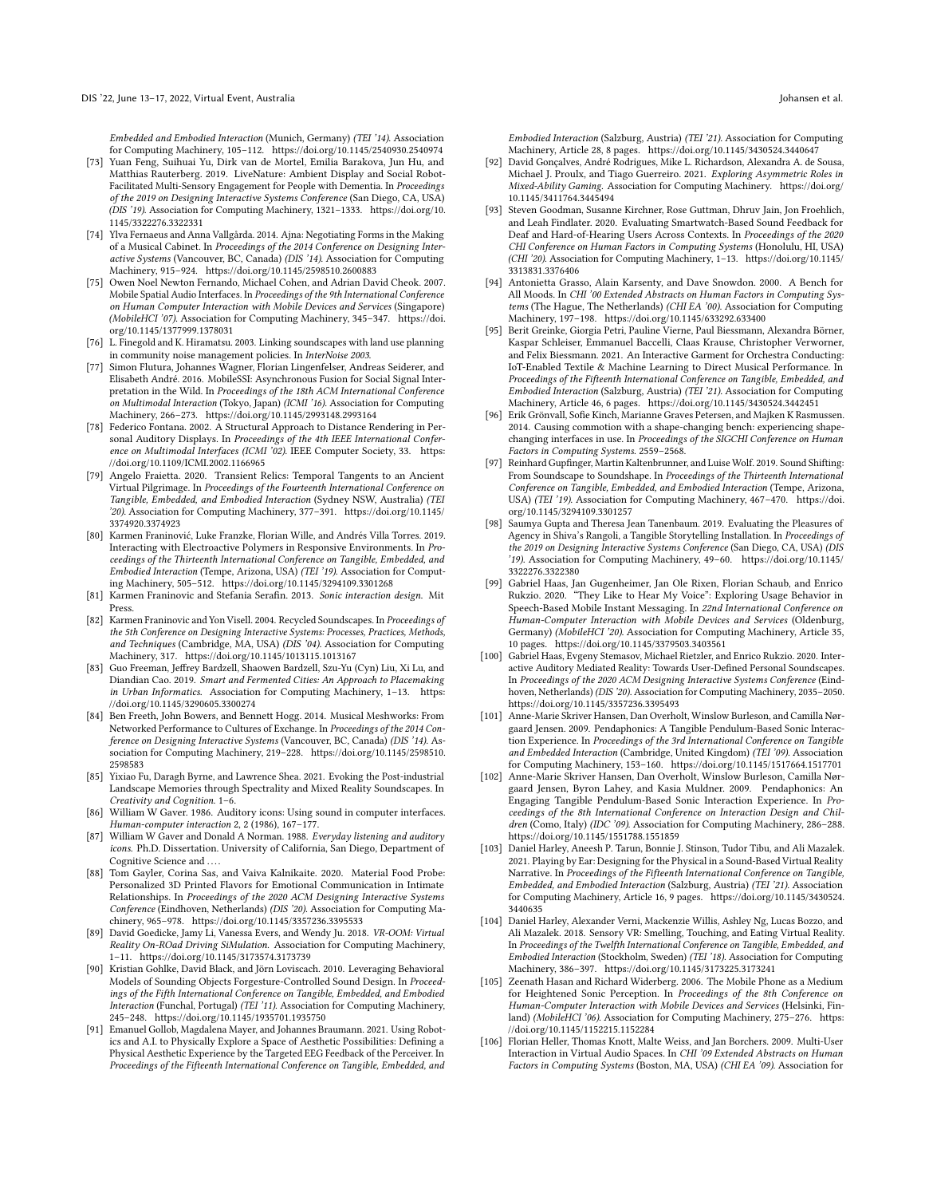Embedded and Embodied Interaction (Munich, Germany) *(TEI '14)*. Association for Computing Machinery, 105–112. https://doi.org/10.1145/2540930.2540974

[73] Yuan Feng, Suihuai Yu, Dirk van de Mortel, Emilia Barakova, Jun Hu, and Matthias Rauterberg. 2019. LiveNature: Ambient Display and Social Robot-Facilitated Multi-Sensory Engagement for People with Dementia. In *Proceedings of the 2019 on Designing Interactive Systems Conference* (San Diego, CA, USA) *(DIS '19)*. Association for Computing Machinery, 1321–1333. https://doi.org/10.1145/3322276.3322331

[74] Ylva Fernaeus and Anna Vallgårda. 2014. Ajna: Negotiating Forms in the Making of a Musical Cabinet. In *Proceedings of the 2014 Conference on Designing Interactive Systems* (Vancouver, BC, Canada) *(DIS '14)*. Association for Computing Machinery, 915–924. https://doi.org/10.1145/2598510.2600883

[75] Owen Noel Newton Fernando, Michael Cohen, and Adrian David Cheok. 2007. Mobile Spatial Audio Interfaces. In *Proceedings of the 9th International Conference on Human Computer Interaction with Mobile Devices and Services* (Singapore) *(MobileHCI '07)*. Association for Computing Machinery, 345–347. https://doi.org/10.1145/1377999.1378031

[76] L. Finegold and K. Hiramatsu. 2003. Linking soundscapes with land use planning in community noise management policies. In *InterNoise 2003*.

[77] Simon Flutura, Johannes Wagner, Florian Lingenfelser, Andreas Seiderer, and Elisabeth André. 2016. MobileSSI: Asynchronous Fusion for Social Signal Interpretation in the Wild. In *Proceedings of the 18th ACM International Conference on Multimodal Interaction* (Tokyo, Japan) *(ICMI '16)*. Association for Computing Machinery, 266–273. https://doi.org/10.1145/2993148.2993164

[78] Federico Fontana. 2002. A Structural Approach to Distance Rendering in Personal Auditory Displays. In *Proceedings of the 4th IEEE International Conference on Multimodal Interfaces (ICMI '02)*. IEEE Computer Society, 33. https://doi.org/10.1109/ICMI.2002.1166965

[79] Angelo Fraietta. 2020. Transient Relics: Temporal Tangents to an Ancient Virtual Pilgrimage. In *Proceedings of the Fourteenth International Conference on Tangible, Embedded, and Embodied Interaction* (Sydney NSW, Australia) *(TEI '20)*. Association for Computing Machinery, 377–391. https://doi.org/10.1145/3374920.3374923

[80] Karmen Franinović, Luke Franzke, Florian Wille, and Andrés Villa Torres. 2019. Interacting with Electroactive Polymers in Responsive Environments. In *Proceedings of the Thirteenth International Conference on Tangible, Embedded, and Embodied Interaction* (Tempe, Arizona, USA) *(TEI '19)*. Association for Computing Machinery, 505–512. https://doi.org/10.1145/3294109.3301268

[81] Karmen Franinovic and Stefania Serafin. 2013. *Sonic interaction design*. Mit Press.

[82] Karmen Franinovic and Yon Visell. 2004. Recycled Soundscapes. In *Proceedings of the 5th Conference on Designing Interactive Systems: Processes, Practices, Methods, and Techniques* (Cambridge, MA, USA) *(DIS '04)*. Association for Computing Machinery, 317. https://doi.org/10.1145/1013115.1013167

[83] Guo Freeman, Jeffrey Bardzell, Shaowen Bardzell, Szu-Yu (Cyn) Liu, Xi Lu, and Diandian Cao. 2019. *Smart and Fermented Cities: An Approach to Placemaking in Urban Informatics*. Association for Computing Machinery, 1–13. https://doi.org/10.1145/3290605.3300274

[84] Ben Freeth, John Bowers, and Bennett Hogg. 2014. Musical Meshworks: From Networked Performance to Cultures of Exchange. In *Proceedings of the 2014 Conference on Designing Interactive Systems* (Vancouver, BC, Canada) *(DIS '14)*. Association for Computing Machinery, 219–228. https://doi.org/10.1145/2598510.2598583

[85] Yixiao Fu, Daragh Byrne, and Lawrence Shea. 2021. Evoking the Post-industrial Landscape Memories through Spectrality and Mixed Reality Soundscapes. In *Creativity and Cognition*. 1–6.

[86] William W Gaver. 1986. Auditory icons: Using sound in computer interfaces. *Human-computer interaction* 2, 2 (1986), 167–177.

[87] William W Gaver and Donald A Norman. 1988. *Everyday listening and auditory icons*. Ph.D. Dissertation. University of California, San Diego, Department of Cognitive Science and ….

[88] Tom Gayler, Corina Sas, and Vaiva Kalnikaite. 2020. Material Food Probe: Personalized 3D Printed Flavors for Emotional Communication in Intimate Relationships. In *Proceedings of the 2020 ACM Designing Interactive Systems Conference* (Eindhoven, Netherlands) *(DIS '20)*. Association for Computing Machinery, 965–978. https://doi.org/10.1145/3357236.3395533

[89] David Goedicke, Jamy Li, Vanessa Evers, and Wendy Ju. 2018. *VR-OOM: Virtual Reality On-ROad Driving SiMulation*. Association for Computing Machinery, 1–11. https://doi.org/10.1145/3173574.3173739

[90] Kristian Gohlke, David Black, and Jörn Loviscach. 2010. Leveraging Behavioral Models of Sounding Objects Forgesture-Controlled Sound Design. In *Proceedings of the Fifth International Conference on Tangible, Embedded, and Embodied Interaction* (Funchal, Portugal) *(TEI '11)*. Association for Computing Machinery, 245–248. https://doi.org/10.1145/1935701.1935750

[91] Emanuel Gollob, Magdalena Mayer, and Johannes Braumann. 2021. Using Robotics and A.I. to Physically Explore a Space of Aesthetic Possibilities: Defining a Physical Aesthetic Experience by the Targeted EEG Feedback of the Perceiver. In *Proceedings of the Fifteenth International Conference on Tangible, Embedded, and Embodied Interaction* (Salzburg, Austria) *(TEI '21)*. Association for Computing Machinery, Article 28, 8 pages. https://doi.org/10.1145/3430524.3440647

[92] David Gonçalves, André Rodrigues, Mike L. Richardson, Alexandra A. de Sousa, Michael J. Proulx, and Tiago Guerreiro. 2021. *Exploring Asymmetric Roles in Mixed-Ability Gaming*. Association for Computing Machinery. https://doi.org/10.1145/3411764.3445494

[93] Steven Goodman, Susanne Kirchner, Rose Guttman, Dhruv Jain, Jon Froehlich, and Leah Findlater. 2020. Evaluating Smartwatch-Based Sound Feedback for Deaf and Hard-of-Hearing Users Across Contexts. In *Proceedings of the 2020 CHI Conference on Human Factors in Computing Systems* (Honolulu, HI, USA) *(CHI '20)*. Association for Computing Machinery, 1–13. https://doi.org/10.1145/3313831.3376406

[94] Antonietta Grasso, Alain Karsenty, and Dave Snowdon. 2000. A Bench for All Moods. In *CHI '00 Extended Abstracts on Human Factors in Computing Systems* (The Hague, The Netherlands) *(CHI EA '00)*. Association for Computing Machinery, 197–198. https://doi.org/10.1145/633292.633400

[95] Berit Greinke, Giorgia Petri, Pauline Vierne, Paul Biessmann, Alexandra Börner, Kaspar Schleiser, Emmanuel Baccelli, Claas Krause, Christopher Verworner, and Felix Biessmann. 2021. An Interactive Garment for Orchestra Conducting: IoT-Enabled Textile & Machine Learning to Direct Musical Performance. In *Proceedings of the Fifteenth International Conference on Tangible, Embedded, and Embodied Interaction* (Salzburg, Austria) *(TEI '21)*. Association for Computing Machinery, Article 46, 6 pages. https://doi.org/10.1145/3430524.3442451

[96] Erik Grönvall, Sofie Kinch, Marianne Graves Petersen, and Majken K Rasmussen. 2014. Causing commotion with a shape-changing bench: experiencing shape-changing interfaces in use. In *Proceedings of the SIGCHI Conference on Human Factors in Computing Systems*. 2559–2568.

[97] Reinhard Gupfinger, Martin Kaltenbrunner, and Luise Wolf. 2019. Sound Shifting: From Soundscape to Soundshape. In *Proceedings of the Thirteenth International Conference on Tangible, Embedded, and Embodied Interaction* (Tempe, Arizona, USA) *(TEI '19)*. Association for Computing Machinery, 467–470. https://doi.org/10.1145/3294109.3301257

[98] Saumya Gupta and Theresa Jean Tanenbaum. 2019. Evaluating the Pleasures of Agency in Shiva's Rangoli, a Tangible Storytelling Installation. In *Proceedings of the 2019 on Designing Interactive Systems Conference* (San Diego, CA, USA) *(DIS '19)*. Association for Computing Machinery, 49–60. https://doi.org/10.1145/3322276.3322380

[99] Gabriel Haas, Jan Gugenheimer, Jan Ole Rixen, Florian Schaub, and Enrico Rukzio. 2020. "They Like to Hear My Voice": Exploring Usage Behavior in Speech-Based Mobile Instant Messaging. In *22nd International Conference on Human-Computer Interaction with Mobile Devices and Services* (Oldenburg, Germany) *(MobileHCI '20)*. Association for Computing Machinery, Article 35, 10 pages. https://doi.org/10.1145/3379503.3403561

[100] Gabriel Haas, Evgeny Stemasov, Michael Rietzler, and Enrico Rukzio. 2020. Interactive Auditory Mediated Reality: Towards User-Defined Personal Soundscapes. In *Proceedings of the 2020 ACM Designing Interactive Systems Conference* (Eindhoven, Netherlands) *(DIS '20)*. Association for Computing Machinery, 2035–2050. https://doi.org/10.1145/3357236.3395493

[101] Anne-Marie Skriver Hansen, Dan Overholt, Winslow Burleson, and Camilla Nørgaard Jensen. 2009. Pendaphonics: A Tangible Pendulum-Based Sonic Interaction Experience. In *Proceedings of the 3rd International Conference on Tangible and Embedded Interaction* (Cambridge, United Kingdom) *(TEI '09)*. Association for Computing Machinery, 153–160. https://doi.org/10.1145/1517664.1517701

[102] Anne-Marie Skriver Hansen, Dan Overholt, Winslow Burleson, Camilla Nørgaard Jensen, Byron Lahey, and Kasia Muldner. 2009. Pendaphonics: An Engaging Tangible Pendulum-Based Sonic Interaction Experience. In *Proceedings of the 8th International Conference on Interaction Design and Children* (Como, Italy) *(IDC '09)*. Association for Computing Machinery, 286–288. https://doi.org/10.1145/1551788.1551859

[103] Daniel Harley, Aneesh P. Tarun, Bonnie J. Stinson, Tudor Tibu, and Ali Mazalek. 2021. Playing by Ear: Designing for the Physical in a Sound-Based Virtual Reality Narrative. In *Proceedings of the Fifteenth International Conference on Tangible, Embedded, and Embodied Interaction* (Salzburg, Austria) *(TEI '21)*. Association for Computing Machinery, Article 16, 9 pages. https://doi.org/10.1145/3430524.3440635

[104] Daniel Harley, Alexander Verni, Mackenzie Willis, Ashley Ng, Lucas Bozzo, and Ali Mazalek. 2018. Sensory VR: Smelling, Touching, and Eating Virtual Reality. In *Proceedings of the Twelfth International Conference on Tangible, Embedded, and Embodied Interaction* (Stockholm, Sweden) *(TEI '18)*. Association for Computing Machinery, 386–397. https://doi.org/10.1145/3173225.3173241

[105] Zeenath Hasan and Richard Widerberg. 2006. The Mobile Phone as a Medium for Heightened Sonic Perception. In *Proceedings of the 8th Conference on Human-Computer Interaction with Mobile Devices and Services* (Helsinki, Finland) *(MobileHCI '06)*. Association for Computing Machinery, 275–276. https://doi.org/10.1145/1152215.1152284

[106] Florian Heller, Thomas Knott, Malte Weiss, and Jan Borchers. 2009. Multi-User Interaction in Virtual Audio Spaces. In *CHI '09 Extended Abstracts on Human Factors in Computing Systems* (Boston, MA, USA) *(CHI EA '09)*. Association for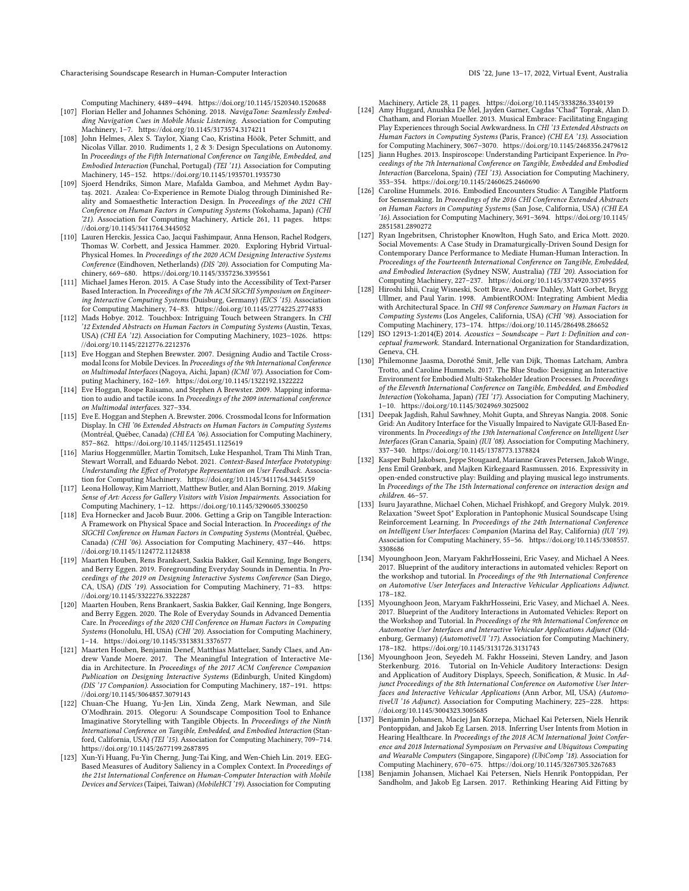Computing Machinery, 4489–4494. https://doi.org/10.1145/1520340.1520688

[107] Florian Heller and Johannes Schöning. 2018. *NavigaTone: Seamlessly Embedding Navigation Cues in Mobile Music Listening*. Association for Computing Machinery, 1–7. https://doi.org/10.1145/3173574.3174211

[108] John Helmes, Alex S. Taylor, Xiang Cao, Kristina Höök, Peter Schmitt, and Nicolas Villar. 2010. Rudiments 1, 2 & 3: Design Speculations on Autonomy. In *Proceedings of the Fifth International Conference on Tangible, Embedded, and Embodied Interaction* (Funchal, Portugal) *(TEI '11)*. Association for Computing Machinery, 145–152. https://doi.org/10.1145/1935701.1935730

[109] Sjoerd Hendriks, Simon Mare, Mafalda Gamboa, and Mehmet Aydın Baytaş. 2021. Azalea: Co-Experience in Remote Dialog through Diminished Reality and Somaesthetic Interaction Design. In *Proceedings of the 2021 CHI Conference on Human Factors in Computing Systems* (Yokohama, Japan) *(CHI '21)*. Association for Computing Machinery, Article 261, 11 pages. https://doi.org/10.1145/3411764.3445052

[110] Lauren Herckis, Jessica Cao, Jacqui Fashimpaur, Anna Henson, Rachel Rodgers, Thomas W. Corbett, and Jessica Hammer. 2020. Exploring Hybrid Virtual-Physical Homes. In *Proceedings of the 2020 ACM Designing Interactive Systems Conference* (Eindhoven, Netherlands) *(DIS '20)*. Association for Computing Machinery, 669–680. https://doi.org/10.1145/3357236.3395561

[111] Michael James Heron. 2015. A Case Study into the Accessibility of Text-Parser Based Interaction. In *Proceedings of the 7th ACM SIGCHI Symposium on Engineering Interactive Computing Systems* (Duisburg, Germany) *(EICS '15)*. Association for Computing Machinery, 74–83. https://doi.org/10.1145/2774225.2774833

[112] Mads Hobye. 2012. Touchbox: Intriguing Touch between Strangers. In *CHI '12 Extended Abstracts on Human Factors in Computing Systems* (Austin, Texas, USA) *(CHI EA '12)*. Association for Computing Machinery, 1023–1026. https://doi.org/10.1145/2212776.2212376

[113] Eve Hoggan and Stephen Brewster. 2007. Designing Audio and Tactile Crossmodal Icons for Mobile Devices. In *Proceedings of the 9th International Conference on Multimodal Interfaces* (Nagoya, Aichi, Japan) *(ICMI '07)*. Association for Computing Machinery, 162–169. https://doi.org/10.1145/1322192.1322222

[114] Eve Hoggan, Roope Raisamo, and Stephen A Brewster. 2009. Mapping information to audio and tactile icons. In *Proceedings of the 2009 international conference on Multimodal interfaces*. 327–334.

[115] Eve E. Hoggan and Stephen A. Brewster. 2006. Crossmodal Icons for Information Display. In *CHI '06 Extended Abstracts on Human Factors in Computing Systems* (Montréal, Québec, Canada) *(CHI EA '06)*. Association for Computing Machinery, 857–862. https://doi.org/10.1145/1125451.1125619

[116] Marius Hoggenmüller, Martin Tomitsch, Luke Hespanhol, Tram Thi Minh Tran, Stewart Worrall, and Eduardo Nebot. 2021. *Context-Based Interface Prototyping: Understanding the Effect of Prototype Representation on User Feedback*. Association for Computing Machinery. https://doi.org/10.1145/3411764.3445159

[117] Leona Holloway, Kim Marriott, Matthew Butler, and Alan Borning. 2019. *Making Sense of Art: Access for Gallery Visitors with Vision Impairments*. Association for Computing Machinery, 1–12. https://doi.org/10.1145/3290605.3300250

[118] Eva Hornecker and Jacob Buur. 2006. Getting a Grip on Tangible Interaction: A Framework on Physical Space and Social Interaction. In *Proceedings of the SIGCHI Conference on Human Factors in Computing Systems* (Montréal, Québec, Canada) *(CHI '06)*. Association for Computing Machinery, 437–446. https://doi.org/10.1145/1124772.1124838

[119] Maarten Houben, Rens Brankaert, Saskia Bakker, Gail Kenning, Inge Bongers, and Berry Eggen. 2019. Foregrounding Everyday Sounds in Dementia. In *Proceedings of the 2019 on Designing Interactive Systems Conference* (San Diego, CA, USA) *(DIS '19)*. Association for Computing Machinery, 71–83. https://doi.org/10.1145/3322276.3322287

[120] Maarten Houben, Rens Brankaert, Saskia Bakker, Gail Kenning, Inge Bongers, and Berry Eggen. 2020. The Role of Everyday Sounds in Advanced Dementia Care. In *Proceedings of the 2020 CHI Conference on Human Factors in Computing Systems* (Honolulu, HI, USA) *(CHI '20)*. Association for Computing Machinery, 1–14. https://doi.org/10.1145/3313831.3376577

[121] Maarten Houben, Benjamin Denef, Matthias Mattelaer, Sandy Claes, and Andrew Vande Moere. 2017. The Meaningful Integration of Interactive Media in Architecture. In *Proceedings of the 2017 ACM Conference Companion Publication on Designing Interactive Systems* (Edinburgh, United Kingdom) *(DIS '17 Companion)*. Association for Computing Machinery, 187–191. https://doi.org/10.1145/3064857.3079143

[122] Chuan-Che Huang, Yu-Jen Lin, Xinda Zeng, Mark Newman, and Sile O'Modhrain. 2015. Olegoru: A Soundscape Composition Tool to Enhance Imaginative Storytelling with Tangible Objects. In *Proceedings of the Ninth International Conference on Tangible, Embedded, and Embodied Interaction* (Stanford, California, USA) *(TEI '15)*. Association for Computing Machinery, 709–714. https://doi.org/10.1145/2677199.2687895

[123] Xun-Yi Huang, Fu-Yin Cherng, Jung-Tai King, and Wen-Chieh Lin. 2019. EEG-Based Measures of Auditory Saliency in a Complex Context. In *Proceedings of the 21st International Conference on Human-Computer Interaction with Mobile Devices and Services* (Taipei, Taiwan) *(MobileHCI '19)*. Association for Computing Machinery, Article 28, 11 pages. https://doi.org/10.1145/3338286.3340139

[124] Amy Huggard, Anushka De Mel, Jayden Garner, Cagdas "Chad" Toprak, Alan D. Chatham, and Florian Mueller. 2013. Musical Embrace: Facilitating Engaging Play Experiences through Social Awkwardness. In *CHI '13 Extended Abstracts on Human Factors in Computing Systems* (Paris, France) *(CHI EA '13)*. Association for Computing Machinery, 3067–3070. https://doi.org/10.1145/2468356.2479612

[125] Jiann Hughes. 2013. Inspiroscope: Understanding Participant Experience. In *Proceedings of the 7th International Conference on Tangible, Embedded and Embodied Interaction* (Barcelona, Spain) *(TEI '13)*. Association for Computing Machinery, 353–354. https://doi.org/10.1145/2460625.2460690

[126] Caroline Hummels. 2016. Embodied Encounters Studio: A Tangible Platform for Sensemaking. In *Proceedings of the 2016 CHI Conference Extended Abstracts on Human Factors in Computing Systems* (San Jose, California, USA) *(CHI EA '16)*. Association for Computing Machinery, 3691–3694. https://doi.org/10.1145/2851581.2890272

[127] Ryan Ingebritsen, Christopher Knowlton, Hugh Sato, and Erica Mott. 2020. Social Movements: A Case Study in Dramaturgically-Driven Sound Design for Contemporary Dance Performance to Mediate Human-Human Interaction. In *Proceedings of the Fourteenth International Conference on Tangible, Embedded, and Embodied Interaction* (Sydney NSW, Australia) *(TEI '20)*. Association for Computing Machinery, 227–237. https://doi.org/10.1145/3374920.3374955

[128] Hiroshi Ishii, Craig Wisneski, Scott Brave, Andrew Dahley, Matt Gorbet, Brygg Ullmer, and Paul Yarin. 1998. AmbientROOM: Integrating Ambient Media with Architectural Space. In *CHI 98 Conference Summary on Human Factors in Computing Systems* (Los Angeles, California, USA) *(CHI '98)*. Association for Computing Machinery, 173–174. https://doi.org/10.1145/286498.286652

[129] ISO 12913-1:2014(E) 2014. *Acoustics – Soundscape – Part 1: Definition and conceptual framework*. Standard. International Organization for Standardization, Geneva, CH.

[130] Philemonne Jaasma, Dorothé Smit, Jelle van Dijk, Thomas Latcham, Ambra Trotto, and Caroline Hummels. 2017. The Blue Studio: Designing an Interactive Environment for Embodied Multi-Stakeholder Ideation Processes. In *Proceedings of the Eleventh International Conference on Tangible, Embedded, and Embodied Interaction* (Yokohama, Japan) *(TEI '17)*. Association for Computing Machinery, 1–10. https://doi.org/10.1145/3024969.3025002

[131] Deepak Jagdish, Rahul Sawhney, Mohit Gupta, and Shreyas Nangia. 2008. Sonic Grid: An Auditory Interface for the Visually Impaired to Navigate GUI-Based Environments. In *Proceedings of the 13th International Conference on Intelligent User Interfaces* (Gran Canaria, Spain) *(IUI '08)*. Association for Computing Machinery, 337–340. https://doi.org/10.1145/1378773.1378824

[132] Kasper Buhl Jakobsen, Jeppe Stougaard, Marianne Graves Petersen, Jakob Winge, Jens Emil Grønbæk, and Majken Kirkegaard Rasmussen. 2016. Expressivity in open-ended constructive play: Building and playing musical lego instruments. In *Proceedings of the The 15th International conference on interaction design and children*. 46–57.

[133] Isuru Jayarathne, Michael Cohen, Michael Frishkopf, and Gregory Mulyk. 2019. Relaxation "Sweet Spot" Exploration in Pantophonic Musical Soundscape Using Reinforcement Learning. In *Proceedings of the 24th International Conference on Intelligent User Interfaces: Companion* (Marina del Ray, California) *(IUI '19)*. Association for Computing Machinery, 55–56. https://doi.org/10.1145/3308557.3308686

[134] Myounghoon Jeon, Maryam FakhrHosseini, Eric Vasey, and Michael A Nees. 2017. Blueprint of the auditory interactions in automated vehicles: Report on the workshop and tutorial. In *Proceedings of the 9th International Conference on Automotive User Interfaces and Interactive Vehicular Applications Adjunct*. 178–182.

[135] Myounghoon Jeon, Maryam FakhrHosseini, Eric Vasey, and Michael A. Nees. 2017. Blueprint of the Auditory Interactions in Automated Vehicles: Report on the Workshop and Tutorial. In *Proceedings of the 9th International Conference on Automotive User Interfaces and Interactive Vehicular Applications Adjunct* (Oldenburg, Germany) *(AutomotiveUI '17)*. Association for Computing Machinery, 178–182. https://doi.org/10.1145/3131726.3131743

[136] Myounghoon Jeon, Seyedeh M. Fakhr Hosseini, Steven Landry, and Jason Sterkenburg. 2016. Tutorial on In-Vehicle Auditory Interactions: Design and Application of Auditory Displays, Speech, Sonification, & Music. In *Adjunct Proceedings of the 8th International Conference on Automotive User Interfaces and Interactive Vehicular Applications* (Ann Arbor, MI, USA) *(AutomotiveUI '16 Adjunct)*. Association for Computing Machinery, 225–228. https://doi.org/10.1145/3004323.3005685

[137] Benjamin Johansen, Maciej Jan Korzepa, Michael Kai Petersen, Niels Henrik Pontoppidan, and Jakob Eg Larsen. 2018. Inferring User Intents from Motion in Hearing Healthcare. In *Proceedings of the 2018 ACM International Joint Conference and 2018 International Symposium on Pervasive and Ubiquitous Computing and Wearable Computers* (Singapore, Singapore) *(UbiComp '18)*. Association for Computing Machinery, 670–675. https://doi.org/10.1145/3267305.3267683

[138] Benjamin Johansen, Michael Kai Petersen, Niels Henrik Pontoppidan, Per Sandholm, and Jakob Eg Larsen. 2017. Rethinking Hearing Aid Fitting by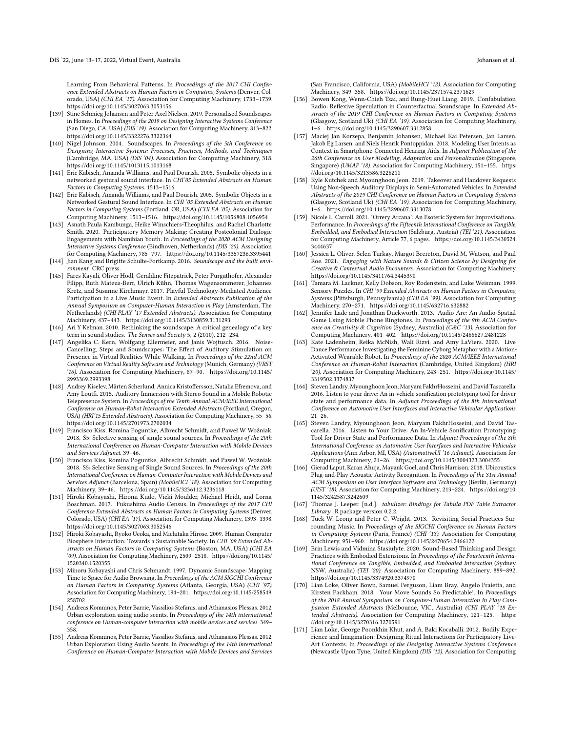Learning From Behavioral Patterns. In *Proceedings of the 2017 CHI Conference Extended Abstracts on Human Factors in Computing Systems* (Denver, Colorado, USA) *(CHI EA '17)*. Association for Computing Machinery, 1733–1739. https://doi.org/10.1145/3027063.3053156

[139] Stine Schmieg Johansen and Peter Axel Nielsen. 2019. Personalised Soundscapes in Homes. In *Proceedings of the 2019 on Designing Interactive Systems Conference* (San Diego, CA, USA) *(DIS '19)*. Association for Computing Machinery, 813–822. https://doi.org/10.1145/3322276.3322364

[140] Nigel Johnson. 2004. Soundscapes. In *Proceedings of the 5th Conference on Designing Interactive Systems: Processes, Practices, Methods, and Techniques* (Cambridge, MA, USA) *(DIS '04)*. Association for Computing Machinery, 318. https://doi.org/10.1145/1013115.1013168

[141] Eric Kabisch, Amanda Williams, and Paul Dourish. 2005. Symbolic objects in a networked gestural sound interface. In *CHI'05 Extended Abstracts on Human Factors in Computing Systems*. 1513–1516.

[142] Eric Kabisch, Amanda Williams, and Paul Dourish. 2005. Symbolic Objects in a Networked Gestural Sound Interface. In *CHI '05 Extended Abstracts on Human Factors in Computing Systems* (Portland, OR, USA) *(CHI EA '05)*. Association for Computing Machinery, 1513–1516. https://doi.org/10.1145/1056808.1056954

[143] Asnath Paula Kambunga, Heike Winschiers-Theophilus, and Rachel Charlotte Smith. 2020. Participatory Memory Making: Creating Postcolonial Dialogic Engagements with Namibian Youth. In *Proceedings of the 2020 ACM Designing Interactive Systems Conference* (Eindhoven, Netherlands) *(DIS '20)*. Association for Computing Machinery, 785–797. https://doi.org/10.1145/3357236.3395441

[144] Jian Kang and Brigitte Schulte-Fortkamp. 2016. *Soundscape and the built environment*. CRC press.

[145] Fares Kayali, Oliver Hödl, Geraldine Fitzpatrick, Peter Purgathofer, Alexander Filipp, Ruth Mateus-Berr, Ulrich Kühn, Thomas Wagensommerer, Johannes Kretz, and Susanne Kirchmayr. 2017. Playful Technology-Mediated Audience Participation in a Live Music Event. In *Extended Abstracts Publication of the Annual Symposium on Computer-Human Interaction in Play* (Amsterdam, The Netherlands) *(CHI PLAY '17 Extended Abstracts)*. Association for Computing Machinery, 437–443. https://doi.org/10.1145/3130859.3131293

[146] Ari Y Kelman. 2010. Rethinking the soundscape: A critical genealogy of a key term in sound studies. *The Senses and Society* 5, 2 (2010), 212–234.

[147] Angelika C. Kern, Wolfgang Ellermeier, and Janis Wojtusch. 2016. Noise-Cancelling, Steps and Soundscapes: The Effect of Auditory Stimulation on Presence in Virtual Realities While Walking. In *Proceedings of the 22nd ACM Conference on Virtual Reality Software and Technology* (Munich, Germany) *(VRST '16)*. Association for Computing Machinery, 87–90. https://doi.org/10.1145/2993369.2993398

[148] Andrey Kiselev, Mårten Scherlund, Annica Kristoffersson, Natalia Efremova, and Amy Loutfi. 2015. Auditory Immersion with Stereo Sound in a Mobile Robotic Telepresence System. In *Proceedings of the Tenth Annual ACM/IEEE International Conference on Human-Robot Interaction Extended Abstracts* (Portland, Oregon, USA) *(HRI'15 Extended Abstracts)*. Association for Computing Machinery, 55–56. https://doi.org/10.1145/2701973.2702034

[149] Francisco Kiss, Romina Poguntke, Albrecht Schmidt, and Paweł W Woźniak. 2018. S5: Selective sensing of single sound sources. In *Proceedings of the 20th International Conference on Human-Computer Interaction with Mobile Devices and Services Adjunct*. 39–46.

[150] Francisco Kiss, Romina Poguntke, Albrecht Schmidt, and Paweł W. Woźniak. 2018. S5: Selective Sensing of Single Sound Sources. In *Proceedings of the 20th International Conference on Human-Computer Interaction with Mobile Devices and Services Adjunct* (Barcelona, Spain) *(MobileHCI '18)*. Association for Computing Machinery, 39–46. https://doi.org/10.1145/3236112.3236118

[151] Hiromi Kobayashi, Hiromi Kudo, Vicki Moulder, Michael Heidt, and Lorna Boschman. 2017. Fukushima Audio Census. In *Proceedings of the 2017 CHI Conference Extended Abstracts on Human Factors in Computing Systems* (Denver, Colorado, USA) *(CHI EA '17)*. Association for Computing Machinery, 1393–1398. https://doi.org/10.1145/3027063.3052546

[152] Hiroki Kobayashi, Ryoko Ueoka, and Michitaka Hirose. 2009. Human Computer Biosphere Interaction: Towards a Sustainable Society. In *CHI '09 Extended Abstracts on Human Factors in Computing Systems* (Boston, MA, USA) *(CHI EA '09)*. Association for Computing Machinery, 2509–2518. https://doi.org/10.1145/1520340.1520355

[153] Minoru Kobayashi and Chris Schmandt. 1997. Dynamic Soundscape: Mapping Time to Space for Audio Browsing. In *Proceedings of the ACM SIGCHI Conference on Human Factors in Computing Systems* (Atlanta, Georgia, USA) *(CHI '97)*. Association for Computing Machinery, 194–201. https://doi.org/10.1145/258549.258702

[154] Andreas Komninos, Peter Barrie, Vassilios Stefanis, and Athanasios Plessas. 2012. Urban exploration using audio scents. In *Proceedings of the 14th international conference on Human-computer interaction with mobile devices and services*. 349–358.

[155] Andreas Komninos, Peter Barrie, Vassilios Stefanis, and Athanasios Plessas. 2012. Urban Exploration Using Audio Scents. In *Proceedings of the 14th International Conference on Human-Computer Interaction with Mobile Devices and Services* (San Francisco, California, USA) *(MobileHCI '12)*. Association for Computing Machinery, 349–358. https://doi.org/10.1145/2371574.2371629

[156] Bowen Kong, Wenn-Chieh Tsai, and Rung-Huei Liang. 2019. Confabulation Radio: Reflexive Speculation in Counterfactual Soundscape. In *Extended Abstracts of the 2019 CHI Conference on Human Factors in Computing Systems* (Glasgow, Scotland Uk) *(CHI EA '19)*. Association for Computing Machinery, 1–6. https://doi.org/10.1145/3290607.3312858

[157] Maciej Jan Korzepa, Benjamin Johansen, Michael Kai Petersen, Jan Larsen, Jakob Eg Larsen, and Niels Henrik Pontoppidan. 2018. Modeling User Intents as Context in Smartphone-Connected Hearing Aids. In *Adjunct Publication of the 26th Conference on User Modeling, Adaptation and Personalization* (Singapore, Singapore) *(UMAP '18)*. Association for Computing Machinery, 151–155. https://doi.org/10.1145/3213586.3226211

[158] Kyle Kutchek and Myounghoon Jeon. 2019. Takeover and Handover Requests Using Non-Speech Auditory Displays in Semi-Automated Vehicles. In *Extended Abstracts of the 2019 CHI Conference on Human Factors in Computing Systems* (Glasgow, Scotland Uk) *(CHI EA '19)*. Association for Computing Machinery, 1–6. https://doi.org/10.1145/3290607.3313078

[159] Nicole L. Carroll. 2021. 'Orrery Arcana': An Esoteric System for Improvisational Performance. In *Proceedings of the Fifteenth International Conference on Tangible, Embedded, and Embodied Interaction* (Salzburg, Austria) *(TEI '21)*. Association for Computing Machinery, Article 77, 6 pages. https://doi.org/10.1145/3430524.3444637

[160] Jessica L. Oliver, Selen Turkay, Margot Brereton, David M. Watson, and Paul Roe. 2021. *Engaging with Nature Sounds & Citizen Science by Designing for Creative & Contextual Audio Encounters*. Association for Computing Machinery. https://doi.org/10.1145/3411764.3445390

[161] Tamara M. Lackner, Kelly Dobson, Roy Rodenstein, and Luke Weisman. 1999. Sensory Puzzles. In *CHI '99 Extended Abstracts on Human Factors in Computing Systems* (Pittsburgh, Pennsylvania) *(CHI EA '99)*. Association for Computing Machinery, 270–271. https://doi.org/10.1145/632716.632882

[162] Jennifer Lade and Jonathan Duckworth. 2013. Audio Arc: An Audio-Spatial Game Using Mobile Phone Ringtones. In *Proceedings of the 9th ACM Conference on Creativity & Cognition* (Sydney, Australia) *(C&C '13)*. Association for Computing Machinery, 401–402. https://doi.org/10.1145/2466627.2481228

[163] Kate Ladenheim, Reika McNish, Wali Rizvi, and Amy LaViers. 2020. Live Dance Performance Investigating the Feminine Cyborg Metaphor with a Motion-Activated Wearable Robot. In *Proceedings of the 2020 ACM/IEEE International Conference on Human-Robot Interaction* (Cambridge, United Kingdom) *(HRI '20)*. Association for Computing Machinery, 243–251. https://doi.org/10.1145/3319502.3374837

[164] Steven Landry, Myounghoon Jeon, Maryam FakhrHosseini, and David Tascarella. 2016. Listen to your drive: An in-vehicle sonification prototyping tool for driver state and performance data. In *Adjunct Proceedings of the 8th International Conference on Automotive User Interfaces and Interactive Vehicular Applications*. 21–26.

[165] Steven Landry, Myounghoon Jeon, Maryam FakhrHosseini, and David Tascarella. 2016. Listen to Your Drive: An In-Vehicle Sonification Prototyping Tool for Driver State and Performance Data. In *Adjunct Proceedings of the 8th International Conference on Automotive User Interfaces and Interactive Vehicular Applications* (Ann Arbor, MI, USA) *(AutomotiveUI '16 Adjunct)*. Association for Computing Machinery, 21–26. https://doi.org/10.1145/3004323.3004355

[166] Gierad Laput, Karan Ahuja, Mayank Goel, and Chris Harrison. 2018. Ubicoustics: Plug-and-Play Acoustic Activity Recognition. In *Proceedings of the 31st Annual ACM Symposium on User Interface Software and Technology* (Berlin, Germany) *(UIST '18)*. Association for Computing Machinery, 213–224. https://doi.org/10.1145/3242587.3242609

[167] Thomas J. Leeper. [n.d.]. *tabulizer: Bindings for Tabula PDF Table Extractor Library*. R package version 0.2.2.

[168] Tuck W. Leong and Peter C. Wright. 2013. Revisiting Social Practices Surrounding Music. In *Proceedings of the SIGCHI Conference on Human Factors in Computing Systems* (Paris, France) *(CHI '13)*. Association for Computing Machinery, 951–960. https://doi.org/10.1145/2470654.2466122

[169] Erin Lewis and Vidmina Stasiulyte. 2020. Sound-Based Thinking and Design Practices with Embodied Extensions. In *Proceedings of the Fourteenth International Conference on Tangible, Embedded, and Embodied Interaction* (Sydney NSW, Australia) *(TEI '20)*. Association for Computing Machinery, 889–892. https://doi.org/10.1145/3374920.3374970

[170] Lian Loke, Oliver Bown, Samuel Ferguson, Liam Bray, Angelo Fraietta, and Kirsten Packham. 2018. Your Move Sounds So Predictable!. In *Proceedings of the 2018 Annual Symposium on Computer-Human Interaction in Play Companion Extended Abstracts* (Melbourne, VIC, Australia) *(CHI PLAY '18 Extended Abstracts)*. Association for Computing Machinery, 121–125. https://doi.org/10.1145/3270316.3270591

[171] Lian Loke, George Poonkhin Khut, and A. Baki Kocaballi. 2012. Bodily Experience and Imagination: Designing Ritual Interactions for Participatory Live-Art Contexts. In *Proceedings of the Designing Interactive Systems Conference* (Newcastle Upon Tyne, United Kingdom) *(DIS '12)*. Association for Computing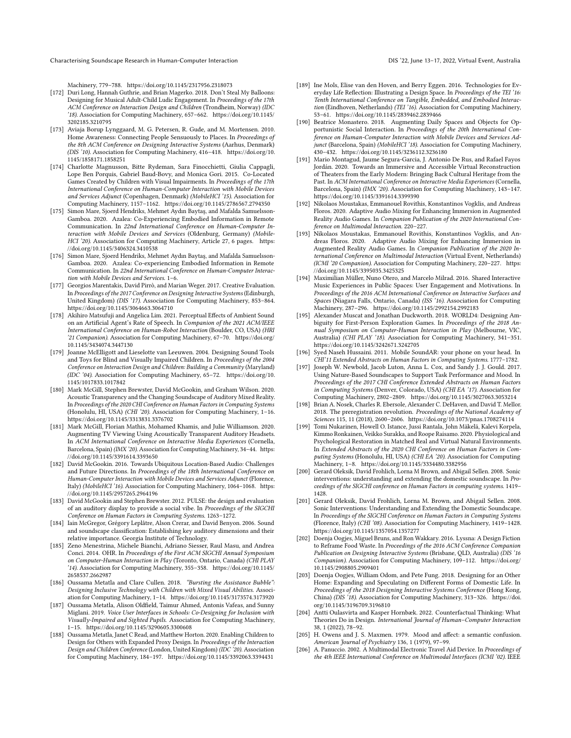Machinery, 779–788. https://doi.org/10.1145/2317956.2318073

- [172] Duri Long, Hannah Guthrie, and Brian Magerko. 2018. Don't Steal My Balloons: Designing for Musical Adult-Child Ludic Engagement. In *Proceedings of the 17th ACM Conference on Interaction Design and Children* (Trondheim, Norway) *(IDC '18)*. Association for Computing Machinery, 657–662. https://doi.org/10.1145/3202185.3210795
- [173] Aviaja Borup Lynggaard, M. G. Petersen, R. Gude, and M. Mortensen. 2010. Home Awareness: Connecting People Sensuously to Places. In *Proceedings of the 8th ACM Conference on Designing Interactive Systems* (Aarhus, Denmark) *(DIS '10)*. Association for Computing Machinery, 416–418. https://doi.org/10.1145/1858171.1858251
- [174] Charlotte Magnusson, Bitte Rydeman, Sara Finocchietti, Giulia Cappagli, Lope Ben Porquis, Gabriel Baud-Bovy, and Monica Gori. 2015. Co-Located Games Created by Children with Visual Impairments. In *Proceedings of the 17th International Conference on Human-Computer Interaction with Mobile Devices and Services Adjunct* (Copenhagen, Denmark) *(MobileHCI '15)*. Association for Computing Machinery, 1157–1162. https://doi.org/10.1145/2786567.2794350
- [175] Simon Mare, Sjoerd Hendriks, Mehmet Aydın Baytaş, and Mafalda Samuelsson-Gamboa. 2020. Azalea: Co-Experiencing Embodied Information in Remote Communication. In *22nd International Conference on Human-Computer Interaction with Mobile Devices and Services* (Oldenburg, Germany) *(MobileHCI '20)*. Association for Computing Machinery, Article 27, 6 pages. https://doi.org/10.1145/3406324.3410538
- [176] Simon Mare, Sjoerd Hendriks, Mehmet Aydın Baytaş, and Mafalda Samuelsson-Gamboa. 2020. Azalea: Co-experiencing Embodied Information in Remote Communication. In *22nd International Conference on Human-Computer Interaction with Mobile Devices and Services*. 1–6.
- [177] Georgios Marentakis, David Pirrò, and Marian Weger. 2017. Creative Evaluation. In *Proceedings of the 2017 Conference on Designing Interactive Systems* (Edinburgh, United Kingdom) *(DIS '17)*. Association for Computing Machinery, 853–864. https://doi.org/10.1145/3064663.3064710
- [178] Akihiro Matsufuji and Angelica Lim. 2021. Perceptual Effects of Ambient Sound on an Artificial Agent's Rate of Speech. In *Companion of the 2021 ACM/IEEE International Conference on Human-Robot Interaction* (Boulder, CO, USA) *(HRI '21 Companion)*. Association for Computing Machinery, 67–70. https://doi.org/10.1145/3434074.3447130
- [179] Joanne McElligott and Lieselotte van Leeuwen. 2004. Designing Sound Tools and Toys for Blind and Visually Impaired Children. In *Proceedings of the 2004 Conference on Interaction Design and Children: Building a Community* (Maryland) *(IDC '04)*. Association for Computing Machinery, 65–72. https://doi.org/10.1145/1017833.1017842
- [180] Mark McGill, Stephen Brewster, David McGookin, and Graham Wilson. 2020. Acoustic Transparency and the Changing Soundscape of Auditory Mixed Reality. In *Proceedings of the 2020 CHI Conference on Human Factors in Computing Systems* (Honolulu, HI, USA) *(CHI '20)*. Association for Computing Machinery, 1–16. https://doi.org/10.1145/3313831.3376702
- [181] Mark McGill, Florian Mathis, Mohamed Khamis, and Julie Williamson. 2020. Augmenting TV Viewing Using Acoustically Transparent Auditory Headsets. In *ACM International Conference on Interactive Media Experiences* (Cornella, Barcelona, Spain) *(IMX '20)*. Association for Computing Machinery, 34–44. https://doi.org/10.1145/3391614.3393650
- [182] David McGookin. 2016. Towards Ubiquitous Location-Based Audio: Challenges and Future Directions. In *Proceedings of the 18th International Conference on Human-Computer Interaction with Mobile Devices and Services Adjunct* (Florence, Italy) *(MobileHCI '16)*. Association for Computing Machinery, 1064–1068. https://doi.org/10.1145/2957265.2964196
- [183] David McGookin and Stephen Brewster. 2012. PULSE: the design and evaluation of an auditory display to provide a social vibe. In *Proceedings of the SIGCHI Conference on Human Factors in Computing Systems*. 1263–1272.
- [184] Iain McGregor, Grégory Leplâtre, Alson Crerar, and David Benyon. 2006. Sound and soundscape classification: Establishing key auditory dimensions and their relative importance. Georgia Institute of Technology.
- [185] Zeno Menestrina, Michele Bianchi, Adriano Siesser, Raul Masu, and Andrea Conci. 2014. OHR. In *Proceedings of the First ACM SIGCHI Annual Symposium on Computer-Human Interaction in Play* (Toronto, Ontario, Canada) *(CHI PLAY '14)*. Association for Computing Machinery, 355–358. https://doi.org/10.1145/2658537.2662987
- [186] Oussama Metatla and Clare Cullen. 2018. *"Bursting the Assistance Bubble": Designing Inclusive Technology with Children with Mixed Visual Abilities*. Association for Computing Machinery, 1–14. https://doi.org/10.1145/3173574.3173920
- [187] Oussama Metatla, Alison Oldfield, Taimur Ahmed, Antonis Vafeas, and Sunny Miglani. 2019. *Voice User Interfaces in Schools: Co-Designing for Inclusion with Visually-Impaired and Sighted Pupils*. Association for Computing Machinery, 1–15. https://doi.org/10.1145/3290605.3300608
- [188] Oussama Metatla, Janet C Read, and Matthew Horton. 2020. Enabling Children to Design for Others with Expanded Proxy Design. In *Proceedings of the Interaction Design and Children Conference* (London, United Kingdom) *(IDC '20)*. Association for Computing Machinery, 184–197. https://doi.org/10.1145/3392063.3394431
- [189] Ine Mols, Elise van den Hoven, and Berry Eggen. 2016. Technologies for Everyday Life Reflection: Illustrating a Design Space. In *Proceedings of the TEI '16: Tenth International Conference on Tangible, Embedded, and Embodied Interaction* (Eindhoven, Netherlands) *(TEI '16)*. Association for Computing Machinery, 53–61. https://doi.org/10.1145/2839462.2839466
- [190] Beatrice Monastero. 2018. Augmenting Daily Spaces and Objects for Opportunistic Social Interaction. In *Proceedings of the 20th International Conference on Human-Computer Interaction with Mobile Devices and Services Adjunct* (Barcelona, Spain) *(MobileHCI '18)*. Association for Computing Machinery, 430–432. https://doi.org/10.1145/3236112.3236180
- [191] Mario Montagud, Jaume Segura-Garcia, J. Antonio De Rus, and Rafael Fayos Jordán. 2020. Towards an Immersive and Accessible Virtual Reconstruction of Theaters from the Early Modern: Bringing Back Cultural Heritage from the Past. In *ACM International Conference on Interactive Media Experiences* (Cornella, Barcelona, Spain) *(IMX '20)*. Association for Computing Machinery, 143–147. https://doi.org/10.1145/3391614.3399390
- [192] Nikolaos Moustakas, Emmanouel Rovithis, Konstantinos Vogklis, and Andreas Floros. 2020. Adaptive Audio Mixing for Enhancing Immersion in Augmented Reality Audio Games. In *Companion Publication of the 2020 International Conference on Multimodal Interaction*. 220–227.
- [193] Nikolaos Moustakas, Emmanouel Rovithis, Konstantinos Vogklis, and Andreas Floros. 2020. Adaptive Audio Mixing for Enhancing Immersion in Augmented Reality Audio Games. In *Companion Publication of the 2020 International Conference on Multimodal Interaction* (Virtual Event, Netherlands) *(ICMI '20 Companion)*. Association for Computing Machinery, 220–227. https://doi.org/10.1145/3395035.3425325
- [194] Maximilian Müller, Nuno Otero, and Marcelo Milrad. 2016. Shared Interactive Music Experiences in Public Spaces: User Engagement and Motivations. In *Proceedings of the 2016 ACM International Conference on Interactive Surfaces and Spaces* (Niagara Falls, Ontario, Canada) *(ISS '16)*. Association for Computing Machinery, 287–296. https://doi.org/10.1145/2992154.2992183
- [195] Alexander Muscat and Jonathan Duckworth. 2018. WORLD4: Designing Ambiguity for First-Person Exploration Games. In *Proceedings of the 2018 Annual Symposium on Computer-Human Interaction in Play* (Melbourne, VIC, Australia) *(CHI PLAY '18)*. Association for Computing Machinery, 341–351. https://doi.org/10.1145/3242671.3242705
- [196] Syed Naseh Hussaini. 2011. Mobile SoundAR: your phone on your head. In *CHI'11 Extended Abstracts on Human Factors in Computing Systems*. 1777–1782.
- [197] Joseph W. Newbold, Jacob Luton, Anna L. Cox, and Sandy J. J. Gould. 2017. Using Nature-Based Soundscapes to Support Task Performance and Mood. In *Proceedings of the 2017 CHI Conference Extended Abstracts on Human Factors in Computing Systems* (Denver, Colorado, USA) *(CHI EA '17)*. Association for Computing Machinery, 2802–2809. https://doi.org/10.1145/3027063.3053214
- [198] Brian A. Nosek, Charles R. Ebersole, Alexander C. DeHaven, and David T. Mellor. 2018. The preregistration revolution. *Proceedings of the National Academy of Sciences* 115, 11 (2018), 2600–2606. https://doi.org/10.1073/pnas.1708274114
- [199] Tomi Nukarinen, Howell O. Istance, Jussi Rantala, John Mäkelä, Kalevi Korpela, Kimmo Ronkainen, Veikko Surakka, and Roope Raisamo. 2020. Physiological and Psychological Restoration in Matched Real and Virtual Natural Environments. In *Extended Abstracts of the 2020 CHI Conference on Human Factors in Computing Systems* (Honolulu, HI, USA) *(CHI EA '20)*. Association for Computing Machinery, 1–8. https://doi.org/10.1145/3334480.3382956
- [200] Gerard Oleksik, David Frohlich, Lorna M Brown, and Abigail Sellen. 2008. Sonic interventions: understanding and extending the domestic soundscape. In *Proceedings of the SIGCHI conference on Human Factors in computing systems*. 1419–1428.
- [201] Gerard Oleksik, David Frohlich, Lorna M. Brown, and Abigail Sellen. 2008. Sonic Interventions: Understanding and Extending the Domestic Soundscape. In *Proceedings of the SIGCHI Conference on Human Factors in Computing Systems* (Florence, Italy) *(CHI '08)*. Association for Computing Machinery, 1419–1428. https://doi.org/10.1145/1357054.1357277
- [202] Doenja Oogjes, Miguel Bruns, and Ron Wakkary. 2016. Lyssna: A Design Fiction to Reframe Food Waste. In *Proceedings of the 2016 ACM Conference Companion Publication on Designing Interactive Systems* (Brisbane, QLD, Australia) *(DIS '16 Companion)*. Association for Computing Machinery, 109–112. https://doi.org/10.1145/2908805.2909401
- [203] Doenja Oogjes, William Odom, and Pete Fung. 2018. Designing for an Other Home: Expanding and Speculating on Different Forms of Domestic Life. In *Proceedings of the 2018 Designing Interactive Systems Conference* (Hong Kong, China) *(DIS '18)*. Association for Computing Machinery, 313–326. https://doi.org/10.1145/3196709.3196810
- [204] Antti Oulasvirta and Kasper Hornbæk. 2022. Counterfactual Thinking: What Theories Do in Design. *International Journal of Human–Computer Interaction* 38, 1 (2022), 78–92.
- [205] H. Owens and J. S. Maxmen. 1979. Mood and affect: a semantic confusion. *American Journal of Psychiatry* 136, 1 (1979), 97–99.
- [206] A. Panuccio. 2002. A Multimodal Electronic Travel Aid Device. In *Proceedings of the 4th IEEE International Conference on Multimodal Interfaces (ICMI '02)*. IEEE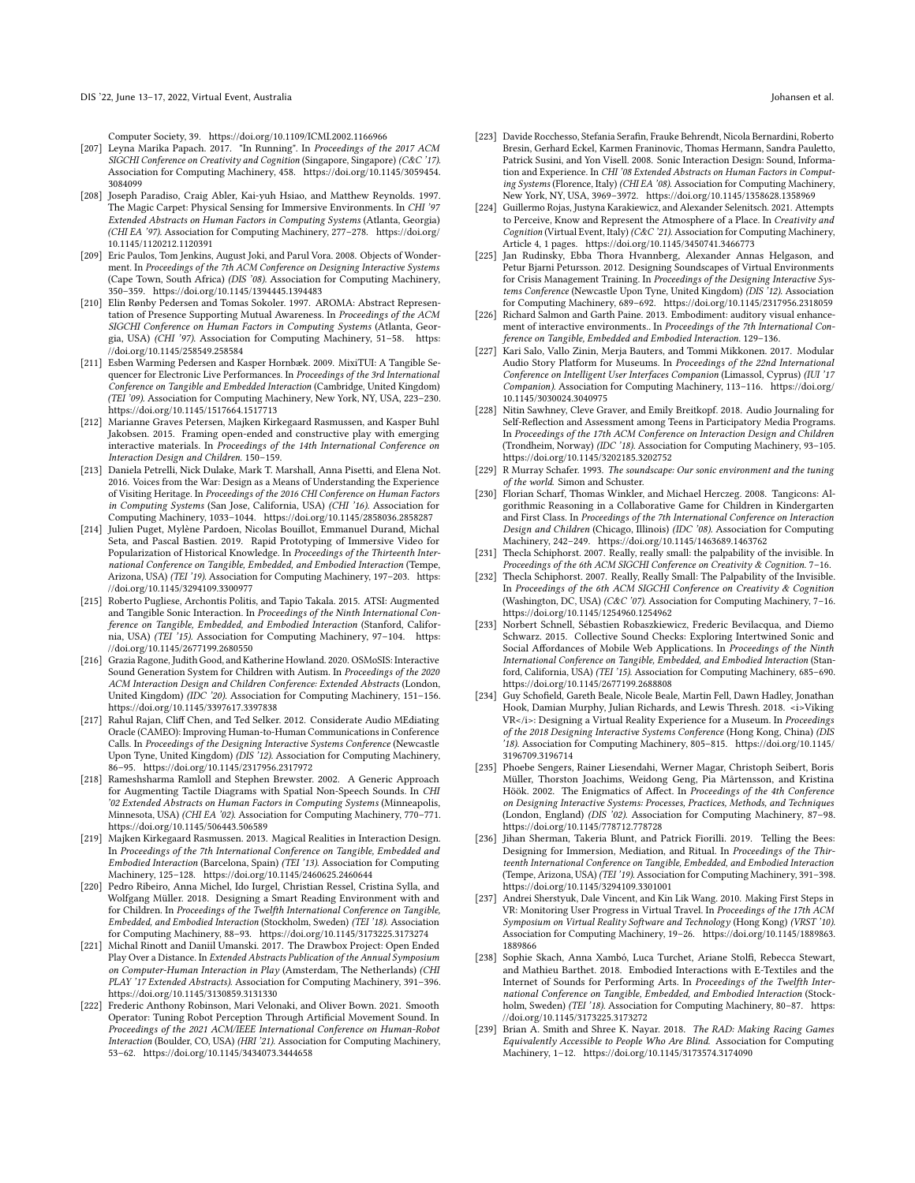Computer Society, 39. https://doi.org/10.1109/ICMI.2002.1166966

[207] Leyna Marika Papach. 2017. "In Running". In *Proceedings of the 2017 ACM SIGCHI Conference on Creativity and Cognition* (Singapore, Singapore) *(C&C '17)*. Association for Computing Machinery, 458. https://doi.org/10.1145/3059454.3084099

[208] Joseph Paradiso, Craig Abler, Kai-yuh Hsiao, and Matthew Reynolds. 1997. The Magic Carpet: Physical Sensing for Immersive Environments. In *CHI '97 Extended Abstracts on Human Factors in Computing Systems* (Atlanta, Georgia) *(CHI EA '97)*. Association for Computing Machinery, 277–278. https://doi.org/10.1145/1120212.1120391

[209] Eric Paulos, Tom Jenkins, August Joki, and Parul Vora. 2008. Objects of Wonderment. In *Proceedings of the 7th ACM Conference on Designing Interactive Systems* (Cape Town, South Africa) *(DIS '08)*. Association for Computing Machinery, 350–359. https://doi.org/10.1145/1394445.1394483

[210] Elin Rønby Pedersen and Tomas Sokoler. 1997. AROMA: Abstract Representation of Presence Supporting Mutual Awareness. In *Proceedings of the ACM SIGCHI Conference on Human Factors in Computing Systems* (Atlanta, Georgia, USA) *(CHI '97)*. Association for Computing Machinery, 51–58. https://doi.org/10.1145/258549.258584

[211] Esben Warming Pedersen and Kasper Hornbæk. 2009. MixiTUI: A Tangible Sequencer for Electronic Live Performances. In *Proceedings of the 3rd International Conference on Tangible and Embedded Interaction* (Cambridge, United Kingdom) *(TEI '09)*. Association for Computing Machinery, New York, NY, USA, 223–230. https://doi.org/10.1145/1517664.1517713

[212] Marianne Graves Petersen, Majken Kirkegaard Rasmussen, and Kasper Buhl Jakobsen. 2015. Framing open-ended and constructive play with emerging interactive materials. In *Proceedings of the 14th International Conference on Interaction Design and Children*. 150–159.

[213] Daniela Petrelli, Nick Dulake, Mark T. Marshall, Anna Pisetti, and Elena Not. 2016. Voices from the War: Design as a Means of Understanding the Experience of Visiting Heritage. In *Proceedings of the 2016 CHI Conference on Human Factors in Computing Systems* (San Jose, California, USA) *(CHI '16)*. Association for Computing Machinery, 1033–1044. https://doi.org/10.1145/2858036.2858287

[214] Julien Puget, Mylène Pardoen, Nicolas Bouillot, Emmanuel Durand, Michal Seta, and Pascal Bastien. 2019. Rapid Prototyping of Immersive Video for Popularization of Historical Knowledge. In *Proceedings of the Thirteenth International Conference on Tangible, Embedded, and Embodied Interaction* (Tempe, Arizona, USA) *(TEI '19)*. Association for Computing Machinery, 197–203. https://doi.org/10.1145/3294109.3300977

[215] Roberto Pugliese, Archontis Politis, and Tapio Takala. 2015. ATSI: Augmented and Tangible Sonic Interaction. In *Proceedings of the Ninth International Conference on Tangible, Embedded, and Embodied Interaction* (Stanford, California, USA) *(TEI '15)*. Association for Computing Machinery, 97–104. https://doi.org/10.1145/2677199.2680550

[216] Grazia Ragone, Judith Good, and Katherine Howland. 2020. OSMoSIS: Interactive Sound Generation System for Children with Autism. In *Proceedings of the 2020 ACM Interaction Design and Children Conference: Extended Abstracts* (London, United Kingdom) *(IDC '20)*. Association for Computing Machinery, 151–156. https://doi.org/10.1145/3397617.3397838

[217] Rahul Rajan, Cliff Chen, and Ted Selker. 2012. Considerate Audio MEdiating Oracle (CAMEO): Improving Human-to-Human Communications in Conference Calls. In *Proceedings of the Designing Interactive Systems Conference* (Newcastle Upon Tyne, United Kingdom) *(DIS '12)*. Association for Computing Machinery, 86–95. https://doi.org/10.1145/2317956.2317972

[218] Rameshsharma Ramloll and Stephen Brewster. 2002. A Generic Approach for Augmenting Tactile Diagrams with Spatial Non-Speech Sounds. In *CHI '02 Extended Abstracts on Human Factors in Computing Systems* (Minneapolis, Minnesota, USA) *(CHI EA '02)*. Association for Computing Machinery, 770–771. https://doi.org/10.1145/506443.506589

[219] Majken Kirkegaard Rasmussen. 2013. Magical Realities in Interaction Design. In *Proceedings of the 7th International Conference on Tangible, Embedded and Embodied Interaction* (Barcelona, Spain) *(TEI '13)*. Association for Computing Machinery, 125–128. https://doi.org/10.1145/2460625.2460644

[220] Pedro Ribeiro, Anna Michel, Ido Iurgel, Christian Ressel, Cristina Sylla, and Wolfgang Müller. 2018. Designing a Smart Reading Environment with and for Children. In *Proceedings of the Twelfth International Conference on Tangible, Embedded, and Embodied Interaction* (Stockholm, Sweden) *(TEI '18)*. Association for Computing Machinery, 88–93. https://doi.org/10.1145/3173225.3173274

[221] Michal Rinott and Daniil Umanski. 2017. The Drawbox Project: Open Ended Play Over a Distance. In *Extended Abstracts Publication of the Annual Symposium on Computer-Human Interaction in Play* (Amsterdam, The Netherlands) *(CHI PLAY '17 Extended Abstracts)*. Association for Computing Machinery, 391–396. https://doi.org/10.1145/3130859.3131330

[222] Frederic Anthony Robinson, Mari Velonaki, and Oliver Bown. 2021. Smooth Operator: Tuning Robot Perception Through Artificial Movement Sound. In *Proceedings of the 2021 ACM/IEEE International Conference on Human-Robot Interaction* (Boulder, CO, USA) *(HRI '21)*. Association for Computing Machinery, 53–62. https://doi.org/10.1145/3434073.3444658

[223] Davide Rocchesso, Stefania Serafin, Frauke Behrendt, Nicola Bernardini, Roberto Bresin, Gerhard Eckel, Karmen Franinovic, Thomas Hermann, Sandra Pauletto, Patrick Susini, and Yon Visell. 2008. Sonic Interaction Design: Sound, Information and Experience. In *CHI '08 Extended Abstracts on Human Factors in Computing Systems* (Florence, Italy) *(CHI EA '08)*. Association for Computing Machinery, New York, NY, USA, 3969–3972. https://doi.org/10.1145/1358628.1358969

[224] Guillermo Rojas, Justyna Karakiewicz, and Alexander Selenitsch. 2021. Attempts to Perceive, Know and Represent the Atmosphere of a Place. In *Creativity and Cognition* (Virtual Event, Italy) *(C&C '21)*. Association for Computing Machinery, Article 4, 1 pages. https://doi.org/10.1145/3450741.3466773

[225] Jan Rudinsky, Ebba Thora Hvannberg, Alexander Annas Helgason, and Petur Bjarni Petursson. 2012. Designing Soundscapes of Virtual Environments for Crisis Management Training. In *Proceedings of the Designing Interactive Systems Conference* (Newcastle Upon Tyne, United Kingdom) *(DIS '12)*. Association for Computing Machinery, 689–692. https://doi.org/10.1145/2317956.2318059

[226] Richard Salmon and Garth Paine. 2013. Embodiment: auditory visual enhancement of interactive environments.. In *Proceedings of the 7th International Conference on Tangible, Embedded and Embodied Interaction*. 129–136.

[227] Kari Salo, Vallo Zinin, Merja Bauters, and Tommi Mikkonen. 2017. Modular Audio Story Platform for Museums. In *Proceedings of the 22nd International Conference on Intelligent User Interfaces Companion* (Limassol, Cyprus) *(IUI '17 Companion)*. Association for Computing Machinery, 113–116. https://doi.org/10.1145/3030024.3040975

[228] Nitin Sawhney, Cleve Graver, and Emily Breitkopf. 2018. Audio Journaling for Self-Reflection and Assessment among Teens in Participatory Media Programs. In *Proceedings of the 17th ACM Conference on Interaction Design and Children* (Trondheim, Norway) *(IDC '18)*. Association for Computing Machinery, 93–105. https://doi.org/10.1145/3202185.3202752

[229] R Murray Schafer. 1993. *The soundscape: Our sonic environment and the tuning of the world.* Simon and Schuster.

[230] Florian Scharf, Thomas Winkler, and Michael Herczeg. 2008. Tangicons: Algorithmic Reasoning in a Collaborative Game for Children in Kindergarten and First Class. In *Proceedings of the 7th International Conference on Interaction Design and Children* (Chicago, Illinois) *(IDC '08)*. Association for Computing Machinery, 242–249. https://doi.org/10.1145/1463689.1463762

[231] Thecla Schiphorst. 2007. Really, really small: the palpability of the invisible. In *Proceedings of the 6th ACM SIGCHI Conference on Creativity & Cognition*. 7–16.

[232] Thecla Schiphorst. 2007. Really, Really Small: The Palpability of the Invisible. In *Proceedings of the 6th ACM SIGCHI Conference on Creativity & Cognition* (Washington, DC, USA) *(C&C '07)*. Association for Computing Machinery, 7–16. https://doi.org/10.1145/1254960.1254962

[233] Norbert Schnell, Sébastien Robaszkiewicz, Frederic Bevilacqua, and Diemo Schwarz. 2015. Collective Sound Checks: Exploring Intertwined Sonic and Social Affordances of Mobile Web Applications. In *Proceedings of the Ninth International Conference on Tangible, Embedded, and Embodied Interaction* (Stanford, California, USA) *(TEI '15)*. Association for Computing Machinery, 685–690. https://doi.org/10.1145/2677199.2688808

[234] Guy Schofield, Gareth Beale, Nicole Beale, Martin Fell, Dawn Hadley, Jonathan Hook, Damian Murphy, Julian Richards, and Lewis Thresh. 2018. <i>Viking VR</i>: Designing a Virtual Reality Experience for a Museum. In *Proceedings of the 2018 Designing Interactive Systems Conference* (Hong Kong, China) *(DIS '18)*. Association for Computing Machinery, 805–815. https://doi.org/10.1145/3196709.3196714

[235] Phoebe Sengers, Rainer Liesendahi, Werner Magar, Christoph Seibert, Boris Müller, Thorston Joachims, Weidong Geng, Pia Mårtensson, and Kristina Höök. 2002. The Enigmatics of Affect. In *Proceedings of the 4th Conference on Designing Interactive Systems: Processes, Practices, Methods, and Techniques* (London, England) *(DIS '02)*. Association for Computing Machinery, 87–98. https://doi.org/10.1145/778712.778728

[236] Jihan Sherman, Takeria Blunt, and Patrick Fiorilli. 2019. Telling the Bees: Designing for Immersion, Mediation, and Ritual. In *Proceedings of the Thirteenth International Conference on Tangible, Embedded, and Embodied Interaction* (Tempe, Arizona, USA) *(TEI '19)*. Association for Computing Machinery, 391–398. https://doi.org/10.1145/3294109.3301001

[237] Andrei Sherstyuk, Dale Vincent, and Kin Lik Wang. 2010. Making First Steps in VR: Monitoring User Progress in Virtual Travel. In *Proceedings of the 17th ACM Symposium on Virtual Reality Software and Technology* (Hong Kong) *(VRST '10)*. Association for Computing Machinery, 19–26. https://doi.org/10.1145/1889863.1889866

[238] Sophie Skach, Anna Xambó, Luca Turchet, Ariane Stolfi, Rebecca Stewart, and Mathieu Barthet. 2018. Embodied Interactions with E-Textiles and the Internet of Sounds for Performing Arts. In *Proceedings of the Twelfth International Conference on Tangible, Embedded, and Embodied Interaction* (Stockholm, Sweden) *(TEI '18)*. Association for Computing Machinery, 80–87. https://doi.org/10.1145/3173225.3173272

[239] Brian A. Smith and Shree K. Nayar. 2018. *The RAD: Making Racing Games Equivalently Accessible to People Who Are Blind.* Association for Computing Machinery, 1–12. https://doi.org/10.1145/3173574.3174090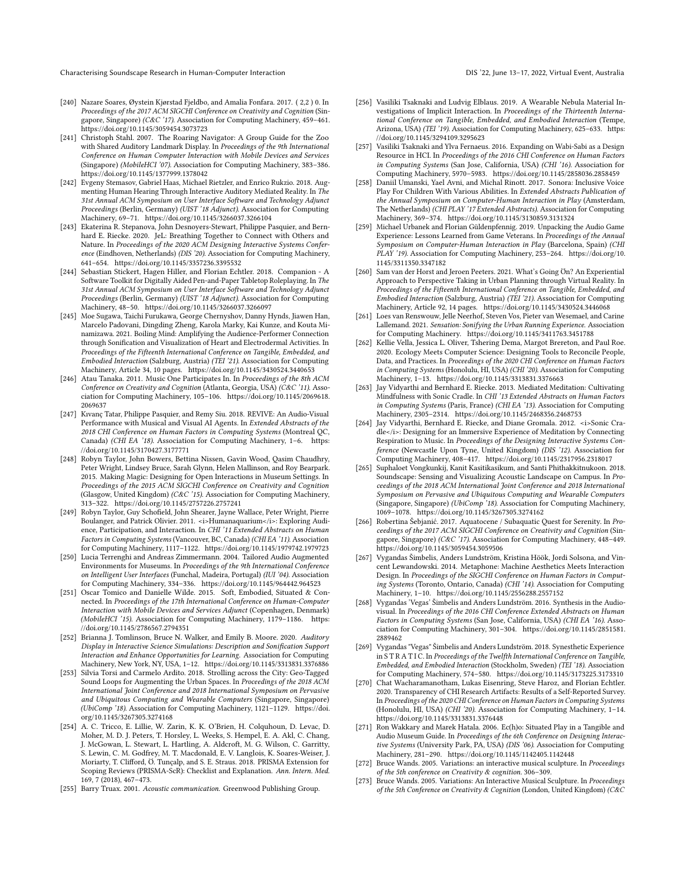[240] Nazare Soares, Øystein Kjørstad Fjeldbo, and Amalia Fonfara. 2017. ( 2,2 ) 0. In *Proceedings of the 2017 ACM SIGCHI Conference on Creativity and Cognition* (Singapore, Singapore) *(C&C '17)*. Association for Computing Machinery, 459–461. https://doi.org/10.1145/3059454.3073723

[241] Christoph Stahl. 2007. The Roaring Navigator: A Group Guide for the Zoo with Shared Auditory Landmark Display. In *Proceedings of the 9th International Conference on Human Computer Interaction with Mobile Devices and Services* (Singapore) *(MobileHCI '07)*. Association for Computing Machinery, 383–386. https://doi.org/10.1145/1377999.1378042

[242] Evgeny Stemasov, Gabriel Haas, Michael Rietzler, and Enrico Rukzio. 2018. Augmenting Human Hearing Through Interactive Auditory Mediated Reality. In *The 31st Annual ACM Symposium on User Interface Software and Technology Adjunct Proceedings* (Berlin, Germany) *(UIST '18 Adjunct)*. Association for Computing Machinery, 69–71. https://doi.org/10.1145/3266037.3266104

[243] Ekaterina R. Stepanova, John Desnoyers-Stewart, Philippe Pasquier, and Bernhard E. Riecke. 2020. JeL: Breathing Together to Connect with Others and Nature. In *Proceedings of the 2020 ACM Designing Interactive Systems Conference* (Eindhoven, Netherlands) *(DIS '20)*. Association for Computing Machinery, 641–654. https://doi.org/10.1145/3357236.3395532

[244] Sebastian Stickert, Hagen Hiller, and Florian Echtler. 2018. Companion - A Software Toolkit for Digitally Aided Pen-and-Paper Tabletop Roleplaying. In *The 31st Annual ACM Symposium on User Interface Software and Technology Adjunct Proceedings* (Berlin, Germany) *(UIST '18 Adjunct)*. Association for Computing Machinery, 48–50. https://doi.org/10.1145/3266037.3266097

[245] Moe Sugawa, Taichi Furukawa, George Chernyshov, Danny Hynds, Jiawen Han, Marcelo Padovani, Dingding Zheng, Karola Marky, Kai Kunze, and Kouta Minamizawa. 2021. Boiling Mind: Amplifying the Audience-Performer Connection through Sonification and Visualization of Heart and Electrodermal Activities. In *Proceedings of the Fifteenth International Conference on Tangible, Embedded, and Embodied Interaction* (Salzburg, Austria) *(TEI '21)*. Association for Computing Machinery, Article 34, 10 pages. https://doi.org/10.1145/3430524.3440653

[246] Atau Tanaka. 2011. Music One Participates In. In *Proceedings of the 8th ACM Conference on Creativity and Cognition* (Atlanta, Georgia, USA) *(C&C '11)*. Association for Computing Machinery, 105–106. https://doi.org/10.1145/2069618.2069637

[247] Kıvanç Tatar, Philippe Pasquier, and Remy Siu. 2018. REVIVE: An Audio-Visual Performance with Musical and Visual AI Agents. In *Extended Abstracts of the 2018 CHI Conference on Human Factors in Computing Systems* (Montreal QC, Canada) *(CHI EA '18)*. Association for Computing Machinery, 1–6. https://doi.org/10.1145/3170427.3177771

[248] Robyn Taylor, John Bowers, Bettina Nissen, Gavin Wood, Qasim Chaudhry, Peter Wright, Lindsey Bruce, Sarah Glynn, Helen Mallinson, and Roy Bearpark. 2015. Making Magic: Designing for Open Interactions in Museum Settings. In *Proceedings of the 2015 ACM SIGCHI Conference on Creativity and Cognition* (Glasgow, United Kingdom) *(C&C '15)*. Association for Computing Machinery, 313–322. https://doi.org/10.1145/2757226.2757241

[249] Robyn Taylor, Guy Schofield, John Shearer, Jayne Wallace, Peter Wright, Pierre Boulanger, and Patrick Olivier. 2011. <i>Humanaquarium</i>: Exploring Audience, Participation, and Interaction. In *CHI '11 Extended Abstracts on Human Factors in Computing Systems* (Vancouver, BC, Canada) *(CHI EA '11)*. Association for Computing Machinery, 1117–1122. https://doi.org/10.1145/1979742.1979723

[250] Lucia Terrenghi and Andreas Zimmermann. 2004. Tailored Audio Augmented Environments for Museums. In *Proceedings of the 9th International Conference on Intelligent User Interfaces* (Funchal, Madeira, Portugal) *(IUI '04)*. Association for Computing Machinery, 334–336. https://doi.org/10.1145/964442.964523

[251] Oscar Tomico and Danielle Wilde. 2015. Soft, Embodied, Situated & Connected. In *Proceedings of the 17th International Conference on Human-Computer Interaction with Mobile Devices and Services Adjunct* (Copenhagen, Denmark) *(MobileHCI '15)*. Association for Computing Machinery, 1179–1186. https://doi.org/10.1145/2786567.2794351

[252] Brianna J. Tomlinson, Bruce N. Walker, and Emily B. Moore. 2020. *Auditory Display in Interactive Science Simulations: Description and Sonification Support Interaction and Enhance Opportunities for Learning.* Association for Computing Machinery, New York, NY, USA, 1–12. https://doi.org/10.1145/3313831.3376886

[253] Silvia Torsi and Carmelo Ardito. 2018. Strolling across the City: Geo-Tagged Sound Loops for Augmenting the Urban Spaces. In *Proceedings of the 2018 ACM International Joint Conference and 2018 International Symposium on Pervasive and Ubiquitous Computing and Wearable Computers* (Singapore, Singapore) *(UbiComp '18)*. Association for Computing Machinery, 1121–1129. https://doi.org/10.1145/3267305.3274168

[254] A. C. Tricco, E. Lillie, W. Zarin, K. K. O'Brien, H. Colquhoun, D. Levac, D. Moher, M. D. J. Peters, T. Horsley, L. Weeks, S. Hempel, E. A. Akl, C. Chang, J. McGowan, L. Stewart, L. Hartling, A. Aldcroft, M. G. Wilson, C. Garritty, S. Lewin, C. M. Godfrey, M. T. Macdonald, E. V. Langlois, K. Soares-Weiser, J. Moriarty, T. Clifford, Ö. Tunçalp, and S. E. Straus. 2018. PRISMA Extension for Scoping Reviews (PRISMA-ScR): Checklist and Explanation. *Ann. Intern. Med.* 169, 7 (2018), 467–473.

[255] Barry Truax. 2001. *Acoustic communication.* Greenwood Publishing Group.

[256] Vasiliki Tsaknaki and Ludvig Elblaus. 2019. A Wearable Nebula Material Investigations of Implicit Interaction. In *Proceedings of the Thirteenth International Conference on Tangible, Embedded, and Embodied Interaction* (Tempe, Arizona, USA) *(TEI '19)*. Association for Computing Machinery, 625–633. https://doi.org/10.1145/3294109.3295623

[257] Vasiliki Tsaknaki and Ylva Fernaeus. 2016. Expanding on Wabi-Sabi as a Design Resource in HCI. In *Proceedings of the 2016 CHI Conference on Human Factors in Computing Systems* (San Jose, California, USA) *(CHI '16)*. Association for Computing Machinery, 5970–5983. https://doi.org/10.1145/2858036.2858459

[258] Daniil Umanski, Yael Avni, and Michal Rinott. 2017. Sonora: Inclusive Voice Play For Children With Various Abilities. In *Extended Abstracts Publication of the Annual Symposium on Computer-Human Interaction in Play* (Amsterdam, The Netherlands) *(CHI PLAY '17 Extended Abstracts)*. Association for Computing Machinery, 369–374. https://doi.org/10.1145/3130859.3131324

[259] Michael Urbanek and Florian Güldenpfennig. 2019. Unpacking the Audio Game Experience: Lessons Learned from Game Veterans. In *Proceedings of the Annual Symposium on Computer-Human Interaction in Play* (Barcelona, Spain) *(CHI PLAY '19)*. Association for Computing Machinery, 253–264. https://doi.org/10.1145/3311350.3347182

[260] Sam van der Horst and Jeroen Peeters. 2021. What's Going Ön? An Experiential Approach to Perspective Taking in Urban Planning through Virtual Reality. In *Proceedings of the Fifteenth International Conference on Tangible, Embedded, and Embodied Interaction* (Salzburg, Austria) *(TEI '21)*. Association for Computing Machinery, Article 92, 14 pages. https://doi.org/10.1145/3430524.3446068

[261] Loes van Renswouw, Jelle Neerhof, Steven Vos, Pieter van Wesemael, and Carine Lallemand. 2021. *Sensation: Sonifying the Urban Running Experience.* Association for Computing Machinery. https://doi.org/10.1145/3411763.3451788

[262] Kellie Vella, Jessica L. Oliver, Tshering Dema, Margot Brereton, and Paul Roe. 2020. Ecology Meets Computer Science: Designing Tools to Reconcile People, Data, and Practices. In *Proceedings of the 2020 CHI Conference on Human Factors in Computing Systems* (Honolulu, HI, USA) *(CHI '20)*. Association for Computing Machinery, 1–13. https://doi.org/10.1145/3313831.3376663

[263] Jay Vidyarthi and Bernhard E. Riecke. 2013. Mediated Meditation: Cultivating Mindfulness with Sonic Cradle. In *CHI '13 Extended Abstracts on Human Factors in Computing Systems* (Paris, France) *(CHI EA '13)*. Association for Computing Machinery, 2305–2314. https://doi.org/10.1145/2468356.2468753

[264] Jay Vidyarthi, Bernhard E. Riecke, and Diane Gromala. 2012. <i>Sonic Cradle</i>: Designing for an Immersive Experience of Meditation by Connecting Respiration to Music. In *Proceedings of the Designing Interactive Systems Conference* (Newcastle Upon Tyne, United Kingdom) *(DIS '12)*. Association for Computing Machinery, 408–417. https://doi.org/10.1145/2317956.2318017

[265] Suphaloet Vongkunkij, Kanit Kasitikasikum, and Santi Phithakkitnukoon. 2018. Soundscape: Sensing and Visualizing Acoustic Landscape on Campus. In *Proceedings of the 2018 ACM International Joint Conference and 2018 International Symposium on Pervasive and Ubiquitous Computing and Wearable Computers* (Singapore, Singapore) *(UbiComp '18)*. Association for Computing Machinery, 1069–1078. https://doi.org/10.1145/3267305.3274162

[266] Robertina Šebjanić. 2017. Aquatocene / Subaquatic Quest for Serenity. In *Proceedings of the 2017 ACM SIGCHI Conference on Creativity and Cognition* (Singapore, Singapore) *(C&C '17)*. Association for Computing Machinery, 448–449. https://doi.org/10.1145/3059454.3059506

[267] Vygandas Šimbelis, Anders Lundström, Kristina Höök, Jordi Solsona, and Vincent Lewandowski. 2014. Metaphone: Machine Aesthetics Meets Interaction Design. In *Proceedings of the SIGCHI Conference on Human Factors in Computing Systems* (Toronto, Ontario, Canada) *(CHI '14)*. Association for Computing Machinery, 1–10. https://doi.org/10.1145/2556288.2557152

[268] Vygandas 'Vegas' Šimbelis and Anders Lundström. 2016. Synthesis in the Audiovisual. In *Proceedings of the 2016 CHI Conference Extended Abstracts on Human Factors in Computing Systems* (San Jose, California, USA) *(CHI EA '16)*. Association for Computing Machinery, 301–304. https://doi.org/10.1145/2851581.2889462

[269] Vygandas "Vegas" Šimbelis and Anders Lundström. 2018. Synesthetic Experience in S T R A T I C. In *Proceedings of the Twelfth International Conference on Tangible, Embedded, and Embodied Interaction* (Stockholm, Sweden) *(TEI '18)*. Association for Computing Machinery, 574–580. https://doi.org/10.1145/3173225.3173310

[270] Chat Wacharamanotham, Lukas Eisenring, Steve Haroz, and Florian Echtler. 2020. Transparency of CHI Research Artifacts: Results of a Self-Reported Survey. In *Proceedings of the 2020 CHI Conference on Human Factors in Computing Systems* (Honolulu, HI, USA) *(CHI '20)*. Association for Computing Machinery, 1–14. https://doi.org/10.1145/3313831.3376448

[271] Ron Wakkary and Marek Hatala. 2006. Ec(h)o: Situated Play in a Tangible and Audio Museum Guide. In *Proceedings of the 6th Conference on Designing Interactive Systems* (University Park, PA, USA) *(DIS '06)*. Association for Computing Machinery, 281–290. https://doi.org/10.1145/1142405.1142448

[272] Bruce Wands. 2005. Variations: an interactive musical sculpture. In *Proceedings of the 5th conference on Creativity & cognition*. 306–309.

[273] Bruce Wands. 2005. Variations: An Interactive Musical Sculpture. In *Proceedings of the 5th Conference on Creativity & Cognition* (London, United Kingdom) *(C&C*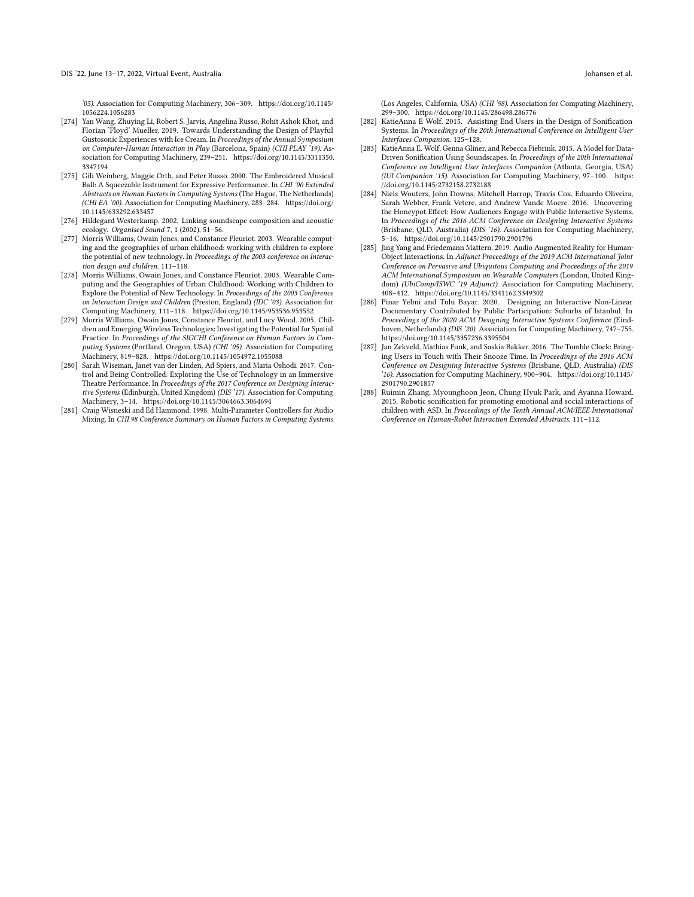'05). Association for Computing Machinery, 306–309. https://doi.org/10.1145/1056224.1056283

- [274] Yan Wang, Zhuying Li, Robert S. Jarvis, Angelina Russo, Rohit Ashok Khot, and Florian 'Floyd' Mueller. 2019. Towards Understanding the Design of Playful Gustosonic Experiences with Ice Cream. In *Proceedings of the Annual Symposium on Computer-Human Interaction in Play* (Barcelona, Spain) *(CHI PLAY '19)*. Association for Computing Machinery, 239–251. https://doi.org/10.1145/3311350.3347194
- [275] Gili Weinberg, Maggie Orth, and Peter Russo. 2000. The Embroidered Musical Ball: A Squeezable Instrument for Expressive Performance. In *CHI '00 Extended Abstracts on Human Factors in Computing Systems* (The Hague, The Netherlands) *(CHI EA '00)*. Association for Computing Machinery, 283–284. https://doi.org/10.1145/633292.633457
- [276] Hildegard Westerkamp. 2002. Linking soundscape composition and acoustic ecology. *Organised Sound* 7, 1 (2002), 51–56.
- [277] Morris Williams, Owain Jones, and Constance Fleuriot. 2003. Wearable computing and the geographies of urban childhood: working with children to explore the potential of new technology. In *Proceedings of the 2003 conference on Interaction design and children*. 111–118.
- [278] Morris Williams, Owain Jones, and Constance Fleuriot. 2003. Wearable Computing and the Geographies of Urban Childhood: Working with Children to Explore the Potential of New Technology. In *Proceedings of the 2003 Conference on Interaction Design and Children* (Preston, England) *(IDC '03)*. Association for Computing Machinery, 111–118. https://doi.org/10.1145/953536.953552
- [279] Morris Williams, Owain Jones, Constance Fleuriot, and Lucy Wood. 2005. Children and Emerging Wireless Technologies: Investigating the Potential for Spatial Practice. In *Proceedings of the SIGCHI Conference on Human Factors in Computing Systems* (Portland, Oregon, USA) *(CHI '05)*. Association for Computing Machinery, 819–828. https://doi.org/10.1145/1054972.1055088
- [280] Sarah Wiseman, Janet van der Linden, Ad Spiers, and Maria Oshodi. 2017. Control and Being Controlled: Exploring the Use of Technology in an Immersive Theatre Performance. In *Proceedings of the 2017 Conference on Designing Interactive Systems* (Edinburgh, United Kingdom) *(DIS '17)*. Association for Computing Machinery, 3–14. https://doi.org/10.1145/3064663.3064694
- [281] Craig Wisneski and Ed Hammond. 1998. Multi-Parameter Controllers for Audio Mixing. In *CHI 98 Conference Summary on Human Factors in Computing Systems* (Los Angeles, California, USA) *(CHI '98)*. Association for Computing Machinery, 299–300. https://doi.org/10.1145/286498.286776
- [282] KatieAnna E Wolf. 2015. Assisting End Users in the Design of Sonification Systems. In *Proceedings of the 20th International Conference on Intelligent User Interfaces Companion*. 125–128.
- [283] KatieAnna E. Wolf, Genna Gliner, and Rebecca Fiebrink. 2015. A Model for Data-Driven Sonification Using Soundscapes. In *Proceedings of the 20th International Conference on Intelligent User Interfaces Companion* (Atlanta, Georgia, USA) *(IUI Companion '15)*. Association for Computing Machinery, 97–100. https://doi.org/10.1145/2732158.2732188
- [284] Niels Wouters, John Downs, Mitchell Harrop, Travis Cox, Eduardo Oliveira, Sarah Webber, Frank Vetere, and Andrew Vande Moere. 2016. Uncovering the Honeypot Effect: How Audiences Engage with Public Interactive Systems. In *Proceedings of the 2016 ACM Conference on Designing Interactive Systems* (Brisbane, QLD, Australia) *(DIS '16)*. Association for Computing Machinery, 5–16. https://doi.org/10.1145/2901790.2901796
- [285] Jing Yang and Friedemann Mattern. 2019. Audio Augmented Reality for Human-Object Interactions. In *Adjunct Proceedings of the 2019 ACM International Joint Conference on Pervasive and Ubiquitous Computing and Proceedings of the 2019 ACM International Symposium on Wearable Computers* (London, United Kingdom) *(UbiComp/ISWC '19 Adjunct)*. Association for Computing Machinery, 408–412. https://doi.org/10.1145/3341162.3349302
- [286] Pinar Yelmi and Tulu Bayar. 2020. Designing an Interactive Non-Linear Documentary Contributed by Public Participation: Suburbs of Istanbul. In *Proceedings of the 2020 ACM Designing Interactive Systems Conference* (Eindhoven, Netherlands) *(DIS '20)*. Association for Computing Machinery, 747–755. https://doi.org/10.1145/3357236.3395504
- [287] Jan Zekveld, Mathias Funk, and Saskia Bakker. 2016. The Tumble Clock: Bringing Users in Touch with Their Snooze Time. In *Proceedings of the 2016 ACM Conference on Designing Interactive Systems* (Brisbane, QLD, Australia) *(DIS '16)*. Association for Computing Machinery, 900–904. https://doi.org/10.1145/2901790.2901857
- [288] Ruimin Zhang, Myounghoon Jeon, Chung Hyuk Park, and Ayanna Howard. 2015. Robotic sonification for promoting emotional and social interactions of children with ASD. In *Proceedings of the Tenth Annual ACM/IEEE International Conference on Human-Robot Interaction Extended Abstracts*. 111–112.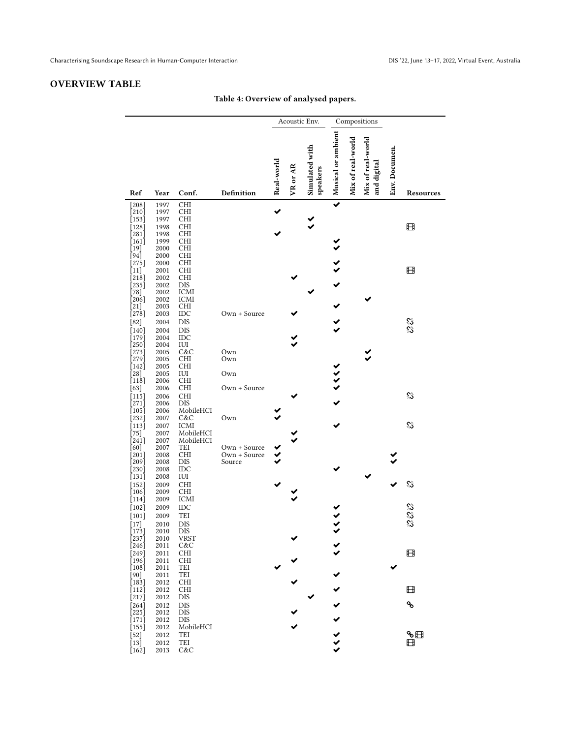## OVERVIEW TABLE

**Table 4: Overview of analysed papers.**

| | | | | Acoustic Env. | | | Compositions | | | | |
|---|---|---|---|---|---|---|---|---|---|---|---|
| **Ref** | **Year** | **Conf.** | **Definition** | **Real-world** | **VR or AR** | **Simulated with speakers** | **Musical or ambient** | **Mix of real-world** | **Mix of real-world and digital** | **Env. Documen.** | **Resources** |
| [208] | 1997 | CHI | | | | | ✔ | | | | |
| [210] | 1997 | CHI | | ✔ | | | | | | | |
| [153] | 1997 | CHI | | | | ✔ | | | | | |
| [128] | 1998 | CHI | | | | ✔ | | | | | 🎞 |
| [281] | 1998 | CHI | | ✔ | | | | | | | |
| [161] | 1999 | CHI | | | | | ✔ | | | | |
| [19] | 2000 | CHI | | | | | ✔ | | | | |
| [94] | 2000 | CHI | | | | | | | | | |
| [275] | 2000 | CHI | | | | | ✔ | | | | |
| [11] | 2001 | CHI | | | | | ✔ | | | | 🎞 |
| [218] | 2002 | CHI | | | ✔ | | | | | | |
| [235] | 2002 | DIS | | | | | ✔ | | | | |
| [78] | 2002 | ICMI | | | | ✔ | | | | | |
| [206] | 2002 | ICMI | | | | | | | ✔ | | |
| [21] | 2003 | CHI | | | | | ✔ | | | | |
| [278] | 2003 | IDC | Own + Source | | ✔ | | | | | | |
| [82] | 2004 | DIS | | | | | ✔ | | | | ⛓️‍💥 |
| [140] | 2004 | DIS | | | | | ✔ | | | | ⛓️‍💥 |
| [179] | 2004 | IDC | | | ✔ | | | | | | |
| [250] | 2004 | IUI | | | ✔ | | | | | | |
| [273] | 2005 | C&C | Own | | | | | | ✔ | | |
| [279] | 2005 | CHI | Own | | | | | | ✔ | | |
| [142] | 2005 | CHI | | | | | ✔ | | | | |
| [28] | 2005 | IUI | Own | | | | ✔ | | | | |
| [118] | 2006 | CHI | | | | | ✔ | | | | |
| [63] | 2006 | CHI | Own + Source | | | | ✔ | | | | |
| [115] | 2006 | CHI | | | ✔ | | | | | | ⛓️‍💥 |
| [271] | 2006 | DIS | | | | | ✔ | | | | |
| [105] | 2006 | MobileHCI | | ✔ | | | | | | | |
| [232] | 2007 | C&C | Own | ✔ | | | | | | | |
| [113] | 2007 | ICMI | | | | | ✔ | | | | ⛓️‍💥 |
| [75] | 2007 | MobileHCI | | | ✔ | | | | | | |
| [241] | 2007 | MobileHCI | | | ✔ | | | | | | |
| [60] | 2007 | TEI | Own + Source | ✔ | | | | | | | |
| [201] | 2008 | CHI | Own + Source | ✔ | | | | | | ✔ | |
| [209] | 2008 | DIS | Source | ✔ | | | | | | ✔ | |
| [230] | 2008 | IDC | | | | | ✔ | | | | |
| [131] | 2008 | IUI | | | | | | | ✔ | | |
| [152] | 2009 | CHI | | ✔ | | | | | | ✔ | ⛓️‍💥 |
| [106] | 2009 | CHI | | | ✔ | | | | | | |
| [114] | 2009 | ICMI | | | ✔ | | | | | | |
| [102] | 2009 | IDC | | | | | ✔ | | | | ⛓️‍💥 |
| [101] | 2009 | TEI | | | | | ✔ | | | | ⛓️‍💥 |
| [17] | 2010 | DIS | | | | | ✔ | | | | ⛓️‍💥 |
| [173] | 2010 | DIS | | | | | ✔ | | | | |
| [237] | 2010 | VRST | | | ✔ | | | | | | |
| [246] | 2011 | C&C | | | | | ✔ | | | | |
| [249] | 2011 | CHI | | | | | ✔ | | | | 🎞 |
| [196] | 2011 | CHI | | | ✔ | | | | | | |
| [108] | 2011 | TEI | | ✔ | | | | | | ✔ | |
| [90] | 2011 | TEI | | | | | ✔ | | | | |
| [183] | 2012 | CHI | | | ✔ | | | | | | |
| [112] | 2012 | CHI | | | | | ✔ | | | | 🎞 |
| [217] | 2012 | DIS | | | | ✔ | | | | | |
| [264] | 2012 | DIS | | | | | ✔ | | | | 🔗 |
| [225] | 2012 | DIS | | | ✔ | | | | | | |
| [171] | 2012 | DIS | | | | | ✔ | | | | |
| [155] | 2012 | MobileHCI | | | ✔ | | | | | | |
| [52] | 2012 | TEI | | | | | ✔ | | | | 🔗🎞 |
| [13] | 2012 | TEI | | | | | ✔ | | | | 🎞 |
| [162] | 2013 | C&C | | | | | ✔ | | | | |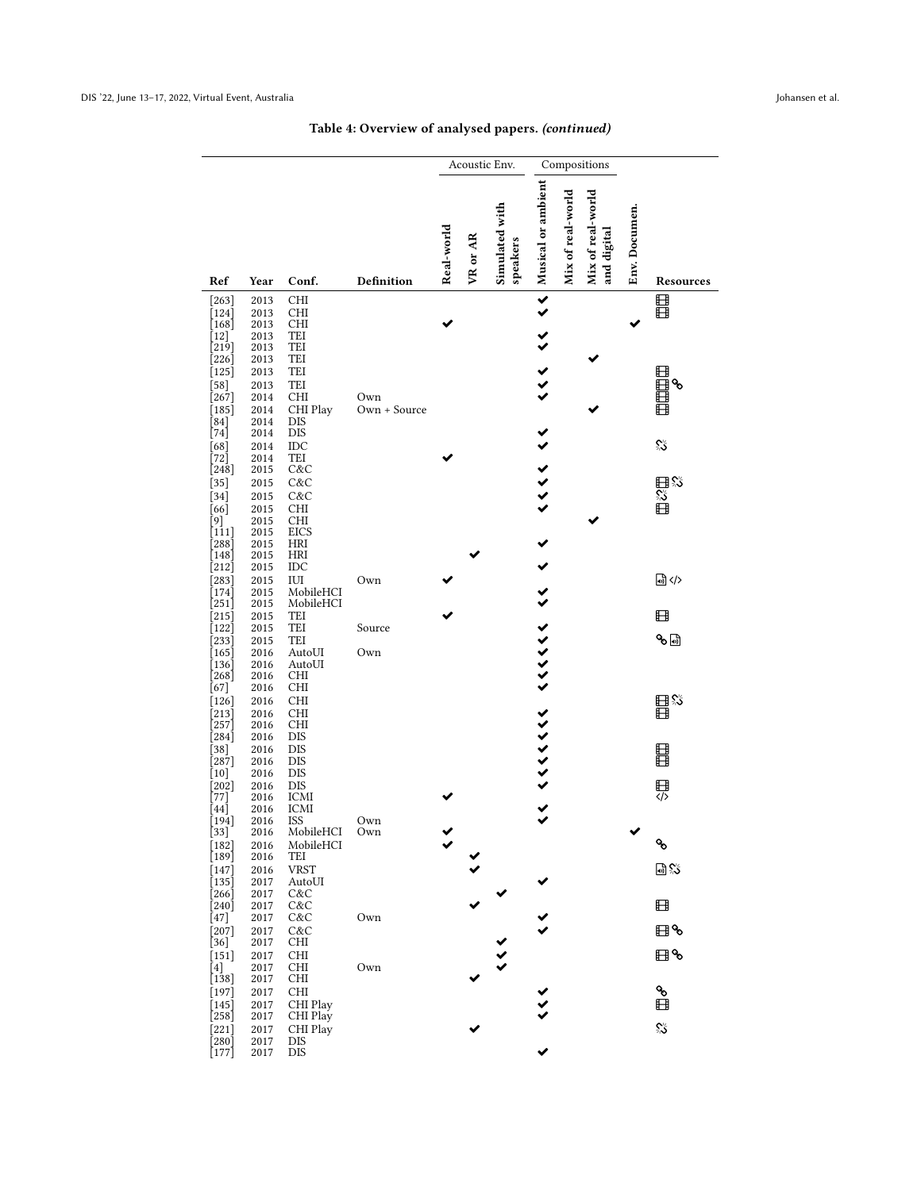**Table 4: Overview of analysed papers.** *(continued)*

| Ref | Year | Conf. | Definition | Acoustic Env. | | | Compositions | | | | Resources |
|---|---|---|---|---|---|---|---|---|---|---|---|
| | | | | Real-world | VR or AR | Simulated with speakers | Musical or ambient | Mix of real-world | Mix of real-world and digital | Env. Documen. | |
| [263] | 2013 | CHI | | | | | ✔ | | | | Video |
| [124] | 2013 | CHI | | | | | ✔ | | | | Video |
| [168] | 2013 | CHI | | ✔ | | | | | | ✔ | |
| [12] | 2013 | TEI | | | | | ✔ | | | | |
| [219] | 2013 | TEI | | | | | ✔ | | | | |
| [226] | 2013 | TEI | | | | | | | ✔ | | |
| [125] | 2013 | TEI | | | | | ✔ | | | | Video |
| [58] | 2013 | TEI | | | | | ✔ | | | | Video, Link |
| [267] | 2014 | CHI | Own | | | | ✔ | | | | Video |
| [185] | 2014 | CHI Play | Own + Source | | | | | | ✔ | | Video |
| [84] | 2014 | DIS | | | | | | | | | |
| [74] | 2014 | DIS | | | | | ✔ | | | | |
| [68] | 2014 | IDC | | | | | ✔ | | | | Broken link |
| [72] | 2014 | TEI | | ✔ | | | | | | | |
| [248] | 2015 | C&C | | | | | ✔ | | | | |
| [35] | 2015 | C&C | | | | | ✔ | | | | Video, Broken link |
| [34] | 2015 | C&C | | | | | ✔ | | | | Broken link |
| [66] | 2015 | CHI | | | | | ✔ | | | | Video |
| [9] | 2015 | CHI | | | | | | | ✔ | | |
| [111] | 2015 | EICS | | | | | | | | | |
| [288] | 2015 | HRI | | | | | ✔ | | | | |
| [148] | 2015 | HRI | | | ✔ | | | | | | |
| [212] | 2015 | IDC | | | | | ✔ | | | | |
| [283] | 2015 | IUI | Own | ✔ | | | | | | | Audio, </> |
| [174] | 2015 | MobileHCI | | | | | ✔ | | | | |
| [251] | 2015 | MobileHCI | | | | | ✔ | | | | |
| [215] | 2015 | TEI | | ✔ | | | | | | | Video |
| [122] | 2015 | TEI | Source | | | | ✔ | | | | |
| [233] | 2015 | TEI | | | | | ✔ | | | | Link, Audio |
| [165] | 2016 | AutoUI | Own | | | | ✔ | | | | |
| [136] | 2016 | AutoUI | | | | | ✔ | | | | |
| [268] | 2016 | CHI | | | | | ✔ | | | | |
| [67] | 2016 | CHI | | | | | ✔ | | | | |
| [126] | 2016 | CHI | | | | | | | | | Video, Broken link |
| [213] | 2016 | CHI | | | | | ✔ | | | | Video |
| [257] | 2016 | CHI | | | | | ✔ | | | | |
| [284] | 2016 | DIS | | | | | ✔ | | | | |
| [38] | 2016 | DIS | | | | | ✔ | | | | Video |
| [287] | 2016 | DIS | | | | | ✔ | | | | Video |
| [10] | 2016 | DIS | | | | | ✔ | | | | |
| [202] | 2016 | DIS | | | | | ✔ | | | | Video |
| [77] | 2016 | ICMI | | ✔ | | | | | | | </> |
| [44] | 2016 | ICMI | | | | | ✔ | | | | |
| [194] | 2016 | ISS | Own | | | | ✔ | | | | |
| [33] | 2016 | MobileHCI | Own | ✔ | | | | | | ✔ | |
| [182] | 2016 | MobileHCI | | ✔ | | | | | | | Link |
| [189] | 2016 | TEI | | | ✔ | | | | | | |
| [147] | 2016 | VRST | | | ✔ | | | | | | Audio, Broken link |
| [135] | 2017 | AutoUI | | | | | ✔ | | | | |
| [266] | 2017 | C&C | | | | ✔ | | | | | |
| [240] | 2017 | C&C | | | ✔ | | | | | | Video |
| [47] | 2017 | C&C | Own | | | | ✔ | | | | |
| [207] | 2017 | C&C | | | | | ✔ | | | | Video, Link |
| [36] | 2017 | CHI | | | | ✔ | | | | | |
| [151] | 2017 | CHI | | | | ✔ | | | | | Video, Link |
| [4] | 2017 | CHI | Own | | | ✔ | | | | | |
| [138] | 2017 | CHI | | | ✔ | | | | | | |
| [197] | 2017 | CHI | | | | | ✔ | | | | Link |
| [145] | 2017 | CHI Play | | | | | ✔ | | | | Video |
| [258] | 2017 | CHI Play | | | | | ✔ | | | | |
| [221] | 2017 | CHI Play | | | ✔ | | | | | | Broken link |
| [280] | 2017 | DIS | | | | | | | | | |
| [177] | 2017 | DIS | | | | | ✔ | | | | |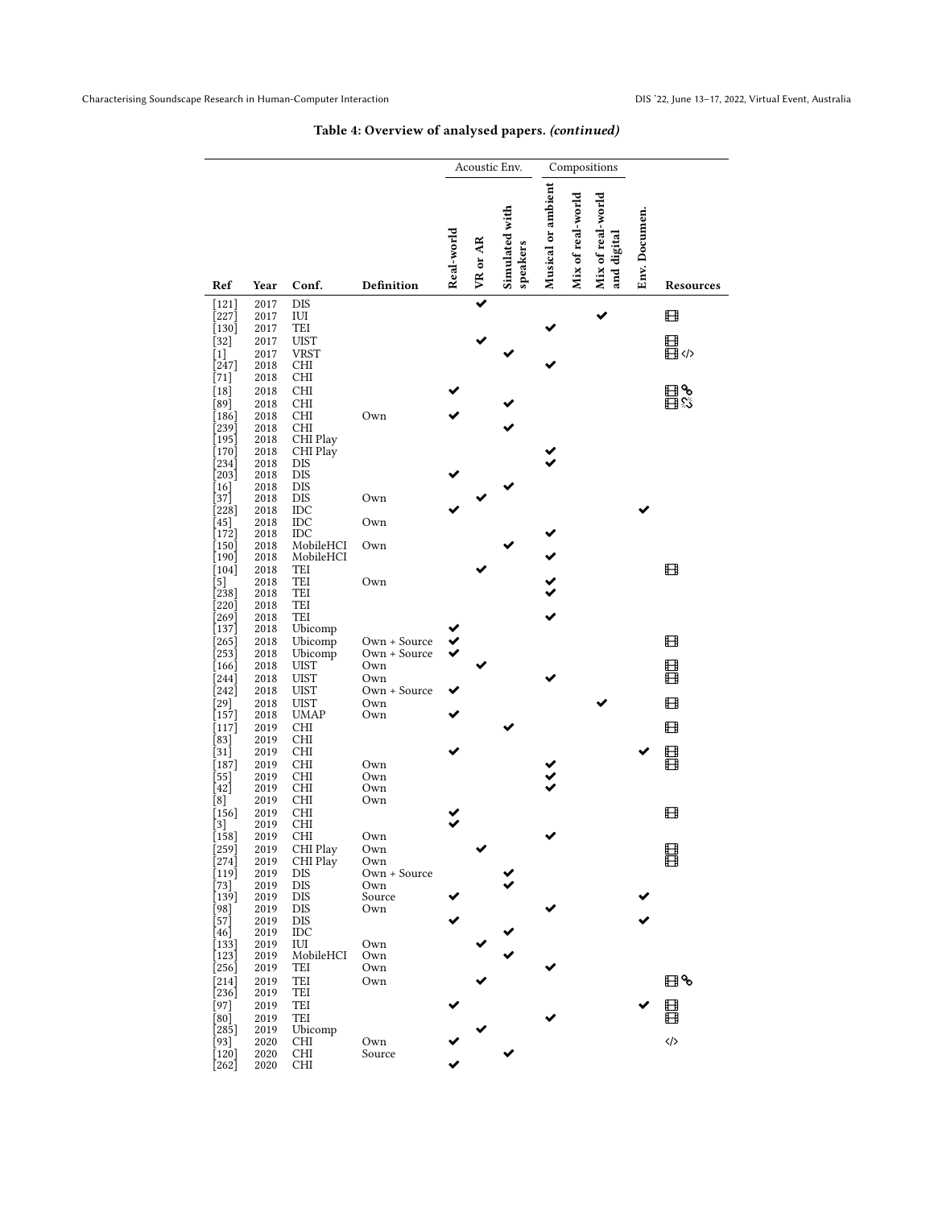**Table 4: Overview of analysed papers. *(continued)***

| Ref | Year | Conf. | Definition | Acoustic Env.: Real-world | Acoustic Env.: VR or AR | Acoustic Env.: Simulated with speakers | Compositions: Musical or ambient | Compositions: Mix of real-world | Compositions: Mix of real-world and digital | Env. Documen. | Resources |
|---|---|---|---|---|---|---|---|---|---|---|---|
| [121] | 2017 | DIS | | | ✔ | | | | | | |
| [227] | 2017 | IUI | | | | | | | ✔ | | 🎞 |
| [130] | 2017 | TEI | | | | | ✔ | | | | |
| [32] | 2017 | UIST | | | ✔ | | | | | | 🎞 |
| [1] | 2017 | VRST | | | | ✔ | | | | | 🎞 </> |
| [247] | 2018 | CHI | | | | | ✔ | | | | |
| [71] | 2018 | CHI | | | | | | | | | |
| [18] | 2018 | CHI | | ✔ | | | | | | | 🎞 🔗 |
| [89] | 2018 | CHI | | | | ✔ | | | | | 🎞 🔗(broken) |
| [186] | 2018 | CHI | Own | ✔ | | | | | | | |
| [239] | 2018 | CHI | | | | ✔ | | | | | |
| [195] | 2018 | CHI Play | | | | | | | | | |
| [170] | 2018 | CHI Play | | | | | ✔ | | | | |
| [234] | 2018 | DIS | | | | | ✔ | | | | |
| [203] | 2018 | DIS | | ✔ | | | | | | | |
| [16] | 2018 | DIS | | | | ✔ | | | | | |
| [37] | 2018 | DIS | Own | | ✔ | | | | | | |
| [228] | 2018 | IDC | | ✔ | | | | | | ✔ | |
| [45] | 2018 | IDC | Own | | | | | | | | |
| [172] | 2018 | IDC | | | | | ✔ | | | | |
| [150] | 2018 | MobileHCI | Own | | | ✔ | | | | | |
| [190] | 2018 | MobileHCI | | | | | ✔ | | | | |
| [104] | 2018 | TEI | | | ✔ | | | | | | 🎞 |
| [5] | 2018 | TEI | Own | | | | ✔ | | | | |
| [238] | 2018 | TEI | | | | | ✔ | | | | |
| [220] | 2018 | TEI | | | | | | | | | |
| [269] | 2018 | TEI | | | | | ✔ | | | | |
| [137] | 2018 | Ubicomp | | ✔ | | | | | | | |
| [265] | 2018 | Ubicomp | Own + Source | ✔ | | | | | | | 🎞 |
| [253] | 2018 | Ubicomp | Own + Source | ✔ | | | | | | | |
| [166] | 2018 | UIST | Own | | ✔ | | | | | | 🎞 |
| [244] | 2018 | UIST | Own | | | | ✔ | | | | 🎞 |
| [242] | 2018 | UIST | Own + Source | ✔ | | | | | | | |
| [29] | 2018 | UIST | Own | | | | | | ✔ | | 🎞 |
| [157] | 2018 | UMAP | Own | ✔ | | | | | | | |
| [117] | 2019 | CHI | | | | ✔ | | | | | 🎞 |
| [83] | 2019 | CHI | | | | | | | | | |
| [31] | 2019 | CHI | | ✔ | | | | | | ✔ | 🎞 |
| [187] | 2019 | CHI | Own | | | | ✔ | | | | 🎞 |
| [55] | 2019 | CHI | Own | | | | ✔ | | | | |
| [42] | 2019 | CHI | Own | | | | ✔ | | | | |
| [8] | 2019 | CHI | Own | | | | | | | | |
| [156] | 2019 | CHI | | ✔ | | | | | | | 🎞 |
| [3] | 2019 | CHI | | ✔ | | | | | | | |
| [158] | 2019 | CHI | Own | | | | ✔ | | | | |
| [259] | 2019 | CHI Play | Own | | ✔ | | | | | | 🎞 |
| [274] | 2019 | CHI Play | Own | | | | | | | | 🎞 |
| [119] | 2019 | DIS | Own + Source | | | ✔ | | | | | |
| [73] | 2019 | DIS | Own | | | ✔ | | | | | |
| [139] | 2019 | DIS | Source | ✔ | | | | | | ✔ | |
| [98] | 2019 | DIS | Own | | | | ✔ | | | | |
| [57] | 2019 | DIS | | ✔ | | | | | | ✔ | |
| [46] | 2019 | IDC | | | | ✔ | | | | | |
| [133] | 2019 | IUI | Own | | ✔ | | | | | | |
| [123] | 2019 | MobileHCI | Own | | | ✔ | | | | | |
| [256] | 2019 | TEI | Own | | | | ✔ | | | | |
| [214] | 2019 | TEI | Own | | ✔ | | | | | | 🎞 🔗 |
| [236] | 2019 | TEI | | | | | | | | | |
| [97] | 2019 | TEI | | ✔ | | | | | | ✔ | 🎞 |
| [80] | 2019 | TEI | | | | | ✔ | | | | 🎞 |
| [285] | 2019 | Ubicomp | | | ✔ | | | | | | |
| [93] | 2020 | CHI | Own | ✔ | | | | | | | </> |
| [120] | 2020 | CHI | Source | | | ✔ | | | | | |
| [262] | 2020 | CHI | | ✔ | | | | | | | |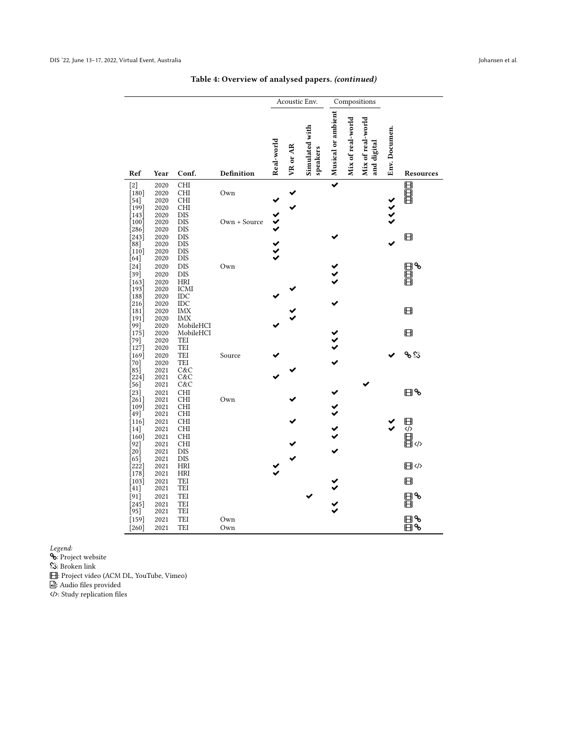**Table 4: Overview of analysed papers. *(continued)***

| | | | | Acoustic Env. | | | Compositions | | | | |
|---|---|---|---|---|---|---|---|---|---|---|---|
| Ref | Year | Conf. | Definition | Real-world | VR or AR | Simulated with speakers | Musical or ambient | Mix of real-world | Mix of real-world and digital | Env. Documen. | Resources |
| [2] | 2020 | CHI | | | | | ✔ | | | | 🎞 |
| [180] | 2020 | CHI | Own | | ✔ | | | | | | 🎞 |
| [54] | 2020 | CHI | | ✔ | | | | | | ✔ | 🎞 |
| [199] | 2020 | CHI | | | ✔ | | | | | ✔ | |
| [143] | 2020 | DIS | | ✔ | | | | | | ✔ | |
| [100] | 2020 | DIS | Own + Source | ✔ | | | | | | ✔ | |
| [286] | 2020 | DIS | | ✔ | | | | | | | |
| [243] | 2020 | DIS | | | | | ✔ | | | | 🎞 |
| [88] | 2020 | DIS | | ✔ | | | | | | ✔ | |
| [110] | 2020 | DIS | | ✔ | | | | | | | |
| [64] | 2020 | DIS | | ✔ | | | | | | | |
| [24] | 2020 | DIS | Own | | | | ✔ | | | | 🎞 🔗 |
| [39] | 2020 | DIS | | | | | ✔ | | | | 🎞 |
| [163] | 2020 | HRI | | | | | ✔ | | | | 🎞 |
| [193] | 2020 | ICMI | | | ✔ | | | | | | |
| [188] | 2020 | IDC | | ✔ | | | | | | | |
| [216] | 2020 | IDC | | | | | ✔ | | | | |
| [181] | 2020 | IMX | | | ✔ | | | | | | 🎞 |
| [191] | 2020 | IMX | | | ✔ | | | | | | |
| [99] | 2020 | MobileHCI | | ✔ | | | | | | | |
| [175] | 2020 | MobileHCI | | | | | ✔ | | | | 🎞 |
| [79] | 2020 | TEI | | | | | ✔ | | | | |
| [127] | 2020 | TEI | | | | | ✔ | | | | |
| [169] | 2020 | TEI | Source | ✔ | | | | | | ✔ | 🔗 ⛓ |
| [70] | 2020 | TEI | | | | | ✔ | | | | |
| [85] | 2021 | C&C | | | ✔ | | | | | | |
| [224] | 2021 | C&C | | ✔ | | | | | | | |
| [56] | 2021 | C&C | | | | | | | ✔ | | |
| [23] | 2021 | CHI | | | | | ✔ | | | | 🎞 🔗 |
| [261] | 2021 | CHI | Own | | ✔ | | | | | | |
| [109] | 2021 | CHI | | | | | ✔ | | | | |
| [49] | 2021 | CHI | | | | | ✔ | | | | |
| [116] | 2021 | CHI | | | ✔ | | | | | ✔ | 🎞 |
| [14] | 2021 | CHI | | | | | ✔ | | | ✔ | </> |
| [160] | 2021 | CHI | | | | | ✔ | | | | 🎞 |
| [92] | 2021 | CHI | | | ✔ | | | | | | 🎞 </> |
| [20] | 2021 | DIS | | | | | ✔ | | | | |
| [65] | 2021 | DIS | | | ✔ | | | | | | |
| [222] | 2021 | HRI | | ✔ | | | | | | | 🎞 </> |
| [178] | 2021 | HRI | | ✔ | | | | | | | |
| [103] | 2021 | TEI | | | | | ✔ | | | | 🎞 |
| [41] | 2021 | TEI | | | | | ✔ | | | | |
| [91] | 2021 | TEI | | | | ✔ | | | | | 🎞 🔗 |
| [245] | 2021 | TEI | | | | | ✔ | | | | 🎞 |
| [95] | 2021 | TEI | | | | | ✔ | | | | |
| [159] | 2021 | TEI | Own | | | | | | | | 🎞 🔗 |
| [260] | 2021 | TEI | Own | | | | | | | | 🎞 🔗 |

*Legend:*
🔗: Project website
⛓: Broken link
🎞: Project video (ACM DL, YouTube, Vimeo)
🔊: Audio files provided
</>: Study replication files